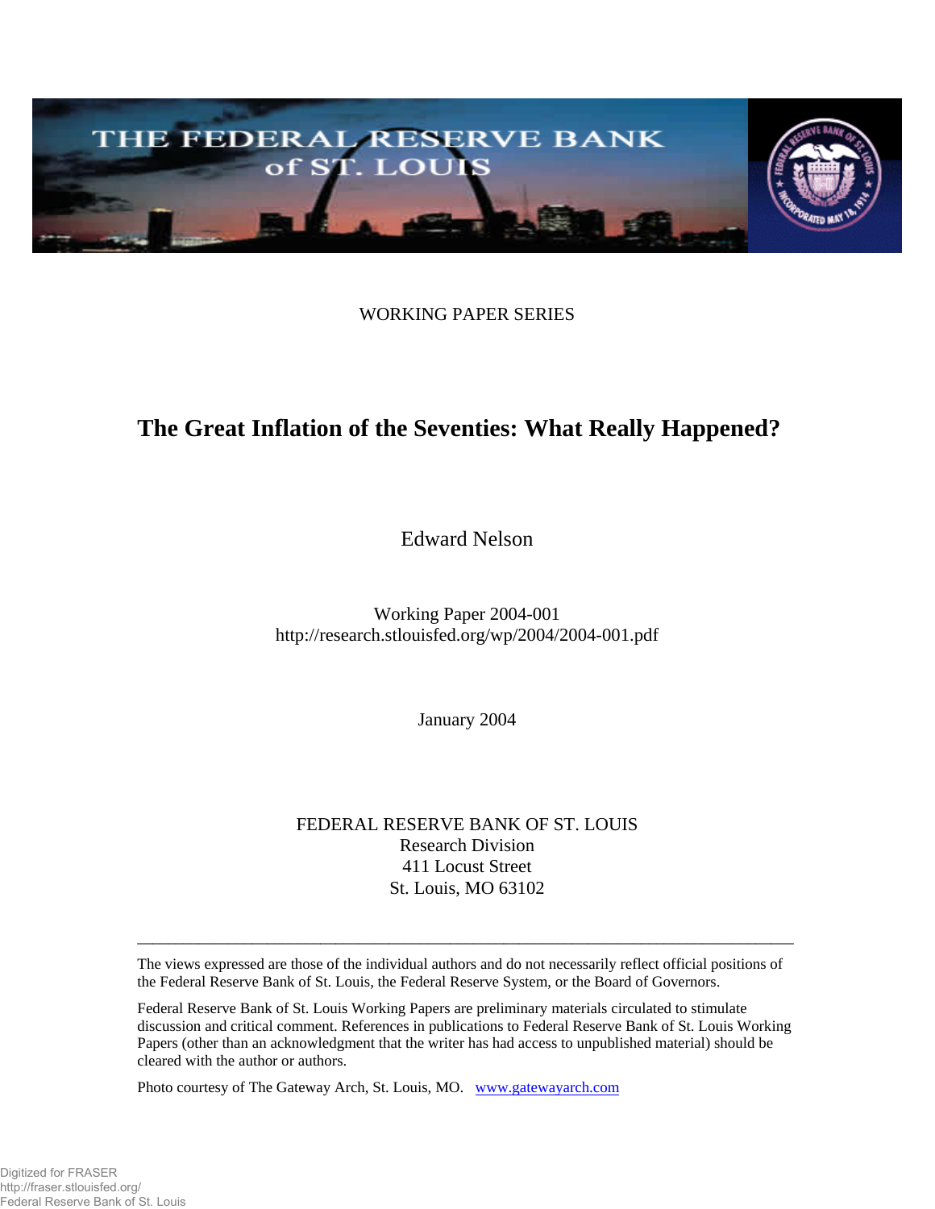THE FEDERAL RESERVE BANK of ST. LOUIS

WORKING PAPER SERIES

# The Great Inflation of the Seventies: What Really Happened?

Edward Nelson

Working Paper 2004-001
http://research.stlouisfed.org/wp/2004/2004-001.pdf

January 2004

FEDERAL RESERVE BANK OF ST. LOUIS
Research Division
411 Locust Street
St. Louis, MO 63102

---

The views expressed are those of the individual authors and do not necessarily reflect official positions of the Federal Reserve Bank of St. Louis, the Federal Reserve System, or the Board of Governors.

Federal Reserve Bank of St. Louis Working Papers are preliminary materials circulated to stimulate discussion and critical comment. References in publications to Federal Reserve Bank of St. Louis Working Papers (other than an acknowledgment that the writer has had access to unpublished material) should be cleared with the author or authors.

Photo courtesy of The Gateway Arch, St. Louis, MO. www.gatewayarch.com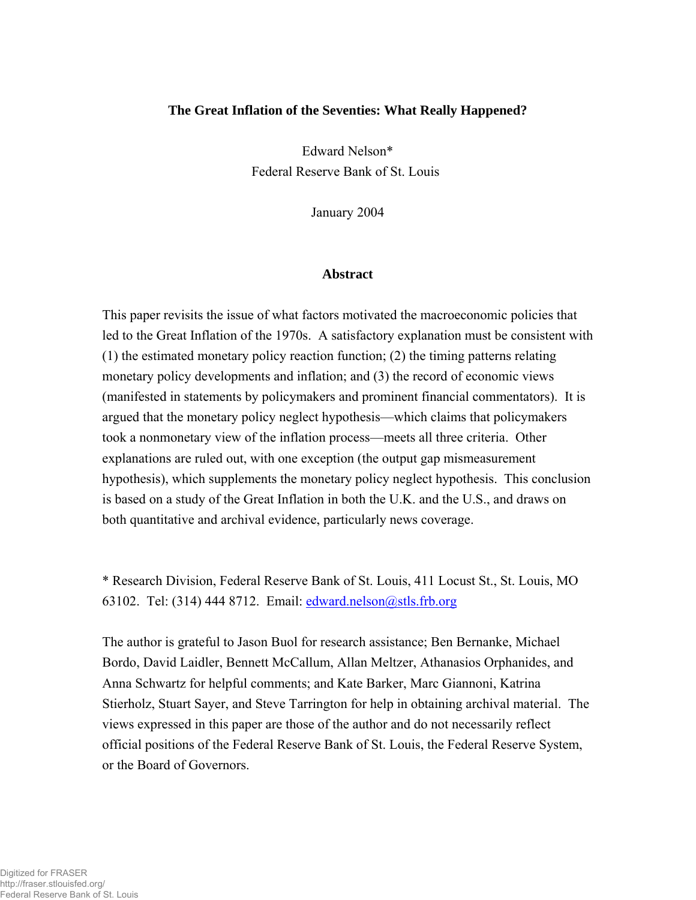**The Great Inflation of the Seventies: What Really Happened?**

Edward Nelson*
Federal Reserve Bank of St. Louis

January 2004

**Abstract**

This paper revisits the issue of what factors motivated the macroeconomic policies that led to the Great Inflation of the 1970s. A satisfactory explanation must be consistent with (1) the estimated monetary policy reaction function; (2) the timing patterns relating monetary policy developments and inflation; and (3) the record of economic views (manifested in statements by policymakers and prominent financial commentators). It is argued that the monetary policy neglect hypothesis—which claims that policymakers took a nonmonetary view of the inflation process—meets all three criteria. Other explanations are ruled out, with one exception (the output gap mismeasurement hypothesis), which supplements the monetary policy neglect hypothesis. This conclusion is based on a study of the Great Inflation in both the U.K. and the U.S., and draws on both quantitative and archival evidence, particularly news coverage.

* Research Division, Federal Reserve Bank of St. Louis, 411 Locust St., St. Louis, MO 63102. Tel: (314) 444 8712. Email: edward.nelson@stls.frb.org

The author is grateful to Jason Buol for research assistance; Ben Bernanke, Michael Bordo, David Laidler, Bennett McCallum, Allan Meltzer, Athanasios Orphanides, and Anna Schwartz for helpful comments; and Kate Barker, Marc Giannoni, Katrina Stierholz, Stuart Sayer, and Steve Tarrington for help in obtaining archival material. The views expressed in this paper are those of the author and do not necessarily reflect official positions of the Federal Reserve Bank of St. Louis, the Federal Reserve System, or the Board of Governors.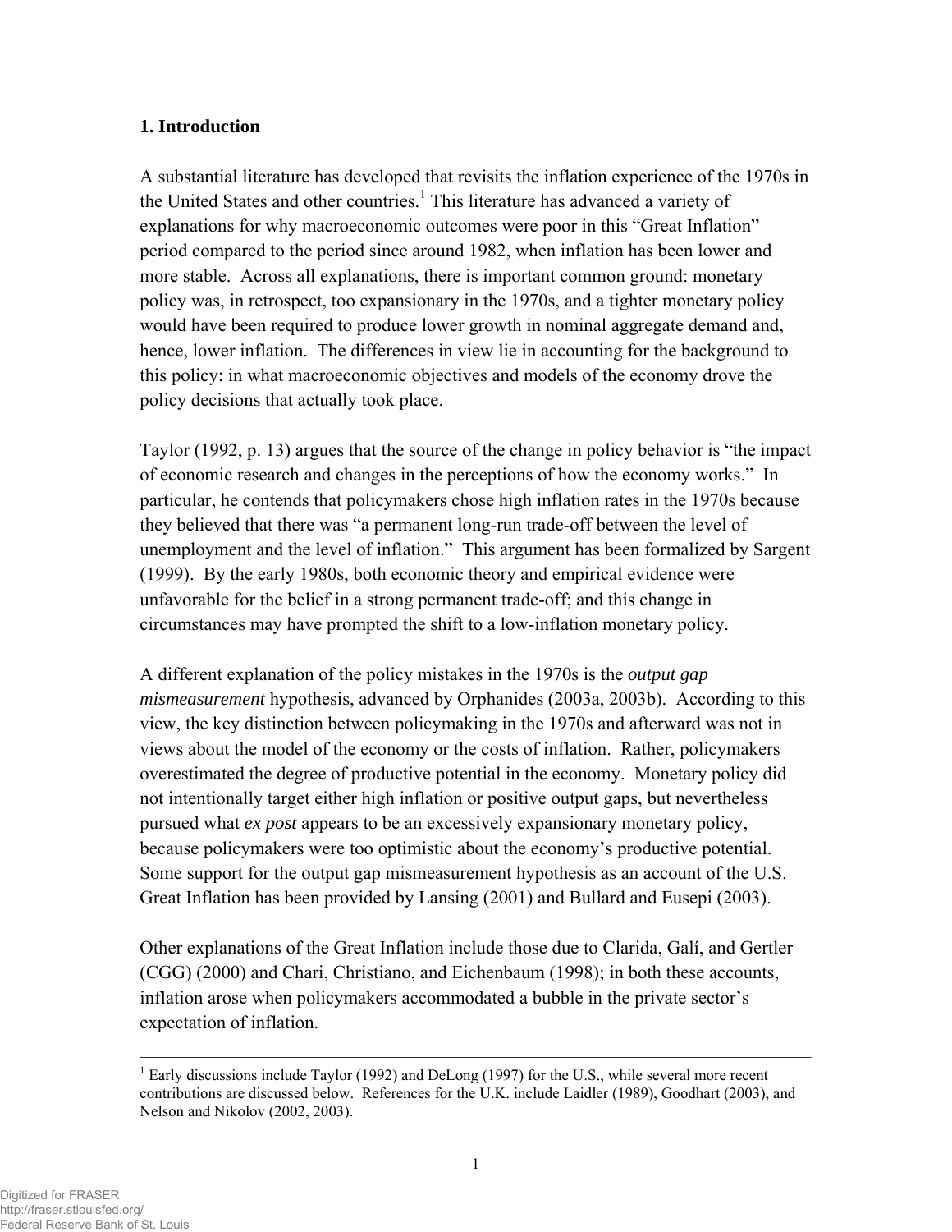## 1. Introduction

A substantial literature has developed that revisits the inflation experience of the 1970s in the United States and other countries.[1] This literature has advanced a variety of explanations for why macroeconomic outcomes were poor in this "Great Inflation" period compared to the period since around 1982, when inflation has been lower and more stable. Across all explanations, there is important common ground: monetary policy was, in retrospect, too expansionary in the 1970s, and a tighter monetary policy would have been required to produce lower growth in nominal aggregate demand and, hence, lower inflation. The differences in view lie in accounting for the background to this policy: in what macroeconomic objectives and models of the economy drove the policy decisions that actually took place.

Taylor (1992, p. 13) argues that the source of the change in policy behavior is "the impact of economic research and changes in the perceptions of how the economy works." In particular, he contends that policymakers chose high inflation rates in the 1970s because they believed that there was "a permanent long-run trade-off between the level of unemployment and the level of inflation." This argument has been formalized by Sargent (1999). By the early 1980s, both economic theory and empirical evidence were unfavorable for the belief in a strong permanent trade-off; and this change in circumstances may have prompted the shift to a low-inflation monetary policy.

A different explanation of the policy mistakes in the 1970s is the *output gap mismeasurement* hypothesis, advanced by Orphanides (2003a, 2003b). According to this view, the key distinction between policymaking in the 1970s and afterward was not in views about the model of the economy or the costs of inflation. Rather, policymakers overestimated the degree of productive potential in the economy. Monetary policy did not intentionally target either high inflation or positive output gaps, but nevertheless pursued what *ex post* appears to be an excessively expansionary monetary policy, because policymakers were too optimistic about the economy's productive potential. Some support for the output gap mismeasurement hypothesis as an account of the U.S. Great Inflation has been provided by Lansing (2001) and Bullard and Eusepi (2003).

Other explanations of the Great Inflation include those due to Clarida, Galí, and Gertler (CGG) (2000) and Chari, Christiano, and Eichenbaum (1998); in both these accounts, inflation arose when policymakers accommodated a bubble in the private sector's expectation of inflation.

---

[1] Early discussions include Taylor (1992) and DeLong (1997) for the U.S., while several more recent contributions are discussed below. References for the U.K. include Laidler (1989), Goodhart (2003), and Nelson and Nikolov (2002, 2003).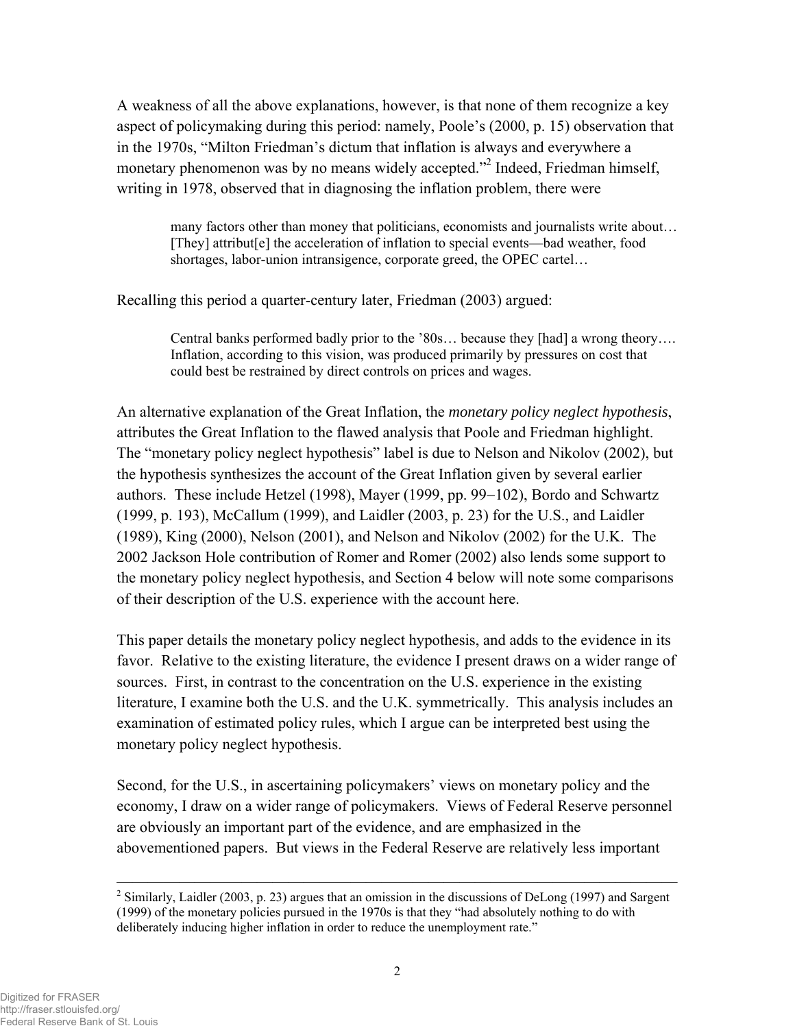A weakness of all the above explanations, however, is that none of them recognize a key aspect of policymaking during this period: namely, Poole's (2000, p. 15) observation that in the 1970s, "Milton Friedman's dictum that inflation is always and everywhere a monetary phenomenon was by no means widely accepted."[2] Indeed, Friedman himself, writing in 1978, observed that in diagnosing the inflation problem, there were

> many factors other than money that politicians, economists and journalists write about… [They] attribut[e] the acceleration of inflation to special events—bad weather, food shortages, labor-union intransigence, corporate greed, the OPEC cartel…

Recalling this period a quarter-century later, Friedman (2003) argued:

> Central banks performed badly prior to the '80s… because they [had] a wrong theory…. Inflation, according to this vision, was produced primarily by pressures on cost that could best be restrained by direct controls on prices and wages.

An alternative explanation of the Great Inflation, the *monetary policy neglect hypothesis*, attributes the Great Inflation to the flawed analysis that Poole and Friedman highlight. The "monetary policy neglect hypothesis" label is due to Nelson and Nikolov (2002), but the hypothesis synthesizes the account of the Great Inflation given by several earlier authors. These include Hetzel (1998), Mayer (1999, pp. 99−102), Bordo and Schwartz (1999, p. 193), McCallum (1999), and Laidler (2003, p. 23) for the U.S., and Laidler (1989), King (2000), Nelson (2001), and Nelson and Nikolov (2002) for the U.K. The 2002 Jackson Hole contribution of Romer and Romer (2002) also lends some support to the monetary policy neglect hypothesis, and Section 4 below will note some comparisons of their description of the U.S. experience with the account here.

This paper details the monetary policy neglect hypothesis, and adds to the evidence in its favor. Relative to the existing literature, the evidence I present draws on a wider range of sources. First, in contrast to the concentration on the U.S. experience in the existing literature, I examine both the U.S. and the U.K. symmetrically. This analysis includes an examination of estimated policy rules, which I argue can be interpreted best using the monetary policy neglect hypothesis.

Second, for the U.S., in ascertaining policymakers' views on monetary policy and the economy, I draw on a wider range of policymakers. Views of Federal Reserve personnel are obviously an important part of the evidence, and are emphasized in the abovementioned papers. But views in the Federal Reserve are relatively less important

---

[2] Similarly, Laidler (2003, p. 23) argues that an omission in the discussions of DeLong (1997) and Sargent (1999) of the monetary policies pursued in the 1970s is that they "had absolutely nothing to do with deliberately inducing higher inflation in order to reduce the unemployment rate."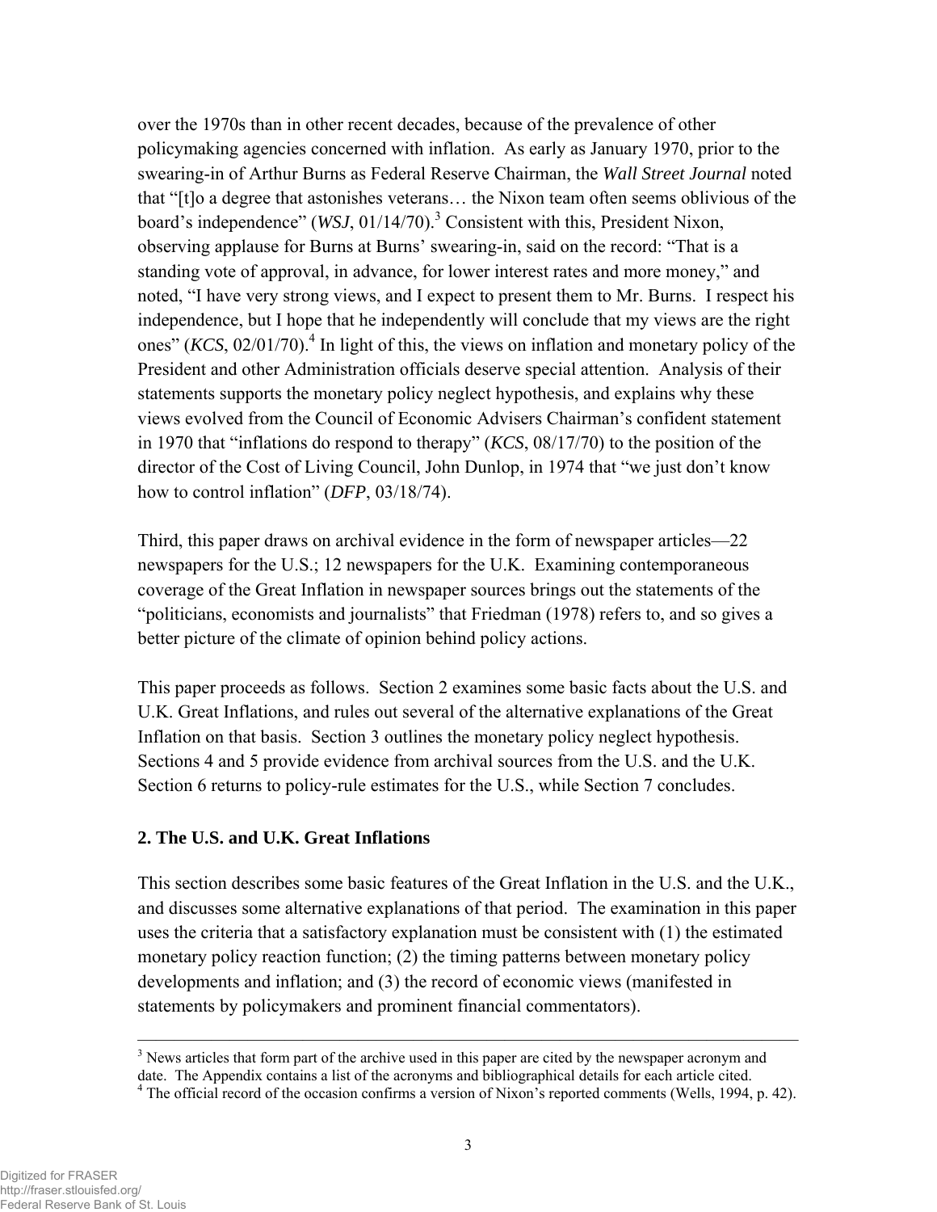over the 1970s than in other recent decades, because of the prevalence of other policymaking agencies concerned with inflation. As early as January 1970, prior to the swearing-in of Arthur Burns as Federal Reserve Chairman, the *Wall Street Journal* noted that "[t]o a degree that astonishes veterans… the Nixon team often seems oblivious of the board's independence" (*WSJ*, 01/14/70).[3] Consistent with this, President Nixon, observing applause for Burns at Burns' swearing-in, said on the record: "That is a standing vote of approval, in advance, for lower interest rates and more money," and noted, "I have very strong views, and I expect to present them to Mr. Burns. I respect his independence, but I hope that he independently will conclude that my views are the right ones" (*KCS*, 02/01/70).[4] In light of this, the views on inflation and monetary policy of the President and other Administration officials deserve special attention. Analysis of their statements supports the monetary policy neglect hypothesis, and explains why these views evolved from the Council of Economic Advisers Chairman's confident statement in 1970 that "inflations do respond to therapy" (*KCS*, 08/17/70) to the position of the director of the Cost of Living Council, John Dunlop, in 1974 that "we just don't know how to control inflation" (*DFP*, 03/18/74).

Third, this paper draws on archival evidence in the form of newspaper articles—22 newspapers for the U.S.; 12 newspapers for the U.K. Examining contemporaneous coverage of the Great Inflation in newspaper sources brings out the statements of the "politicians, economists and journalists" that Friedman (1978) refers to, and so gives a better picture of the climate of opinion behind policy actions.

This paper proceeds as follows. Section 2 examines some basic facts about the U.S. and U.K. Great Inflations, and rules out several of the alternative explanations of the Great Inflation on that basis. Section 3 outlines the monetary policy neglect hypothesis. Sections 4 and 5 provide evidence from archival sources from the U.S. and the U.K. Section 6 returns to policy-rule estimates for the U.S., while Section 7 concludes.

## 2. The U.S. and U.K. Great Inflations

This section describes some basic features of the Great Inflation in the U.S. and the U.K., and discusses some alternative explanations of that period. The examination in this paper uses the criteria that a satisfactory explanation must be consistent with (1) the estimated monetary policy reaction function; (2) the timing patterns between monetary policy developments and inflation; and (3) the record of economic views (manifested in statements by policymakers and prominent financial commentators).

---

[3] News articles that form part of the archive used in this paper are cited by the newspaper acronym and date. The Appendix contains a list of the acronyms and bibliographical details for each article cited.

[4] The official record of the occasion confirms a version of Nixon's reported comments (Wells, 1994, p. 42).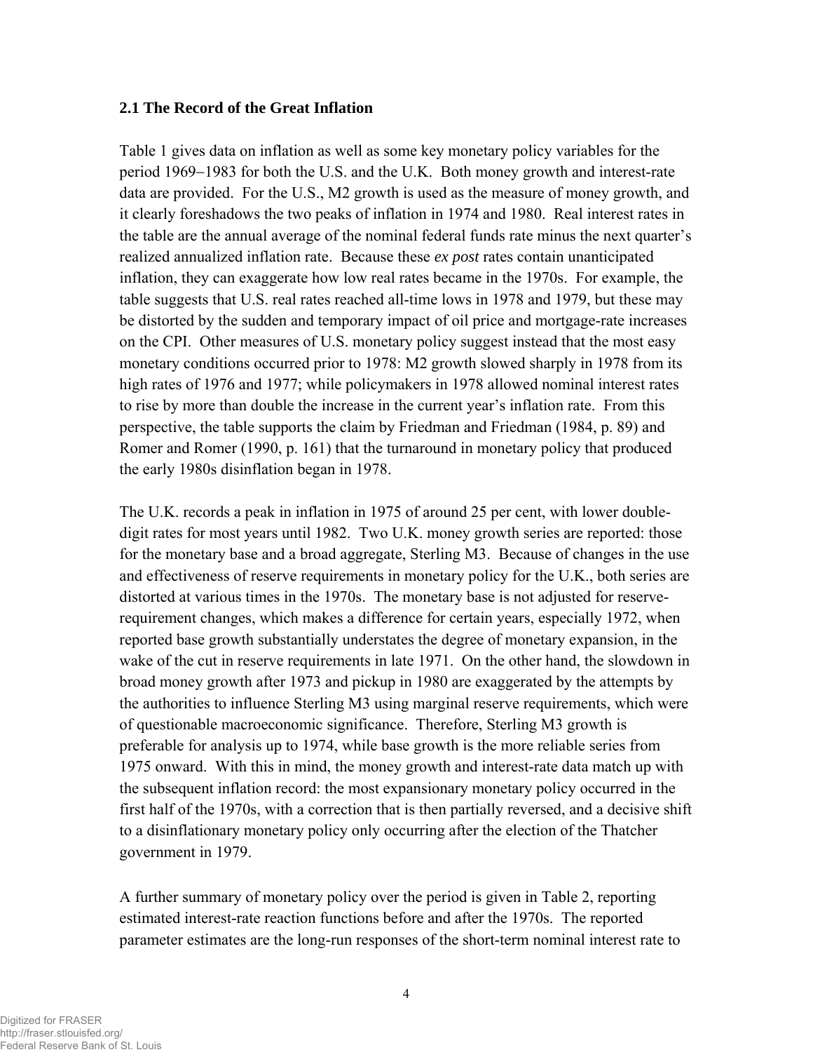### 2.1 The Record of the Great Inflation

Table 1 gives data on inflation as well as some key monetary policy variables for the period 1969–1983 for both the U.S. and the U.K. Both money growth and interest-rate data are provided. For the U.S., M2 growth is used as the measure of money growth, and it clearly foreshadows the two peaks of inflation in 1974 and 1980. Real interest rates in the table are the annual average of the nominal federal funds rate minus the next quarter's realized annualized inflation rate. Because these *ex post* rates contain unanticipated inflation, they can exaggerate how low real rates became in the 1970s. For example, the table suggests that U.S. real rates reached all-time lows in 1978 and 1979, but these may be distorted by the sudden and temporary impact of oil price and mortgage-rate increases on the CPI. Other measures of U.S. monetary policy suggest instead that the most easy monetary conditions occurred prior to 1978: M2 growth slowed sharply in 1978 from its high rates of 1976 and 1977; while policymakers in 1978 allowed nominal interest rates to rise by more than double the increase in the current year's inflation rate. From this perspective, the table supports the claim by Friedman and Friedman (1984, p. 89) and Romer and Romer (1990, p. 161) that the turnaround in monetary policy that produced the early 1980s disinflation began in 1978.

The U.K. records a peak in inflation in 1975 of around 25 per cent, with lower double-digit rates for most years until 1982. Two U.K. money growth series are reported: those for the monetary base and a broad aggregate, Sterling M3. Because of changes in the use and effectiveness of reserve requirements in monetary policy for the U.K., both series are distorted at various times in the 1970s. The monetary base is not adjusted for reserve-requirement changes, which makes a difference for certain years, especially 1972, when reported base growth substantially understates the degree of monetary expansion, in the wake of the cut in reserve requirements in late 1971. On the other hand, the slowdown in broad money growth after 1973 and pickup in 1980 are exaggerated by the attempts by the authorities to influence Sterling M3 using marginal reserve requirements, which were of questionable macroeconomic significance. Therefore, Sterling M3 growth is preferable for analysis up to 1974, while base growth is the more reliable series from 1975 onward. With this in mind, the money growth and interest-rate data match up with the subsequent inflation record: the most expansionary monetary policy occurred in the first half of the 1970s, with a correction that is then partially reversed, and a decisive shift to a disinflationary monetary policy only occurring after the election of the Thatcher government in 1979.

A further summary of monetary policy over the period is given in Table 2, reporting estimated interest-rate reaction functions before and after the 1970s. The reported parameter estimates are the long-run responses of the short-term nominal interest rate to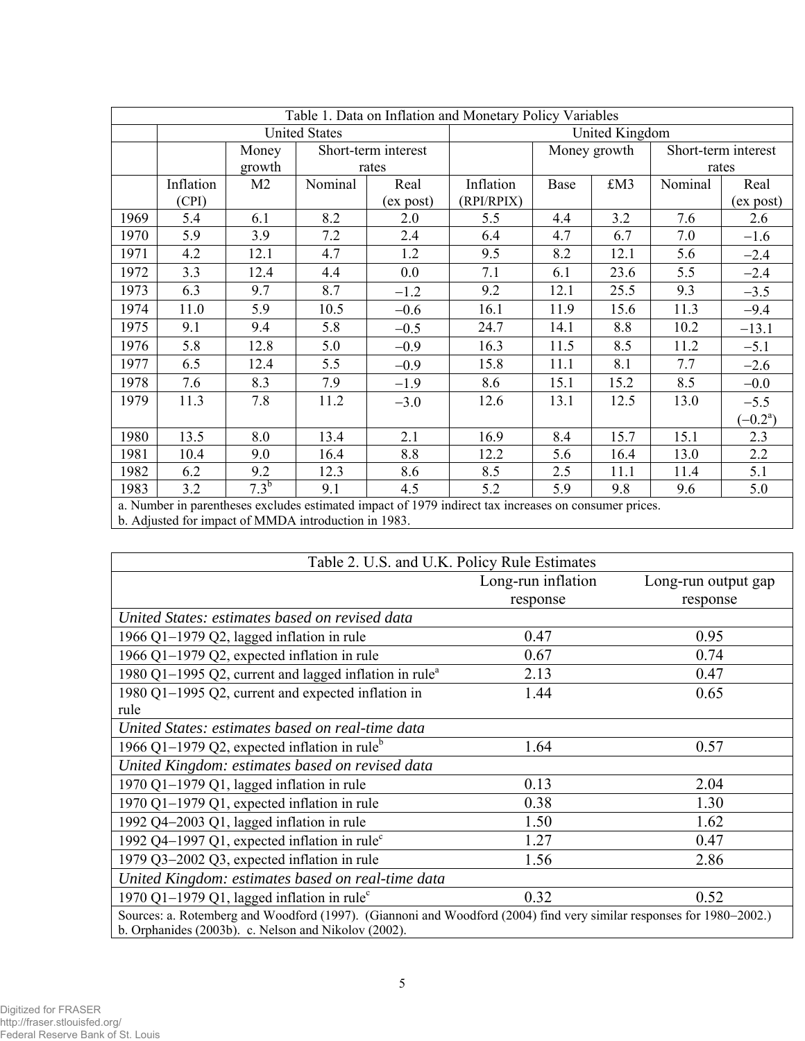Table 1. Data on Inflation and Monetary Policy Variables

| | United States | | | | United Kingdom | | | | |
|---|---|---|---|---|---|---|---|---|---|
| | | Money growth | Short-term interest rates | | | Money growth | | Short-term interest rates | |
| | Inflation (CPI) | M2 | Nominal | Real (ex post) | Inflation (RPI/RPIX) | Base | £M3 | Nominal | Real (ex post) |
| 1969 | 5.4 | 6.1 | 8.2 | 2.0 | 5.5 | 4.4 | 3.2 | 7.6 | 2.6 |
| 1970 | 5.9 | 3.9 | 7.2 | 2.4 | 6.4 | 4.7 | 6.7 | 7.0 | −1.6 |
| 1971 | 4.2 | 12.1 | 4.7 | 1.2 | 9.5 | 8.2 | 12.1 | 5.6 | −2.4 |
| 1972 | 3.3 | 12.4 | 4.4 | 0.0 | 7.1 | 6.1 | 23.6 | 5.5 | −2.4 |
| 1973 | 6.3 | 9.7 | 8.7 | −1.2 | 9.2 | 12.1 | 25.5 | 9.3 | −3.5 |
| 1974 | 11.0 | 5.9 | 10.5 | −0.6 | 16.1 | 11.9 | 15.6 | 11.3 | −9.4 |
| 1975 | 9.1 | 9.4 | 5.8 | −0.5 | 24.7 | 14.1 | 8.8 | 10.2 | −13.1 |
| 1976 | 5.8 | 12.8 | 5.0 | −0.9 | 16.3 | 11.5 | 8.5 | 11.2 | −5.1 |
| 1977 | 6.5 | 12.4 | 5.5 | −0.9 | 15.8 | 11.1 | 8.1 | 7.7 | −2.6 |
| 1978 | 7.6 | 8.3 | 7.9 | −1.9 | 8.6 | 15.1 | 15.2 | 8.5 | −0.0 |
| 1979 | 11.3 | 7.8 | 11.2 | −3.0 | 12.6 | 13.1 | 12.5 | 13.0 | −5.5 (−0.2[a]) |
| 1980 | 13.5 | 8.0 | 13.4 | 2.1 | 16.9 | 8.4 | 15.7 | 15.1 | 2.3 |
| 1981 | 10.4 | 9.0 | 16.4 | 8.8 | 12.2 | 5.6 | 16.4 | 13.0 | 2.2 |
| 1982 | 6.2 | 9.2 | 12.3 | 8.6 | 8.5 | 2.5 | 11.1 | 11.4 | 5.1 |
| 1983 | 3.2 | 7.3[b] | 9.1 | 4.5 | 5.2 | 5.9 | 9.8 | 9.6 | 5.0 |

a. Number in parentheses excludes estimated impact of 1979 indirect tax increases on consumer prices.
b. Adjusted for impact of MMDA introduction in 1983.

Table 2. U.S. and U.K. Policy Rule Estimates

| | Long-run inflation response | Long-run output gap response |
|---|---|---|
| *United States: estimates based on revised data* | | |
| 1966 Q1−1979 Q2, lagged inflation in rule | 0.47 | 0.95 |
| 1966 Q1−1979 Q2, expected inflation in rule | 0.67 | 0.74 |
| 1980 Q1−1995 Q2, current and lagged inflation in rule[a] | 2.13 | 0.47 |
| 1980 Q1−1995 Q2, current and expected inflation in rule | 1.44 | 0.65 |
| *United States: estimates based on real-time data* | | |
| 1966 Q1−1979 Q2, expected inflation in rule[b] | 1.64 | 0.57 |
| *United Kingdom: estimates based on revised data* | | |
| 1970 Q1−1979 Q1, lagged inflation in rule | 0.13 | 2.04 |
| 1970 Q1−1979 Q1, expected inflation in rule | 0.38 | 1.30 |
| 1992 Q4−2003 Q1, lagged inflation in rule | 1.50 | 1.62 |
| 1992 Q4−1997 Q1, expected inflation in rule[c] | 1.27 | 0.47 |
| 1979 Q3−2002 Q3, expected inflation in rule | 1.56 | 2.86 |
| *United Kingdom: estimates based on real-time data* | | |
| 1970 Q1−1979 Q1, lagged inflation in rule[c] | 0.32 | 0.52 |

Sources: a. Rotemberg and Woodford (1997). (Giannoni and Woodford (2004) find very similar responses for 1980−2002.) b. Orphanides (2003b). c. Nelson and Nikolov (2002).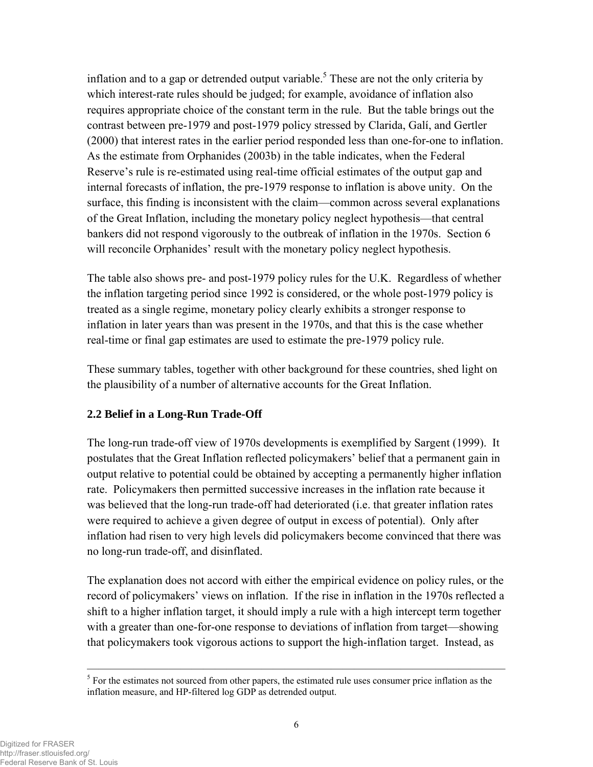inflation and to a gap or detrended output variable.[5] These are not the only criteria by which interest-rate rules should be judged; for example, avoidance of inflation also requires appropriate choice of the constant term in the rule. But the table brings out the contrast between pre-1979 and post-1979 policy stressed by Clarida, Galí, and Gertler (2000) that interest rates in the earlier period responded less than one-for-one to inflation. As the estimate from Orphanides (2003b) in the table indicates, when the Federal Reserve's rule is re-estimated using real-time official estimates of the output gap and internal forecasts of inflation, the pre-1979 response to inflation is above unity. On the surface, this finding is inconsistent with the claim—common across several explanations of the Great Inflation, including the monetary policy neglect hypothesis—that central bankers did not respond vigorously to the outbreak of inflation in the 1970s. Section 6 will reconcile Orphanides' result with the monetary policy neglect hypothesis.

The table also shows pre- and post-1979 policy rules for the U.K. Regardless of whether the inflation targeting period since 1992 is considered, or the whole post-1979 policy is treated as a single regime, monetary policy clearly exhibits a stronger response to inflation in later years than was present in the 1970s, and that this is the case whether real-time or final gap estimates are used to estimate the pre-1979 policy rule.

These summary tables, together with other background for these countries, shed light on the plausibility of a number of alternative accounts for the Great Inflation.

### 2.2 Belief in a Long-Run Trade-Off

The long-run trade-off view of 1970s developments is exemplified by Sargent (1999). It postulates that the Great Inflation reflected policymakers' belief that a permanent gain in output relative to potential could be obtained by accepting a permanently higher inflation rate. Policymakers then permitted successive increases in the inflation rate because it was believed that the long-run trade-off had deteriorated (i.e. that greater inflation rates were required to achieve a given degree of output in excess of potential). Only after inflation had risen to very high levels did policymakers become convinced that there was no long-run trade-off, and disinflated.

The explanation does not accord with either the empirical evidence on policy rules, or the record of policymakers' views on inflation. If the rise in inflation in the 1970s reflected a shift to a higher inflation target, it should imply a rule with a high intercept term together with a greater than one-for-one response to deviations of inflation from target—showing that policymakers took vigorous actions to support the high-inflation target. Instead, as

[5] For the estimates not sourced from other papers, the estimated rule uses consumer price inflation as the inflation measure, and HP-filtered log GDP as detrended output.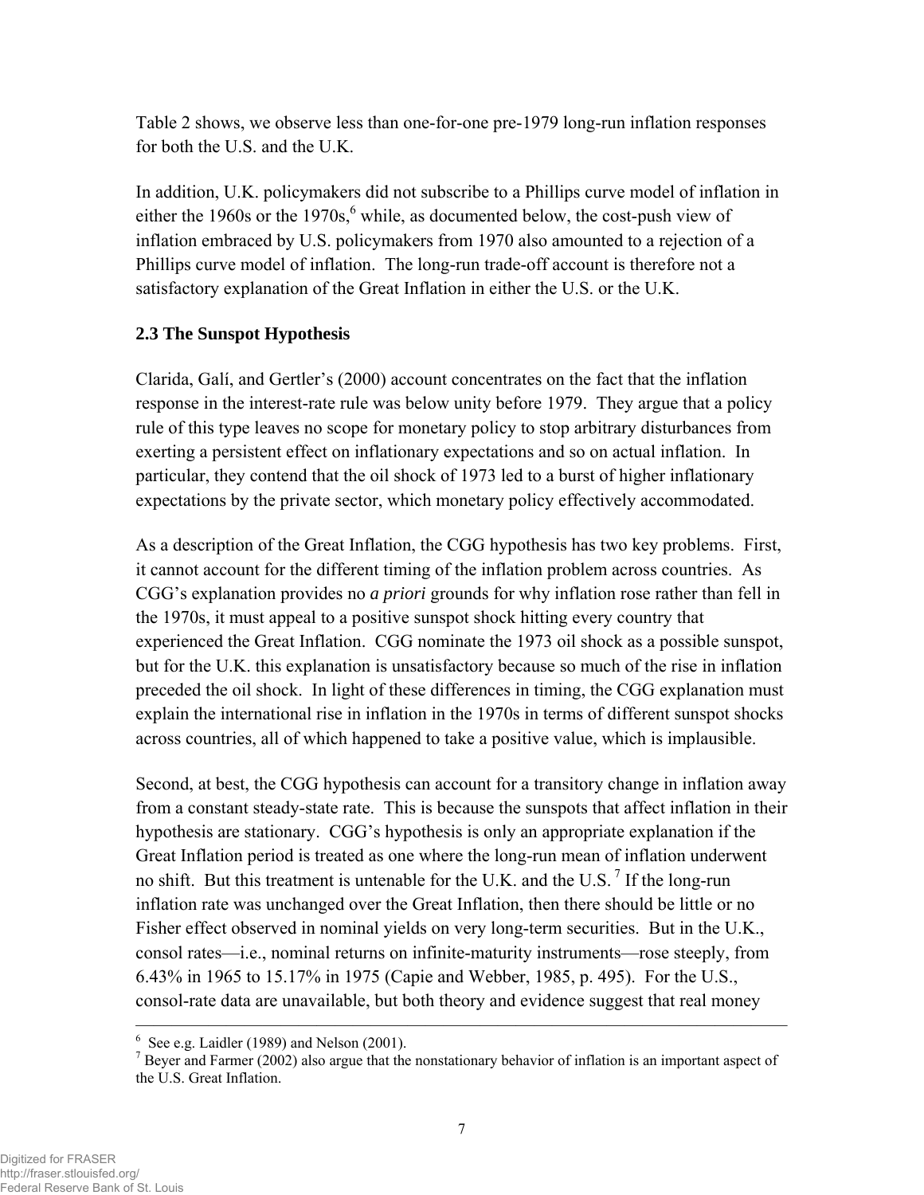Table 2 shows, we observe less than one-for-one pre-1979 long-run inflation responses for both the U.S. and the U.K.

In addition, U.K. policymakers did not subscribe to a Phillips curve model of inflation in either the 1960s or the 1970s,[6] while, as documented below, the cost-push view of inflation embraced by U.S. policymakers from 1970 also amounted to a rejection of a Phillips curve model of inflation. The long-run trade-off account is therefore not a satisfactory explanation of the Great Inflation in either the U.S. or the U.K.

### 2.3 The Sunspot Hypothesis

Clarida, Galí, and Gertler's (2000) account concentrates on the fact that the inflation response in the interest-rate rule was below unity before 1979. They argue that a policy rule of this type leaves no scope for monetary policy to stop arbitrary disturbances from exerting a persistent effect on inflationary expectations and so on actual inflation. In particular, they contend that the oil shock of 1973 led to a burst of higher inflationary expectations by the private sector, which monetary policy effectively accommodated.

As a description of the Great Inflation, the CGG hypothesis has two key problems. First, it cannot account for the different timing of the inflation problem across countries. As CGG's explanation provides no *a priori* grounds for why inflation rose rather than fell in the 1970s, it must appeal to a positive sunspot shock hitting every country that experienced the Great Inflation. CGG nominate the 1973 oil shock as a possible sunspot, but for the U.K. this explanation is unsatisfactory because so much of the rise in inflation preceded the oil shock. In light of these differences in timing, the CGG explanation must explain the international rise in inflation in the 1970s in terms of different sunspot shocks across countries, all of which happened to take a positive value, which is implausible.

Second, at best, the CGG hypothesis can account for a transitory change in inflation away from a constant steady-state rate. This is because the sunspots that affect inflation in their hypothesis are stationary. CGG's hypothesis is only an appropriate explanation if the Great Inflation period is treated as one where the long-run mean of inflation underwent no shift. But this treatment is untenable for the U.K. and the U.S.[7] If the long-run inflation rate was unchanged over the Great Inflation, then there should be little or no Fisher effect observed in nominal yields on very long-term securities. But in the U.K., consol rates—i.e., nominal returns on infinite-maturity instruments—rose steeply, from 6.43% in 1965 to 15.17% in 1975 (Capie and Webber, 1985, p. 495). For the U.S., consol-rate data are unavailable, but both theory and evidence suggest that real money

---

[6] See e.g. Laidler (1989) and Nelson (2001).

[7] Beyer and Farmer (2002) also argue that the nonstationary behavior of inflation is an important aspect of the U.S. Great Inflation.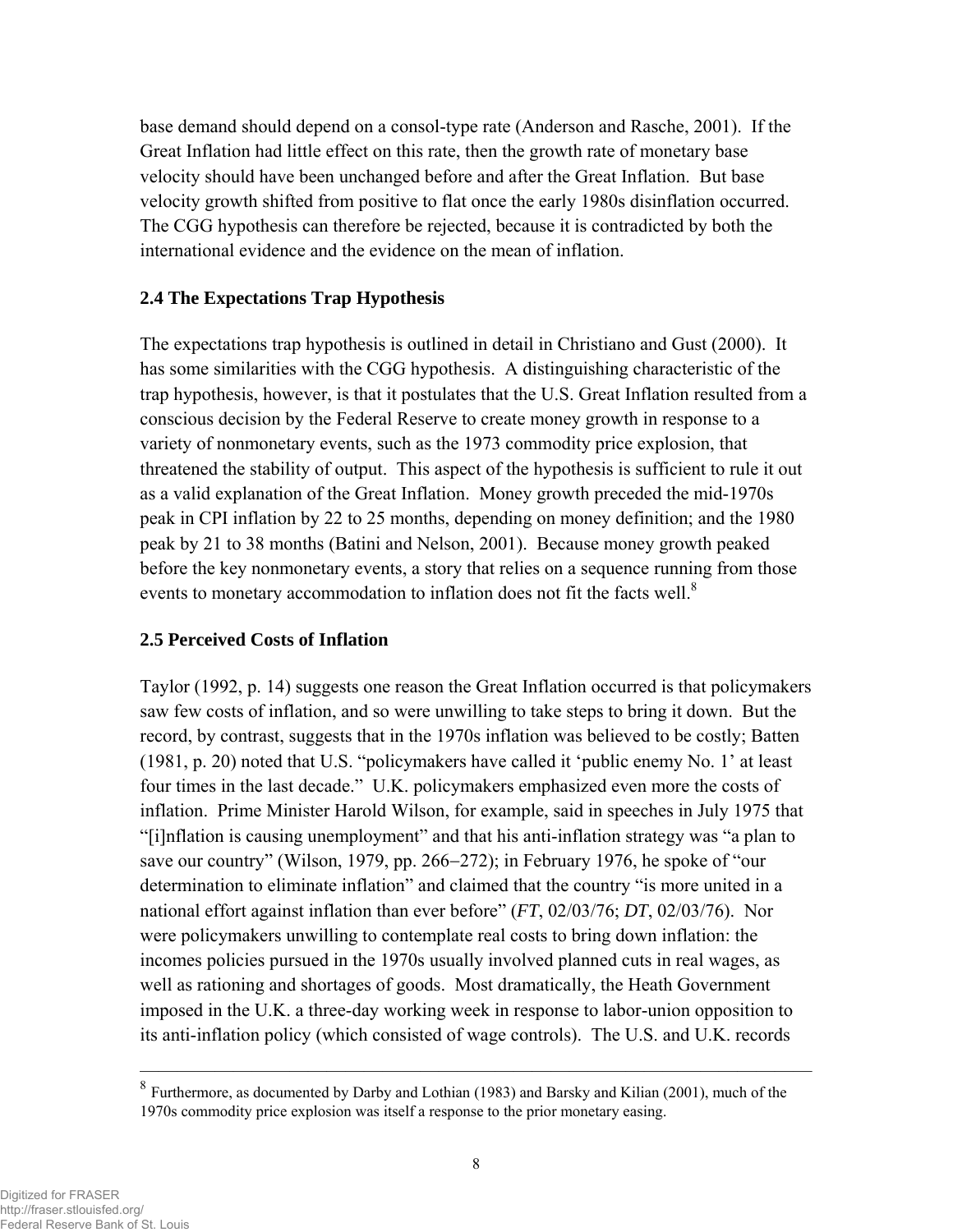base demand should depend on a consol-type rate (Anderson and Rasche, 2001). If the Great Inflation had little effect on this rate, then the growth rate of monetary base velocity should have been unchanged before and after the Great Inflation. But base velocity growth shifted from positive to flat once the early 1980s disinflation occurred. The CGG hypothesis can therefore be rejected, because it is contradicted by both the international evidence and the evidence on the mean of inflation.

### 2.4 The Expectations Trap Hypothesis

The expectations trap hypothesis is outlined in detail in Christiano and Gust (2000). It has some similarities with the CGG hypothesis. A distinguishing characteristic of the trap hypothesis, however, is that it postulates that the U.S. Great Inflation resulted from a conscious decision by the Federal Reserve to create money growth in response to a variety of nonmonetary events, such as the 1973 commodity price explosion, that threatened the stability of output. This aspect of the hypothesis is sufficient to rule it out as a valid explanation of the Great Inflation. Money growth preceded the mid-1970s peak in CPI inflation by 22 to 25 months, depending on money definition; and the 1980 peak by 21 to 38 months (Batini and Nelson, 2001). Because money growth peaked before the key nonmonetary events, a story that relies on a sequence running from those events to monetary accommodation to inflation does not fit the facts well.[8]

### 2.5 Perceived Costs of Inflation

Taylor (1992, p. 14) suggests one reason the Great Inflation occurred is that policymakers saw few costs of inflation, and so were unwilling to take steps to bring it down. But the record, by contrast, suggests that in the 1970s inflation was believed to be costly; Batten (1981, p. 20) noted that U.S. "policymakers have called it 'public enemy No. 1' at least four times in the last decade." U.K. policymakers emphasized even more the costs of inflation. Prime Minister Harold Wilson, for example, said in speeches in July 1975 that "[i]nflation is causing unemployment" and that his anti-inflation strategy was "a plan to save our country" (Wilson, 1979, pp. 266–272); in February 1976, he spoke of "our determination to eliminate inflation" and claimed that the country "is more united in a national effort against inflation than ever before" (*FT*, 02/03/76; *DT*, 02/03/76). Nor were policymakers unwilling to contemplate real costs to bring down inflation: the incomes policies pursued in the 1970s usually involved planned cuts in real wages, as well as rationing and shortages of goods. Most dramatically, the Heath Government imposed in the U.K. a three-day working week in response to labor-union opposition to its anti-inflation policy (which consisted of wage controls). The U.S. and U.K. records

[8] Furthermore, as documented by Darby and Lothian (1983) and Barsky and Kilian (2001), much of the 1970s commodity price explosion was itself a response to the prior monetary easing.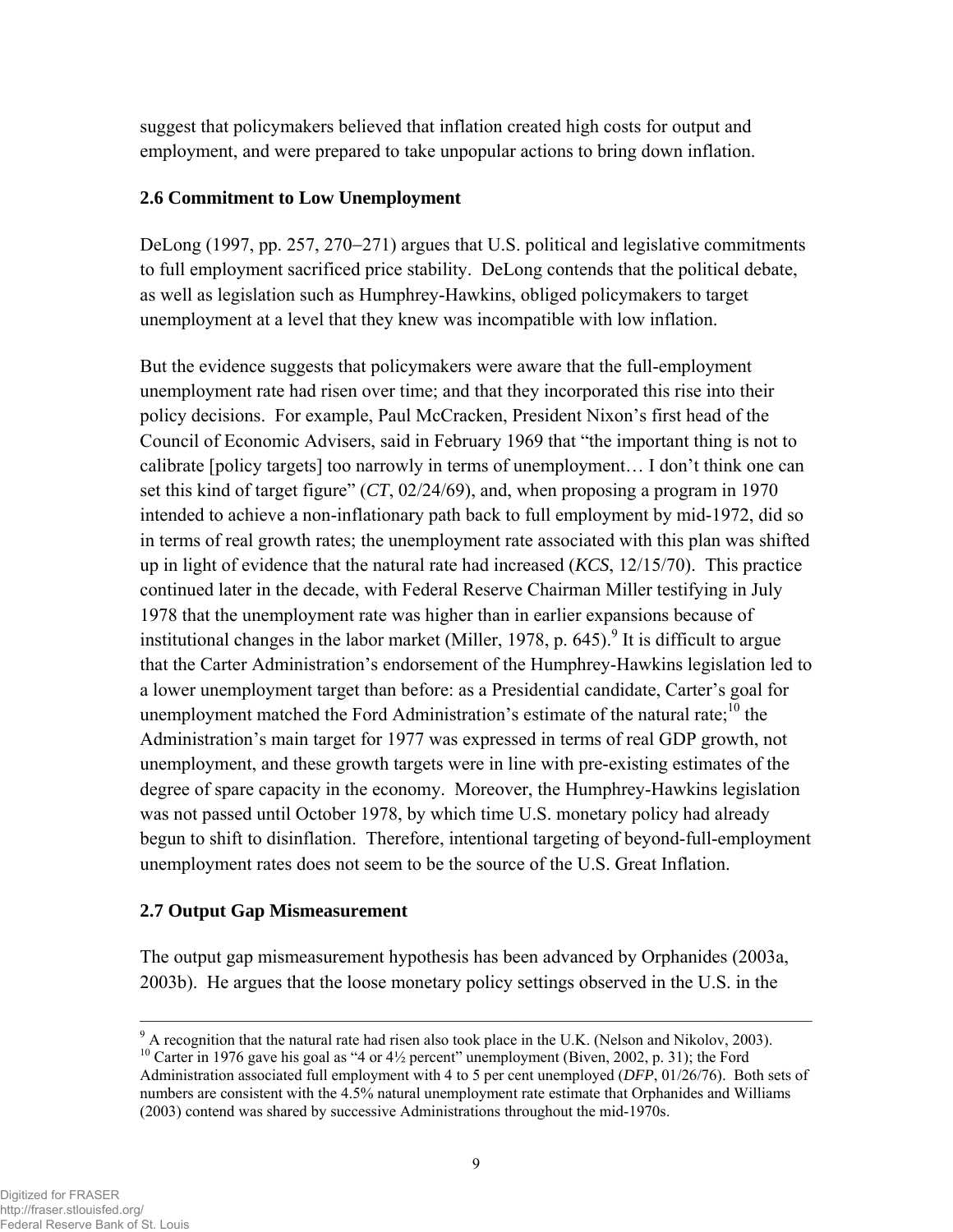suggest that policymakers believed that inflation created high costs for output and employment, and were prepared to take unpopular actions to bring down inflation.

### 2.6 Commitment to Low Unemployment

DeLong (1997, pp. 257, 270−271) argues that U.S. political and legislative commitments to full employment sacrificed price stability. DeLong contends that the political debate, as well as legislation such as Humphrey-Hawkins, obliged policymakers to target unemployment at a level that they knew was incompatible with low inflation.

But the evidence suggests that policymakers were aware that the full-employment unemployment rate had risen over time; and that they incorporated this rise into their policy decisions. For example, Paul McCracken, President Nixon's first head of the Council of Economic Advisers, said in February 1969 that "the important thing is not to calibrate [policy targets] too narrowly in terms of unemployment… I don't think one can set this kind of target figure" (*CT*, 02/24/69), and, when proposing a program in 1970 intended to achieve a non-inflationary path back to full employment by mid-1972, did so in terms of real growth rates; the unemployment rate associated with this plan was shifted up in light of evidence that the natural rate had increased (*KCS*, 12/15/70). This practice continued later in the decade, with Federal Reserve Chairman Miller testifying in July 1978 that the unemployment rate was higher than in earlier expansions because of institutional changes in the labor market (Miller, 1978, p. 645).[9] It is difficult to argue that the Carter Administration's endorsement of the Humphrey-Hawkins legislation led to a lower unemployment target than before: as a Presidential candidate, Carter's goal for unemployment matched the Ford Administration's estimate of the natural rate;[10] the Administration's main target for 1977 was expressed in terms of real GDP growth, not unemployment, and these growth targets were in line with pre-existing estimates of the degree of spare capacity in the economy. Moreover, the Humphrey-Hawkins legislation was not passed until October 1978, by which time U.S. monetary policy had already begun to shift to disinflation. Therefore, intentional targeting of beyond-full-employment unemployment rates does not seem to be the source of the U.S. Great Inflation.

### 2.7 Output Gap Mismeasurement

The output gap mismeasurement hypothesis has been advanced by Orphanides (2003a, 2003b). He argues that the loose monetary policy settings observed in the U.S. in the

---

[9] A recognition that the natural rate had risen also took place in the U.K. (Nelson and Nikolov, 2003).

[10] Carter in 1976 gave his goal as "4 or 4½ percent" unemployment (Biven, 2002, p. 31); the Ford Administration associated full employment with 4 to 5 per cent unemployed (*DFP*, 01/26/76). Both sets of numbers are consistent with the 4.5% natural unemployment rate estimate that Orphanides and Williams (2003) contend was shared by successive Administrations throughout the mid-1970s.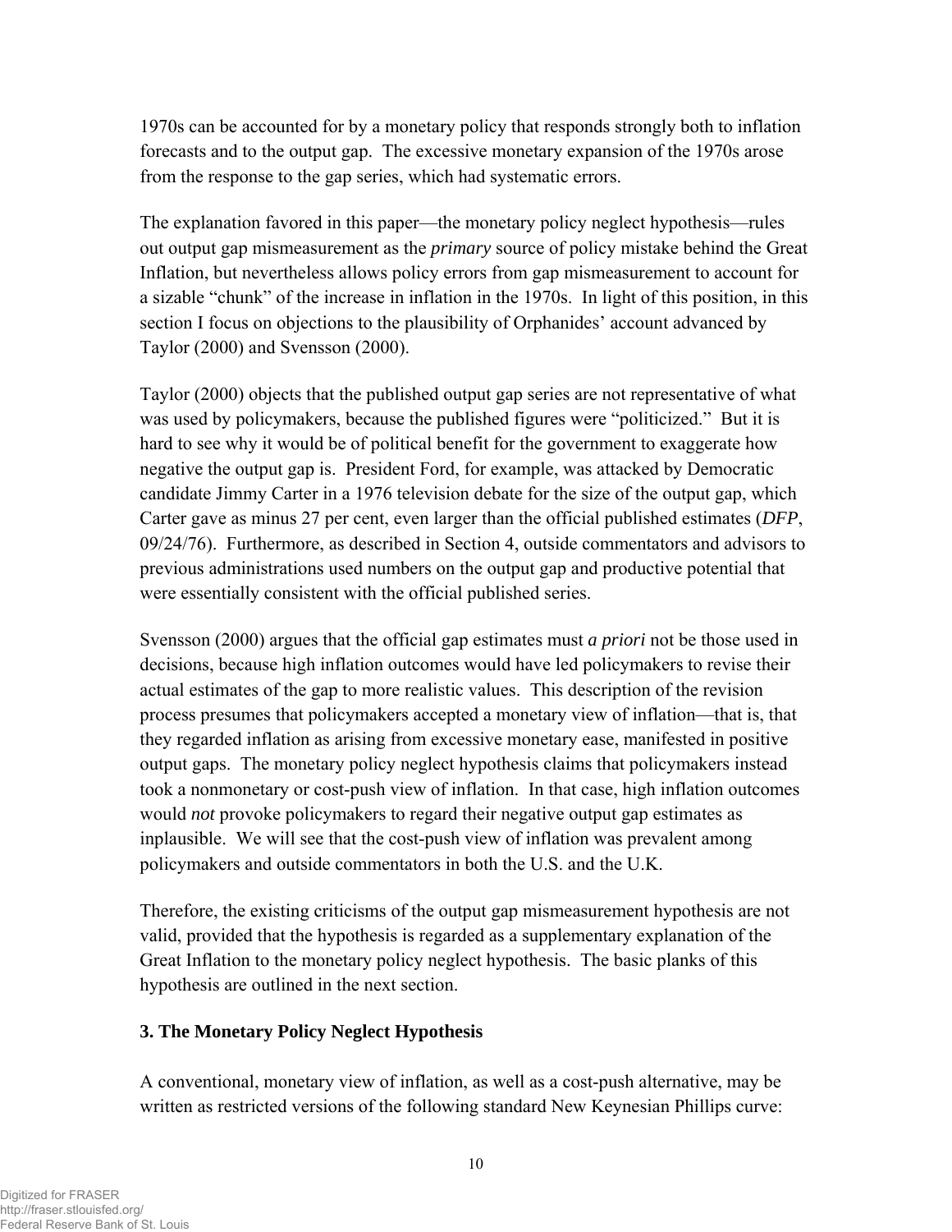1970s can be accounted for by a monetary policy that responds strongly both to inflation forecasts and to the output gap. The excessive monetary expansion of the 1970s arose from the response to the gap series, which had systematic errors.

The explanation favored in this paper—the monetary policy neglect hypothesis—rules out output gap mismeasurement as the *primary* source of policy mistake behind the Great Inflation, but nevertheless allows policy errors from gap mismeasurement to account for a sizable "chunk" of the increase in inflation in the 1970s. In light of this position, in this section I focus on objections to the plausibility of Orphanides' account advanced by Taylor (2000) and Svensson (2000).

Taylor (2000) objects that the published output gap series are not representative of what was used by policymakers, because the published figures were "politicized." But it is hard to see why it would be of political benefit for the government to exaggerate how negative the output gap is. President Ford, for example, was attacked by Democratic candidate Jimmy Carter in a 1976 television debate for the size of the output gap, which Carter gave as minus 27 per cent, even larger than the official published estimates (*DFP*, 09/24/76). Furthermore, as described in Section 4, outside commentators and advisors to previous administrations used numbers on the output gap and productive potential that were essentially consistent with the official published series.

Svensson (2000) argues that the official gap estimates must *a priori* not be those used in decisions, because high inflation outcomes would have led policymakers to revise their actual estimates of the gap to more realistic values. This description of the revision process presumes that policymakers accepted a monetary view of inflation—that is, that they regarded inflation as arising from excessive monetary ease, manifested in positive output gaps. The monetary policy neglect hypothesis claims that policymakers instead took a nonmonetary or cost-push view of inflation. In that case, high inflation outcomes would *not* provoke policymakers to regard their negative output gap estimates as inplausible. We will see that the cost-push view of inflation was prevalent among policymakers and outside commentators in both the U.S. and the U.K.

Therefore, the existing criticisms of the output gap mismeasurement hypothesis are not valid, provided that the hypothesis is regarded as a supplementary explanation of the Great Inflation to the monetary policy neglect hypothesis. The basic planks of this hypothesis are outlined in the next section.

## 3. The Monetary Policy Neglect Hypothesis

A conventional, monetary view of inflation, as well as a cost-push alternative, may be written as restricted versions of the following standard New Keynesian Phillips curve: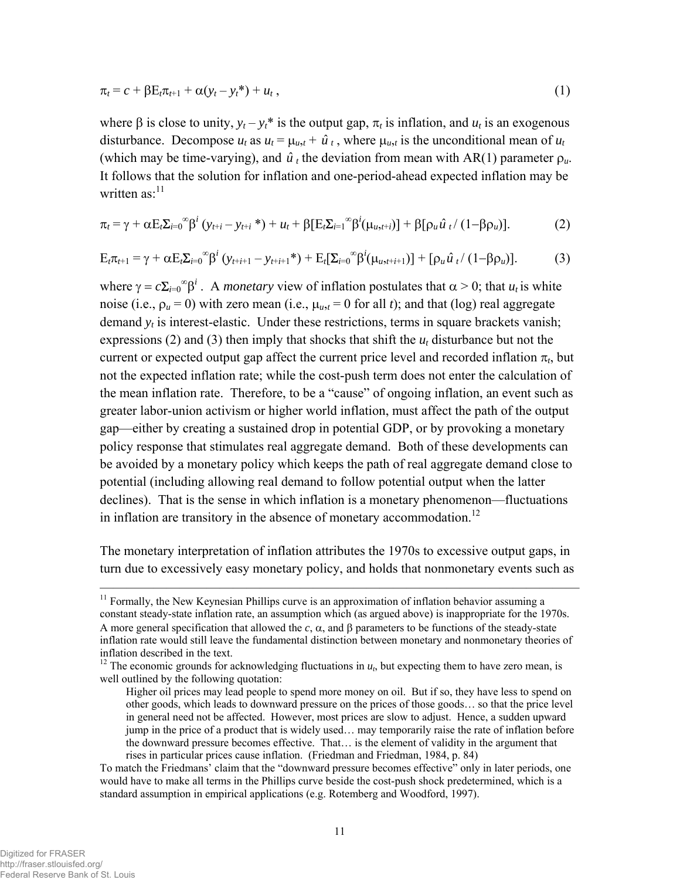$$\pi_t = c + \beta E_t \pi_{t+1} + \alpha(y_t - y_t^*) + u_t \,, \tag{1}$$

where $\beta$ is close to unity, $y_t - y_t^*$ is the output gap, $\pi_t$ is inflation, and $u_t$ is an exogenous disturbance. Decompose $u_t$ as $u_t = \mu_{u,t} + \hat{u}_t$ , where $\mu_{u,t}$ is the unconditional mean of $u_t$ (which may be time-varying), and $\hat{u}_t$ the deviation from mean with AR(1) parameter $\rho_u$. It follows that the solution for inflation and one-period-ahead expected inflation may be written as:[11]

$$\pi_t = \gamma + \alpha E_t \Sigma_{i=0}^{\infty} \beta^i (y_{t+i} - y_{t+i}^*) + u_t + \beta[E_t \Sigma_{i=1}^{\infty} \beta^i (\mu_{u,t+i})] + \beta[\rho_u \hat{u}_t / (1 - \beta\rho_u)]. \tag{2}$$

$$E_t \pi_{t+1} = \gamma + \alpha E_t \Sigma_{i=0}^{\infty} \beta^i (y_{t+i+1} - y_{t+i+1}^*) + E_t[\Sigma_{i=0}^{\infty} \beta^i (\mu_{u,t+i+1})] + [\rho_u \hat{u}_t / (1 - \beta\rho_u)]. \tag{3}$$

where $\gamma = c\Sigma_{i=0}^{\infty}\beta^i$ . A *monetary* view of inflation postulates that $\alpha > 0$; that $u_t$ is white noise (i.e., $\rho_u = 0$) with zero mean (i.e., $\mu_{u,t} = 0$ for all $t$); and that (log) real aggregate demand $y_t$ is interest-elastic. Under these restrictions, terms in square brackets vanish; expressions (2) and (3) then imply that shocks that shift the $u_t$ disturbance but not the current or expected output gap affect the current price level and recorded inflation $\pi_t$, but not the expected inflation rate; while the cost-push term does not enter the calculation of the mean inflation rate. Therefore, to be a "cause" of ongoing inflation, an event such as greater labor-union activism or higher world inflation, must affect the path of the output gap—either by creating a sustained drop in potential GDP, or by provoking a monetary policy response that stimulates real aggregate demand. Both of these developments can be avoided by a monetary policy which keeps the path of real aggregate demand close to potential (including allowing real demand to follow potential output when the latter declines). That is the sense in which inflation is a monetary phenomenon—fluctuations in inflation are transitory in the absence of monetary accommodation.[12]

The monetary interpretation of inflation attributes the 1970s to excessive output gaps, in turn due to excessively easy monetary policy, and holds that nonmonetary events such as

---

[11] Formally, the New Keynesian Phillips curve is an approximation of inflation behavior assuming a constant steady-state inflation rate, an assumption which (as argued above) is inappropriate for the 1970s. A more general specification that allowed the $c$, $\alpha$, and $\beta$ parameters to be functions of the steady-state inflation rate would still leave the fundamental distinction between monetary and nonmonetary theories of inflation described in the text.

[12] The economic grounds for acknowledging fluctuations in $u_t$, but expecting them to have zero mean, is well outlined by the following quotation:

> Higher oil prices may lead people to spend more money on oil. But if so, they have less to spend on other goods, which leads to downward pressure on the prices of those goods… so that the price level in general need not be affected. However, most prices are slow to adjust. Hence, a sudden upward jump in the price of a product that is widely used… may temporarily raise the rate of inflation before the downward pressure becomes effective. That… is the element of validity in the argument that rises in particular prices cause inflation. (Friedman and Friedman, 1984, p. 84)

To match the Friedmans' claim that the "downward pressure becomes effective" only in later periods, one would have to make all terms in the Phillips curve beside the cost-push shock predetermined, which is a standard assumption in empirical applications (e.g. Rotemberg and Woodford, 1997).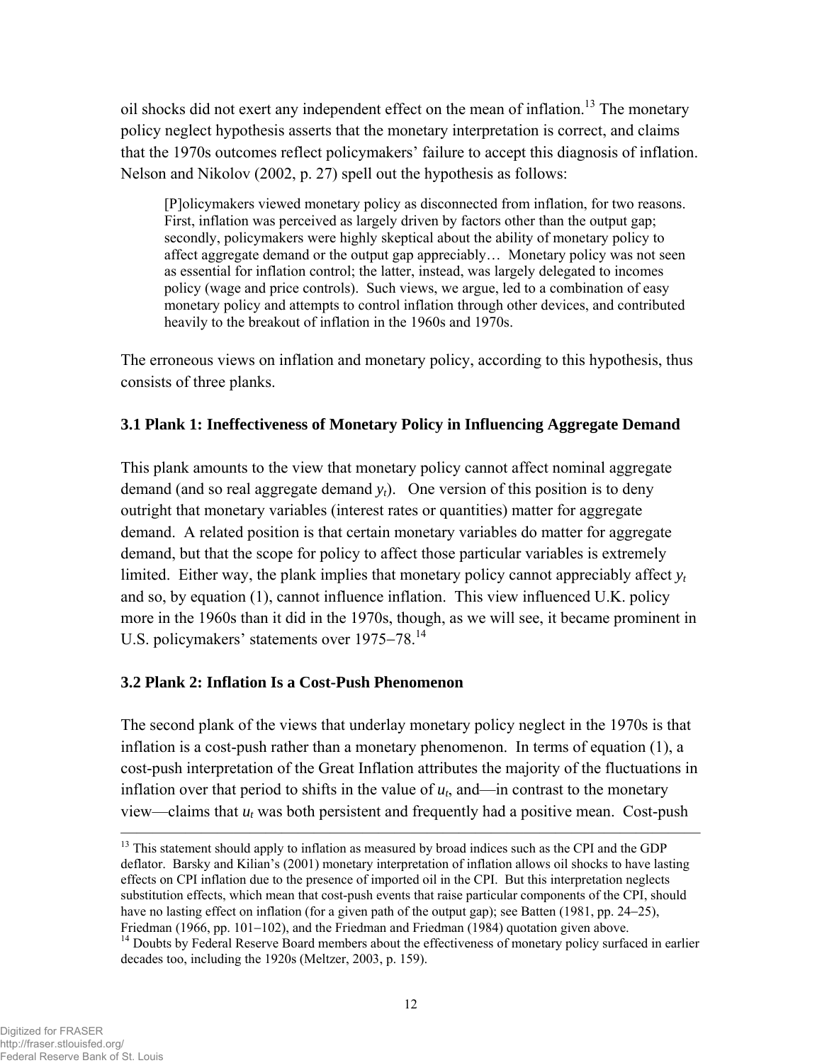oil shocks did not exert any independent effect on the mean of inflation.[13] The monetary policy neglect hypothesis asserts that the monetary interpretation is correct, and claims that the 1970s outcomes reflect policymakers' failure to accept this diagnosis of inflation. Nelson and Nikolov (2002, p. 27) spell out the hypothesis as follows:

> [P]olicymakers viewed monetary policy as disconnected from inflation, for two reasons. First, inflation was perceived as largely driven by factors other than the output gap; secondly, policymakers were highly skeptical about the ability of monetary policy to affect aggregate demand or the output gap appreciably… Monetary policy was not seen as essential for inflation control; the latter, instead, was largely delegated to incomes policy (wage and price controls). Such views, we argue, led to a combination of easy monetary policy and attempts to control inflation through other devices, and contributed heavily to the breakout of inflation in the 1960s and 1970s.

The erroneous views on inflation and monetary policy, according to this hypothesis, thus consists of three planks.

### 3.1 Plank 1: Ineffectiveness of Monetary Policy in Influencing Aggregate Demand

This plank amounts to the view that monetary policy cannot affect nominal aggregate demand (and so real aggregate demand $y_t$). One version of this position is to deny outright that monetary variables (interest rates or quantities) matter for aggregate demand. A related position is that certain monetary variables do matter for aggregate demand, but that the scope for policy to affect those particular variables is extremely limited. Either way, the plank implies that monetary policy cannot appreciably affect $y_t$ and so, by equation (1), cannot influence inflation. This view influenced U.K. policy more in the 1960s than it did in the 1970s, though, as we will see, it became prominent in U.S. policymakers' statements over 1975–78.[14]

### 3.2 Plank 2: Inflation Is a Cost-Push Phenomenon

The second plank of the views that underlay monetary policy neglect in the 1970s is that inflation is a cost-push rather than a monetary phenomenon. In terms of equation (1), a cost-push interpretation of the Great Inflation attributes the majority of the fluctuations in inflation over that period to shifts in the value of $u_t$, and—in contrast to the monetary view—claims that $u_t$ was both persistent and frequently had a positive mean. Cost-push

---

[13] This statement should apply to inflation as measured by broad indices such as the CPI and the GDP deflator. Barsky and Kilian's (2001) monetary interpretation of inflation allows oil shocks to have lasting effects on CPI inflation due to the presence of imported oil in the CPI. But this interpretation neglects substitution effects, which mean that cost-push events that raise particular components of the CPI, should have no lasting effect on inflation (for a given path of the output gap); see Batten (1981, pp. 24–25), Friedman (1966, pp. 101–102), and the Friedman and Friedman (1984) quotation given above.

[14] Doubts by Federal Reserve Board members about the effectiveness of monetary policy surfaced in earlier decades too, including the 1920s (Meltzer, 2003, p. 159).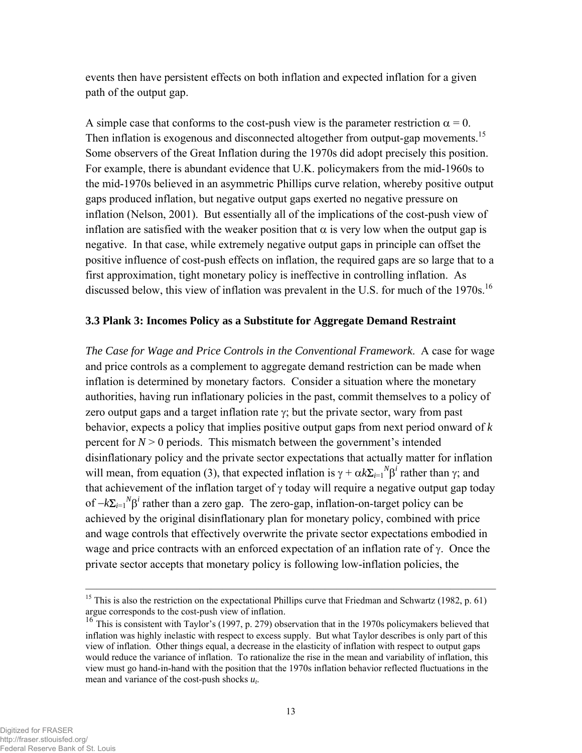events then have persistent effects on both inflation and expected inflation for a given path of the output gap.

A simple case that conforms to the cost-push view is the parameter restriction $\alpha = 0$. Then inflation is exogenous and disconnected altogether from output-gap movements.[15] Some observers of the Great Inflation during the 1970s did adopt precisely this position. For example, there is abundant evidence that U.K. policymakers from the mid-1960s to the mid-1970s believed in an asymmetric Phillips curve relation, whereby positive output gaps produced inflation, but negative output gaps exerted no negative pressure on inflation (Nelson, 2001). But essentially all of the implications of the cost-push view of inflation are satisfied with the weaker position that $\alpha$ is very low when the output gap is negative. In that case, while extremely negative output gaps in principle can offset the positive influence of cost-push effects on inflation, the required gaps are so large that to a first approximation, tight monetary policy is ineffective in controlling inflation. As discussed below, this view of inflation was prevalent in the U.S. for much of the 1970s.[16]

### 3.3 Plank 3: Incomes Policy as a Substitute for Aggregate Demand Restraint

*The Case for Wage and Price Controls in the Conventional Framework*. A case for wage and price controls as a complement to aggregate demand restriction can be made when inflation is determined by monetary factors. Consider a situation where the monetary authorities, having run inflationary policies in the past, commit themselves to a policy of zero output gaps and a target inflation rate $\gamma$; but the private sector, wary from past behavior, expects a policy that implies positive output gaps from next period onward of $k$ percent for $N > 0$ periods. This mismatch between the government's intended disinflationary policy and the private sector expectations that actually matter for inflation will mean, from equation (3), that expected inflation is $\gamma + \alpha k \Sigma_{i=1}^{N} \beta^{i}$ rather than $\gamma$; and that achievement of the inflation target of $\gamma$ today will require a negative output gap today of $-k \Sigma_{i=1}^{N} \beta^{i}$ rather than a zero gap. The zero-gap, inflation-on-target policy can be achieved by the original disinflationary plan for monetary policy, combined with price and wage controls that effectively overwrite the private sector expectations embodied in wage and price contracts with an enforced expectation of an inflation rate of $\gamma$. Once the private sector accepts that monetary policy is following low-inflation policies, the

---

[15] This is also the restriction on the expectational Phillips curve that Friedman and Schwartz (1982, p. 61) argue corresponds to the cost-push view of inflation.

[16] This is consistent with Taylor's (1997, p. 279) observation that in the 1970s policymakers believed that inflation was highly inelastic with respect to excess supply. But what Taylor describes is only part of this view of inflation. Other things equal, a decrease in the elasticity of inflation with respect to output gaps would reduce the variance of inflation. To rationalize the rise in the mean and variability of inflation, this view must go hand-in-hand with the position that the 1970s inflation behavior reflected fluctuations in the mean and variance of the cost-push shocks $u_t$.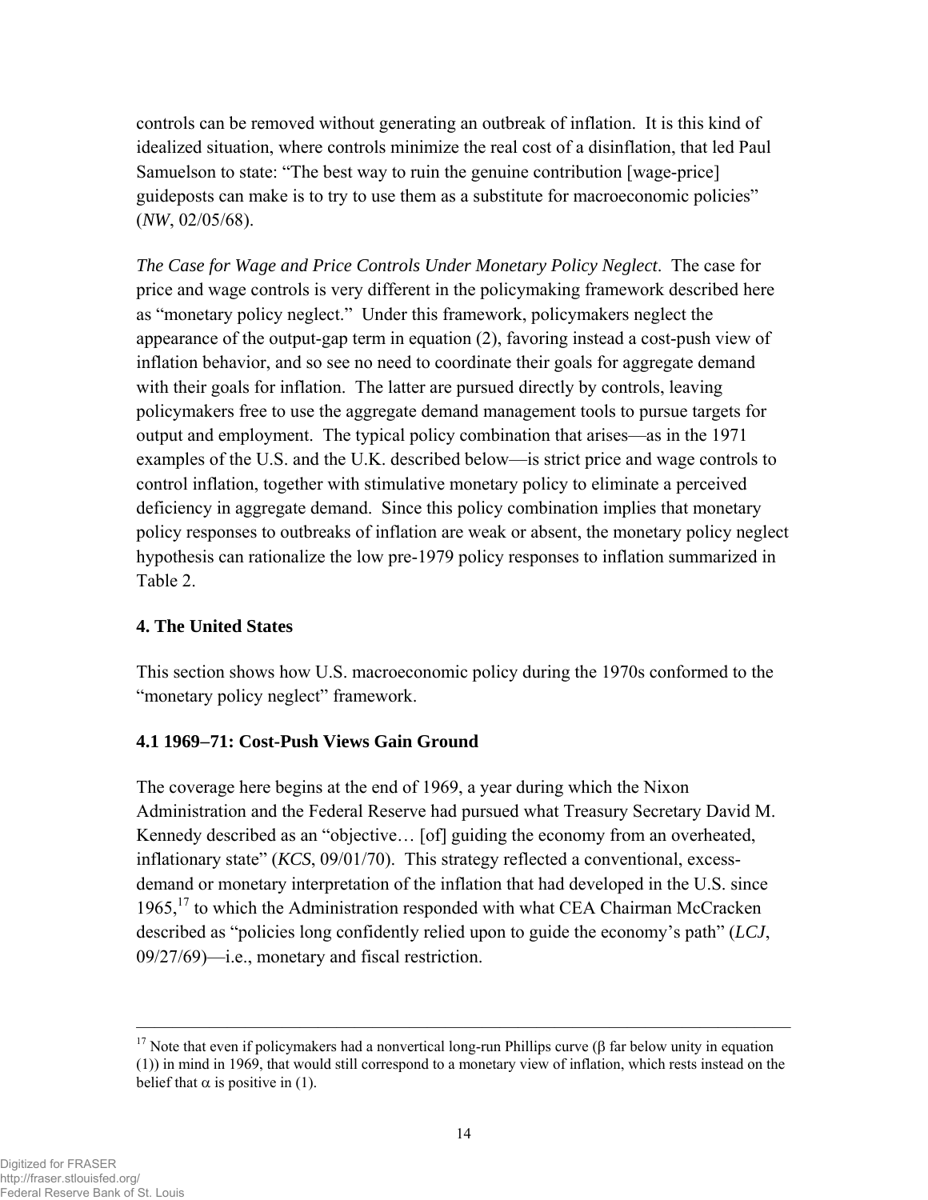controls can be removed without generating an outbreak of inflation. It is this kind of idealized situation, where controls minimize the real cost of a disinflation, that led Paul Samuelson to state: "The best way to ruin the genuine contribution [wage-price] guideposts can make is to try to use them as a substitute for macroeconomic policies" (*NW*, 02/05/68).

*The Case for Wage and Price Controls Under Monetary Policy Neglect*. The case for price and wage controls is very different in the policymaking framework described here as "monetary policy neglect." Under this framework, policymakers neglect the appearance of the output-gap term in equation (2), favoring instead a cost-push view of inflation behavior, and so see no need to coordinate their goals for aggregate demand with their goals for inflation. The latter are pursued directly by controls, leaving policymakers free to use the aggregate demand management tools to pursue targets for output and employment. The typical policy combination that arises—as in the 1971 examples of the U.S. and the U.K. described below—is strict price and wage controls to control inflation, together with stimulative monetary policy to eliminate a perceived deficiency in aggregate demand. Since this policy combination implies that monetary policy responses to outbreaks of inflation are weak or absent, the monetary policy neglect hypothesis can rationalize the low pre-1979 policy responses to inflation summarized in Table 2.

## 4. The United States

This section shows how U.S. macroeconomic policy during the 1970s conformed to the "monetary policy neglect" framework.

### 4.1 1969–71: Cost-Push Views Gain Ground

The coverage here begins at the end of 1969, a year during which the Nixon Administration and the Federal Reserve had pursued what Treasury Secretary David M. Kennedy described as an "objective… [of] guiding the economy from an overheated, inflationary state" (*KCS*, 09/01/70). This strategy reflected a conventional, excess-demand or monetary interpretation of the inflation that had developed in the U.S. since 1965,[17] to which the Administration responded with what CEA Chairman McCracken described as "policies long confidently relied upon to guide the economy's path" (*LCJ*, 09/27/69)—i.e., monetary and fiscal restriction.

---

[17] Note that even if policymakers had a nonvertical long-run Phillips curve ($\beta$ far below unity in equation (1)) in mind in 1969, that would still correspond to a monetary view of inflation, which rests instead on the belief that $\alpha$ is positive in (1).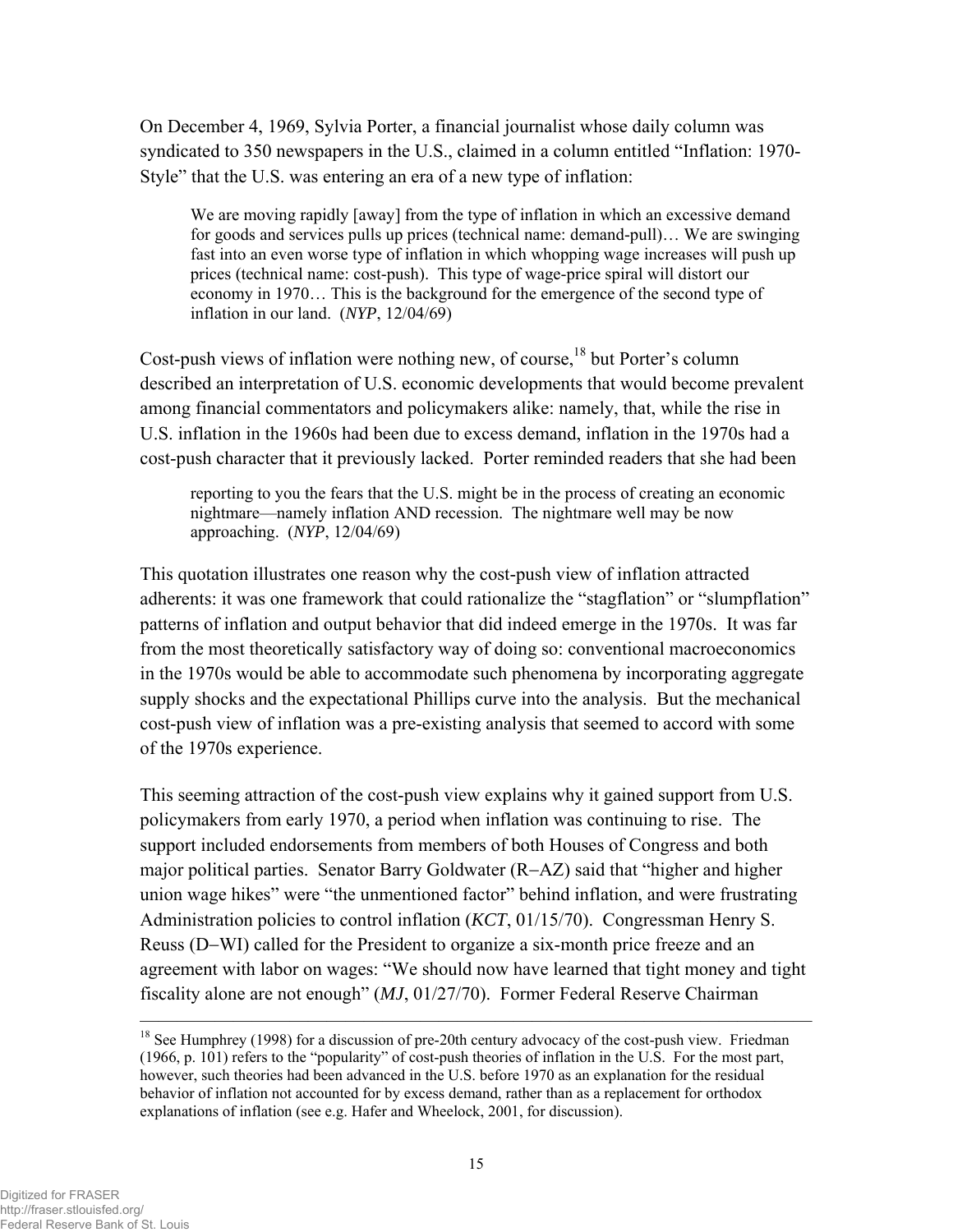On December 4, 1969, Sylvia Porter, a financial journalist whose daily column was syndicated to 350 newspapers in the U.S., claimed in a column entitled "Inflation: 1970-Style" that the U.S. was entering an era of a new type of inflation:

> We are moving rapidly [away] from the type of inflation in which an excessive demand for goods and services pulls up prices (technical name: demand-pull)… We are swinging fast into an even worse type of inflation in which whopping wage increases will push up prices (technical name: cost-push). This type of wage-price spiral will distort our economy in 1970… This is the background for the emergence of the second type of inflation in our land. (*NYP*, 12/04/69)

Cost-push views of inflation were nothing new, of course,[18] but Porter's column described an interpretation of U.S. economic developments that would become prevalent among financial commentators and policymakers alike: namely, that, while the rise in U.S. inflation in the 1960s had been due to excess demand, inflation in the 1970s had a cost-push character that it previously lacked. Porter reminded readers that she had been

> reporting to you the fears that the U.S. might be in the process of creating an economic nightmare—namely inflation AND recession. The nightmare well may be now approaching. (*NYP*, 12/04/69)

This quotation illustrates one reason why the cost-push view of inflation attracted adherents: it was one framework that could rationalize the "stagflation" or "slumpflation" patterns of inflation and output behavior that did indeed emerge in the 1970s. It was far from the most theoretically satisfactory way of doing so: conventional macroeconomics in the 1970s would be able to accommodate such phenomena by incorporating aggregate supply shocks and the expectational Phillips curve into the analysis. But the mechanical cost-push view of inflation was a pre-existing analysis that seemed to accord with some of the 1970s experience.

This seeming attraction of the cost-push view explains why it gained support from U.S. policymakers from early 1970, a period when inflation was continuing to rise. The support included endorsements from members of both Houses of Congress and both major political parties. Senator Barry Goldwater (R−AZ) said that "higher and higher union wage hikes" were "the unmentioned factor" behind inflation, and were frustrating Administration policies to control inflation (*KCT*, 01/15/70). Congressman Henry S. Reuss (D−WI) called for the President to organize a six-month price freeze and an agreement with labor on wages: "We should now have learned that tight money and tight fiscality alone are not enough" (*MJ*, 01/27/70). Former Federal Reserve Chairman

---

[18] See Humphrey (1998) for a discussion of pre-20th century advocacy of the cost-push view. Friedman (1966, p. 101) refers to the "popularity" of cost-push theories of inflation in the U.S. For the most part, however, such theories had been advanced in the U.S. before 1970 as an explanation for the residual behavior of inflation not accounted for by excess demand, rather than as a replacement for orthodox explanations of inflation (see e.g. Hafer and Wheelock, 2001, for discussion).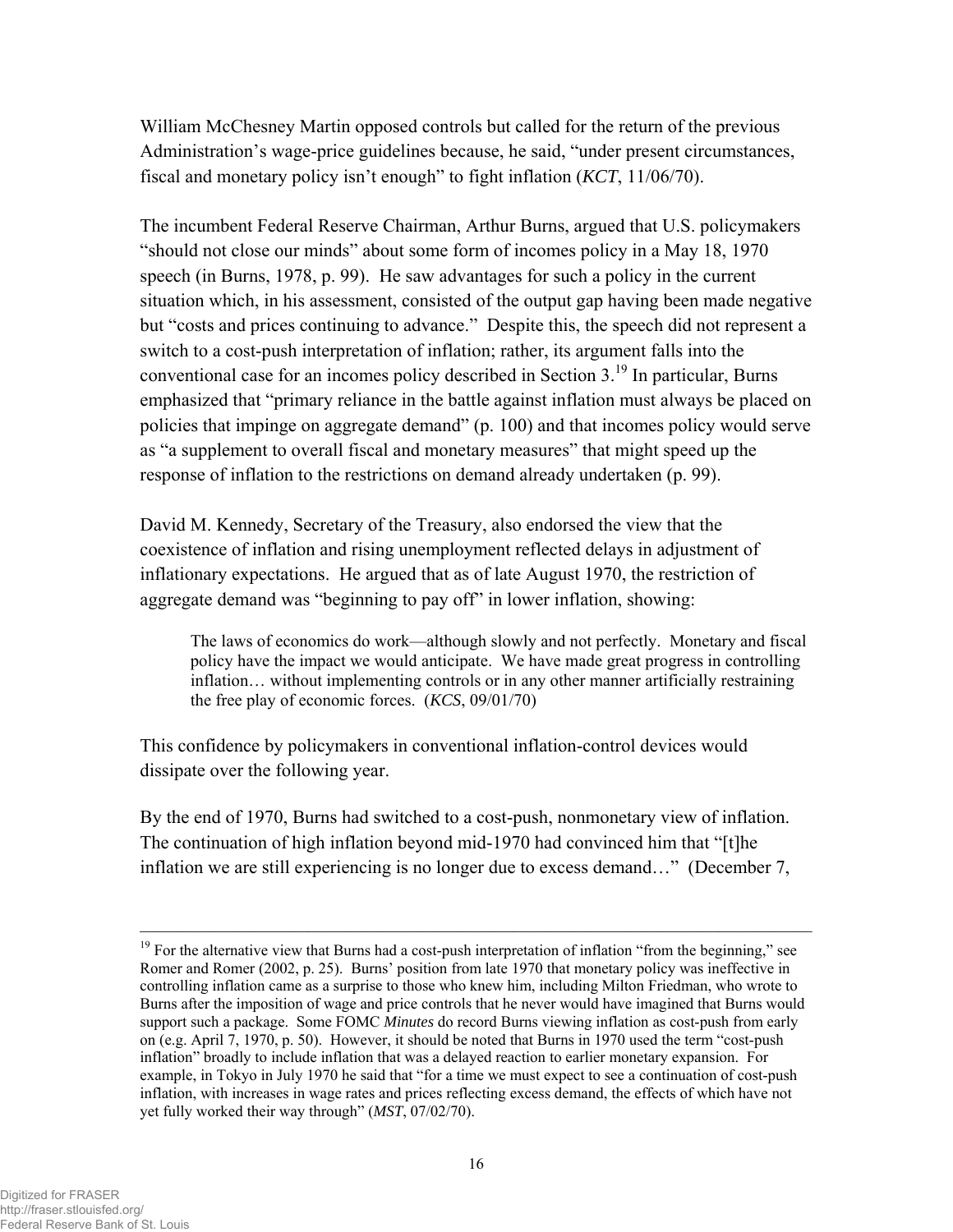William McChesney Martin opposed controls but called for the return of the previous Administration's wage-price guidelines because, he said, "under present circumstances, fiscal and monetary policy isn't enough" to fight inflation (*KCT*, 11/06/70).

The incumbent Federal Reserve Chairman, Arthur Burns, argued that U.S. policymakers "should not close our minds" about some form of incomes policy in a May 18, 1970 speech (in Burns, 1978, p. 99). He saw advantages for such a policy in the current situation which, in his assessment, consisted of the output gap having been made negative but "costs and prices continuing to advance." Despite this, the speech did not represent a switch to a cost-push interpretation of inflation; rather, its argument falls into the conventional case for an incomes policy described in Section 3.[19] In particular, Burns emphasized that "primary reliance in the battle against inflation must always be placed on policies that impinge on aggregate demand" (p. 100) and that incomes policy would serve as "a supplement to overall fiscal and monetary measures" that might speed up the response of inflation to the restrictions on demand already undertaken (p. 99).

David M. Kennedy, Secretary of the Treasury, also endorsed the view that the coexistence of inflation and rising unemployment reflected delays in adjustment of inflationary expectations. He argued that as of late August 1970, the restriction of aggregate demand was "beginning to pay off" in lower inflation, showing:

> The laws of economics do work—although slowly and not perfectly. Monetary and fiscal policy have the impact we would anticipate. We have made great progress in controlling inflation… without implementing controls or in any other manner artificially restraining the free play of economic forces. (*KCS*, 09/01/70)

This confidence by policymakers in conventional inflation-control devices would dissipate over the following year.

By the end of 1970, Burns had switched to a cost-push, nonmonetary view of inflation. The continuation of high inflation beyond mid-1970 had convinced him that "[t]he inflation we are still experiencing is no longer due to excess demand…" (December 7,

---

[19] For the alternative view that Burns had a cost-push interpretation of inflation "from the beginning," see Romer and Romer (2002, p. 25). Burns' position from late 1970 that monetary policy was ineffective in controlling inflation came as a surprise to those who knew him, including Milton Friedman, who wrote to Burns after the imposition of wage and price controls that he never would have imagined that Burns would support such a package. Some FOMC *Minutes* do record Burns viewing inflation as cost-push from early on (e.g. April 7, 1970, p. 50). However, it should be noted that Burns in 1970 used the term "cost-push inflation" broadly to include inflation that was a delayed reaction to earlier monetary expansion. For example, in Tokyo in July 1970 he said that "for a time we must expect to see a continuation of cost-push inflation, with increases in wage rates and prices reflecting excess demand, the effects of which have not yet fully worked their way through" (*MST*, 07/02/70).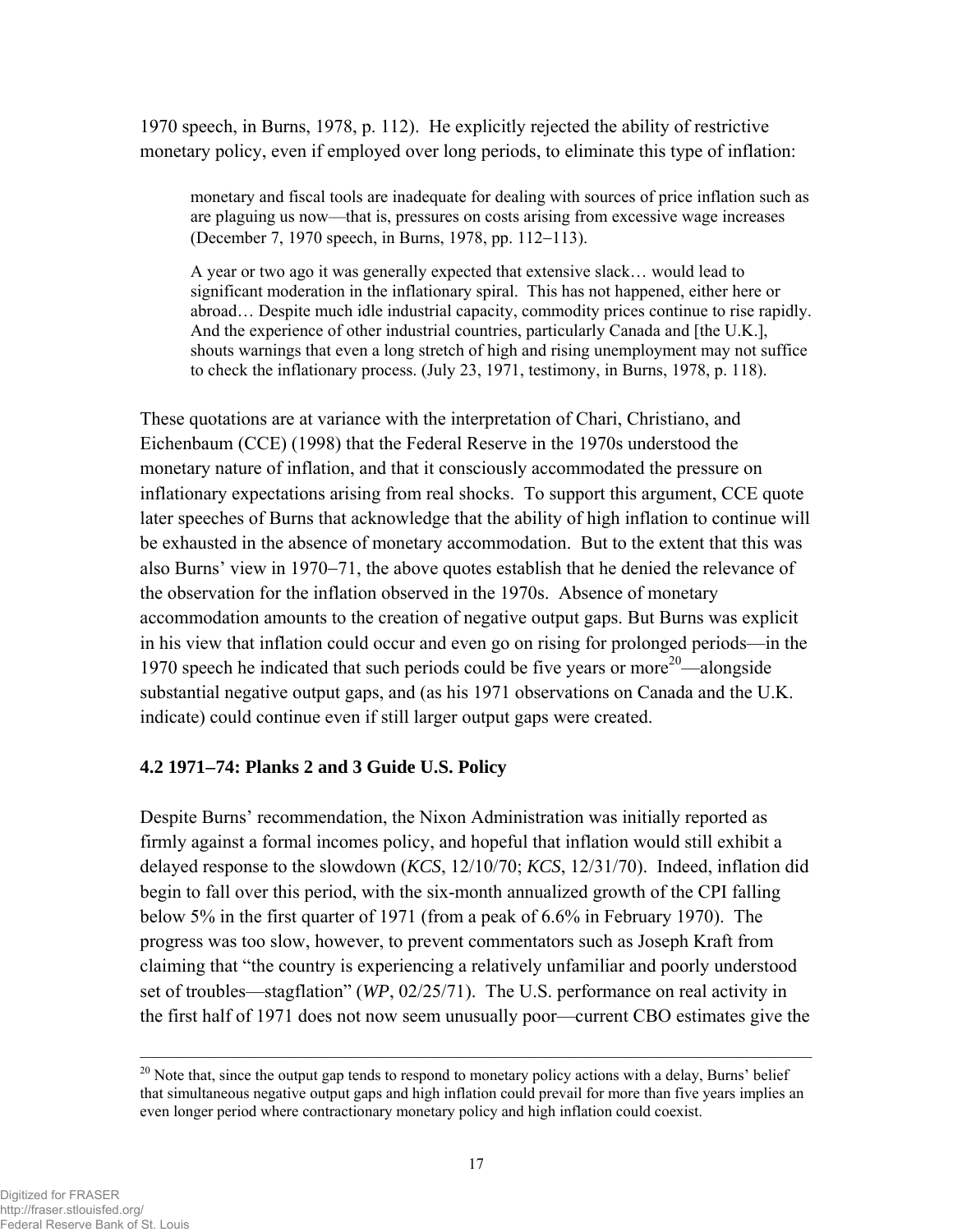1970 speech, in Burns, 1978, p. 112). He explicitly rejected the ability of restrictive monetary policy, even if employed over long periods, to eliminate this type of inflation:

> monetary and fiscal tools are inadequate for dealing with sources of price inflation such as are plaguing us now—that is, pressures on costs arising from excessive wage increases (December 7, 1970 speech, in Burns, 1978, pp. 112–113).
>
> A year or two ago it was generally expected that extensive slack… would lead to significant moderation in the inflationary spiral. This has not happened, either here or abroad… Despite much idle industrial capacity, commodity prices continue to rise rapidly. And the experience of other industrial countries, particularly Canada and [the U.K.], shouts warnings that even a long stretch of high and rising unemployment may not suffice to check the inflationary process. (July 23, 1971, testimony, in Burns, 1978, p. 118).

These quotations are at variance with the interpretation of Chari, Christiano, and Eichenbaum (CCE) (1998) that the Federal Reserve in the 1970s understood the monetary nature of inflation, and that it consciously accommodated the pressure on inflationary expectations arising from real shocks. To support this argument, CCE quote later speeches of Burns that acknowledge that the ability of high inflation to continue will be exhausted in the absence of monetary accommodation. But to the extent that this was also Burns' view in 1970–71, the above quotes establish that he denied the relevance of the observation for the inflation observed in the 1970s. Absence of monetary accommodation amounts to the creation of negative output gaps. But Burns was explicit in his view that inflation could occur and even go on rising for prolonged periods—in the 1970 speech he indicated that such periods could be five years or more[20]—alongside substantial negative output gaps, and (as his 1971 observations on Canada and the U.K. indicate) could continue even if still larger output gaps were created.

### 4.2 1971–74: Planks 2 and 3 Guide U.S. Policy

Despite Burns' recommendation, the Nixon Administration was initially reported as firmly against a formal incomes policy, and hopeful that inflation would still exhibit a delayed response to the slowdown (*KCS*, 12/10/70; *KCS*, 12/31/70). Indeed, inflation did begin to fall over this period, with the six-month annualized growth of the CPI falling below 5% in the first quarter of 1971 (from a peak of 6.6% in February 1970). The progress was too slow, however, to prevent commentators such as Joseph Kraft from claiming that "the country is experiencing a relatively unfamiliar and poorly understood set of troubles—stagflation" (*WP*, 02/25/71). The U.S. performance on real activity in the first half of 1971 does not now seem unusually poor—current CBO estimates give the

[20] Note that, since the output gap tends to respond to monetary policy actions with a delay, Burns' belief that simultaneous negative output gaps and high inflation could prevail for more than five years implies an even longer period where contractionary monetary policy and high inflation could coexist.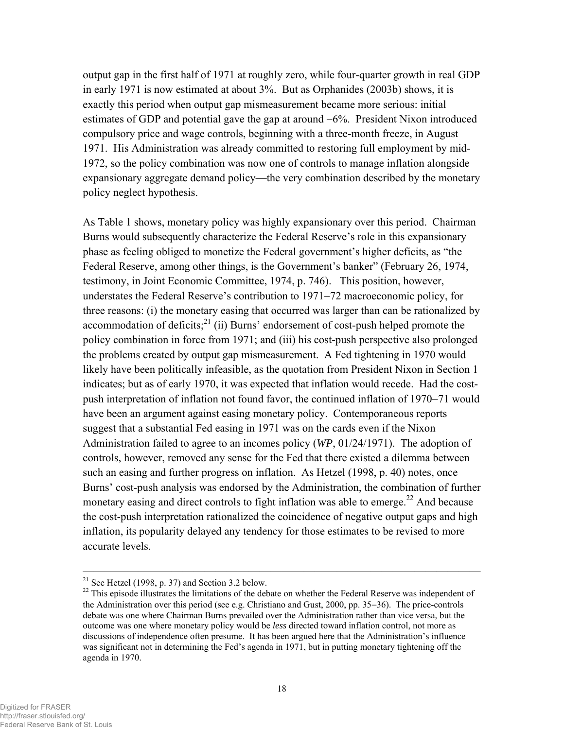output gap in the first half of 1971 at roughly zero, while four-quarter growth in real GDP in early 1971 is now estimated at about 3%. But as Orphanides (2003b) shows, it is exactly this period when output gap mismeasurement became more serious: initial estimates of GDP and potential gave the gap at around −6%. President Nixon introduced compulsory price and wage controls, beginning with a three-month freeze, in August 1971. His Administration was already committed to restoring full employment by mid-1972, so the policy combination was now one of controls to manage inflation alongside expansionary aggregate demand policy—the very combination described by the monetary policy neglect hypothesis.

As Table 1 shows, monetary policy was highly expansionary over this period. Chairman Burns would subsequently characterize the Federal Reserve's role in this expansionary phase as feeling obliged to monetize the Federal government's higher deficits, as "the Federal Reserve, among other things, is the Government's banker" (February 26, 1974, testimony, in Joint Economic Committee, 1974, p. 746). This position, however, understates the Federal Reserve's contribution to 1971−72 macroeconomic policy, for three reasons: (i) the monetary easing that occurred was larger than can be rationalized by accommodation of deficits;[21] (ii) Burns' endorsement of cost-push helped promote the policy combination in force from 1971; and (iii) his cost-push perspective also prolonged the problems created by output gap mismeasurement. A Fed tightening in 1970 would likely have been politically infeasible, as the quotation from President Nixon in Section 1 indicates; but as of early 1970, it was expected that inflation would recede. Had the cost-push interpretation of inflation not found favor, the continued inflation of 1970−71 would have been an argument against easing monetary policy. Contemporaneous reports suggest that a substantial Fed easing in 1971 was on the cards even if the Nixon Administration failed to agree to an incomes policy (*WP*, 01/24/1971). The adoption of controls, however, removed any sense for the Fed that there existed a dilemma between such an easing and further progress on inflation. As Hetzel (1998, p. 40) notes, once Burns' cost-push analysis was endorsed by the Administration, the combination of further monetary easing and direct controls to fight inflation was able to emerge.[22] And because the cost-push interpretation rationalized the coincidence of negative output gaps and high inflation, its popularity delayed any tendency for those estimates to be revised to more accurate levels.

---

[21] See Hetzel (1998, p. 37) and Section 3.2 below.

[22] This episode illustrates the limitations of the debate on whether the Federal Reserve was independent of the Administration over this period (see e.g. Christiano and Gust, 2000, pp. 35−36). The price-controls debate was one where Chairman Burns prevailed over the Administration rather than vice versa, but the outcome was one where monetary policy would be *less* directed toward inflation control, not more as discussions of independence often presume. It has been argued here that the Administration's influence was significant not in determining the Fed's agenda in 1971, but in putting monetary tightening off the agenda in 1970.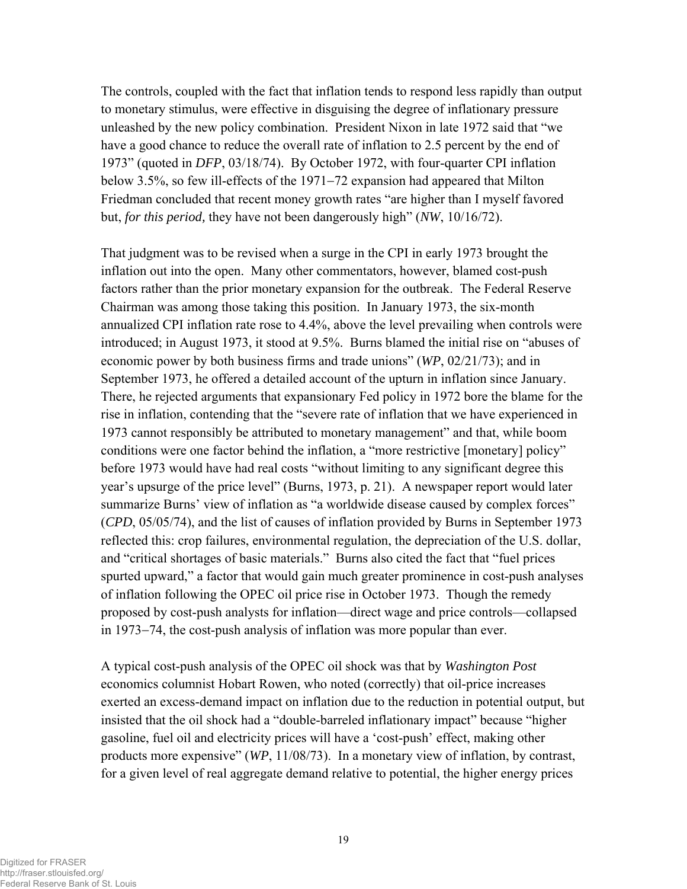The controls, coupled with the fact that inflation tends to respond less rapidly than output to monetary stimulus, were effective in disguising the degree of inflationary pressure unleashed by the new policy combination. President Nixon in late 1972 said that "we have a good chance to reduce the overall rate of inflation to 2.5 percent by the end of 1973" (quoted in *DFP*, 03/18/74). By October 1972, with four-quarter CPI inflation below 3.5%, so few ill-effects of the 1971−72 expansion had appeared that Milton Friedman concluded that recent money growth rates "are higher than I myself favored but, *for this period,* they have not been dangerously high" (*NW*, 10/16/72).

That judgment was to be revised when a surge in the CPI in early 1973 brought the inflation out into the open. Many other commentators, however, blamed cost-push factors rather than the prior monetary expansion for the outbreak. The Federal Reserve Chairman was among those taking this position. In January 1973, the six-month annualized CPI inflation rate rose to 4.4%, above the level prevailing when controls were introduced; in August 1973, it stood at 9.5%. Burns blamed the initial rise on "abuses of economic power by both business firms and trade unions" (*WP*, 02/21/73); and in September 1973, he offered a detailed account of the upturn in inflation since January. There, he rejected arguments that expansionary Fed policy in 1972 bore the blame for the rise in inflation, contending that the "severe rate of inflation that we have experienced in 1973 cannot responsibly be attributed to monetary management" and that, while boom conditions were one factor behind the inflation, a "more restrictive [monetary] policy" before 1973 would have had real costs "without limiting to any significant degree this year's upsurge of the price level" (Burns, 1973, p. 21). A newspaper report would later summarize Burns' view of inflation as "a worldwide disease caused by complex forces" (*CPD*, 05/05/74), and the list of causes of inflation provided by Burns in September 1973 reflected this: crop failures, environmental regulation, the depreciation of the U.S. dollar, and "critical shortages of basic materials." Burns also cited the fact that "fuel prices spurted upward," a factor that would gain much greater prominence in cost-push analyses of inflation following the OPEC oil price rise in October 1973. Though the remedy proposed by cost-push analysts for inflation—direct wage and price controls—collapsed in 1973−74, the cost-push analysis of inflation was more popular than ever.

A typical cost-push analysis of the OPEC oil shock was that by *Washington Post* economics columnist Hobart Rowen, who noted (correctly) that oil-price increases exerted an excess-demand impact on inflation due to the reduction in potential output, but insisted that the oil shock had a "double-barreled inflationary impact" because "higher gasoline, fuel oil and electricity prices will have a 'cost-push' effect, making other products more expensive" (*WP*, 11/08/73). In a monetary view of inflation, by contrast, for a given level of real aggregate demand relative to potential, the higher energy prices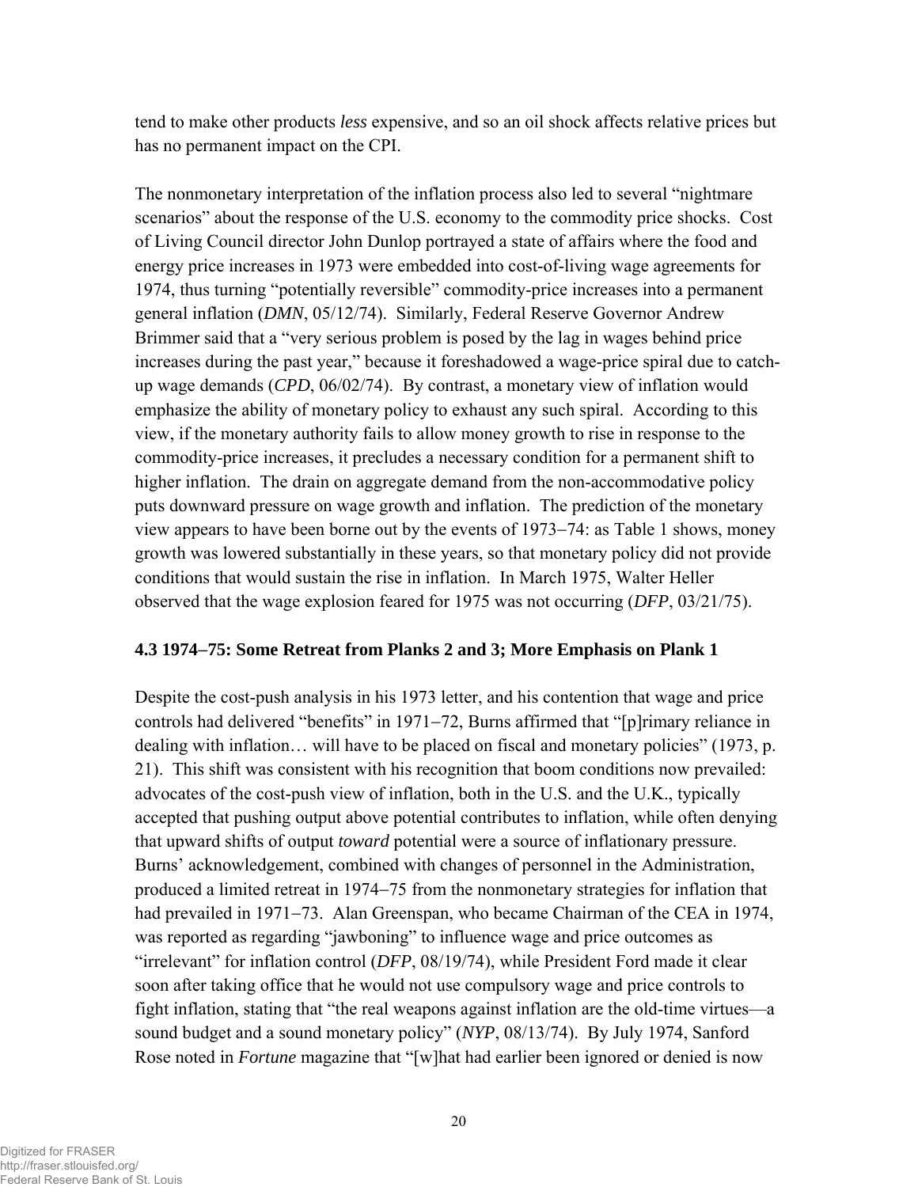tend to make other products *less* expensive, and so an oil shock affects relative prices but has no permanent impact on the CPI.

The nonmonetary interpretation of the inflation process also led to several "nightmare scenarios" about the response of the U.S. economy to the commodity price shocks. Cost of Living Council director John Dunlop portrayed a state of affairs where the food and energy price increases in 1973 were embedded into cost-of-living wage agreements for 1974, thus turning "potentially reversible" commodity-price increases into a permanent general inflation (*DMN*, 05/12/74). Similarly, Federal Reserve Governor Andrew Brimmer said that a "very serious problem is posed by the lag in wages behind price increases during the past year," because it foreshadowed a wage-price spiral due to catch-up wage demands (*CPD*, 06/02/74). By contrast, a monetary view of inflation would emphasize the ability of monetary policy to exhaust any such spiral. According to this view, if the monetary authority fails to allow money growth to rise in response to the commodity-price increases, it precludes a necessary condition for a permanent shift to higher inflation. The drain on aggregate demand from the non-accommodative policy puts downward pressure on wage growth and inflation. The prediction of the monetary view appears to have been borne out by the events of 1973–74: as Table 1 shows, money growth was lowered substantially in these years, so that monetary policy did not provide conditions that would sustain the rise in inflation. In March 1975, Walter Heller observed that the wage explosion feared for 1975 was not occurring (*DFP*, 03/21/75).

### 4.3 1974–75: Some Retreat from Planks 2 and 3; More Emphasis on Plank 1

Despite the cost-push analysis in his 1973 letter, and his contention that wage and price controls had delivered "benefits" in 1971–72, Burns affirmed that "[p]rimary reliance in dealing with inflation… will have to be placed on fiscal and monetary policies" (1973, p. 21). This shift was consistent with his recognition that boom conditions now prevailed: advocates of the cost-push view of inflation, both in the U.S. and the U.K., typically accepted that pushing output above potential contributes to inflation, while often denying that upward shifts of output *toward* potential were a source of inflationary pressure. Burns' acknowledgement, combined with changes of personnel in the Administration, produced a limited retreat in 1974–75 from the nonmonetary strategies for inflation that had prevailed in 1971–73. Alan Greenspan, who became Chairman of the CEA in 1974, was reported as regarding "jawboning" to influence wage and price outcomes as "irrelevant" for inflation control (*DFP*, 08/19/74), while President Ford made it clear soon after taking office that he would not use compulsory wage and price controls to fight inflation, stating that "the real weapons against inflation are the old-time virtues—a sound budget and a sound monetary policy" (*NYP*, 08/13/74). By July 1974, Sanford Rose noted in *Fortune* magazine that "[w]hat had earlier been ignored or denied is now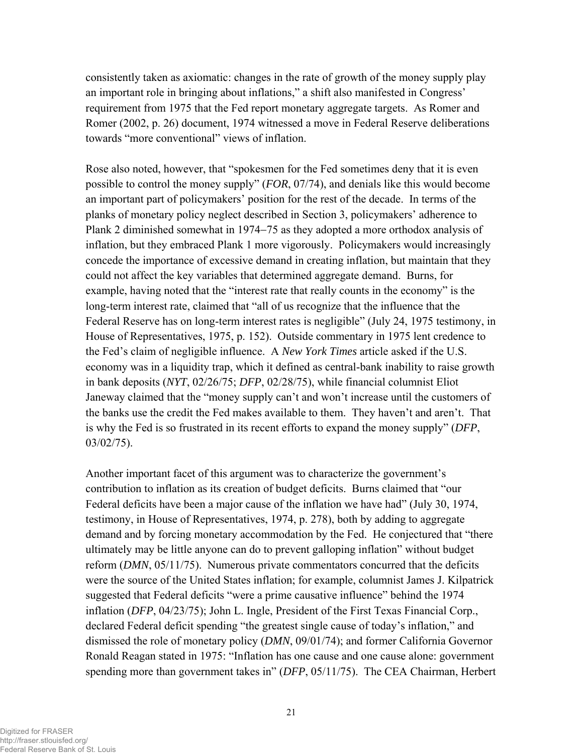consistently taken as axiomatic: changes in the rate of growth of the money supply play an important role in bringing about inflations," a shift also manifested in Congress' requirement from 1975 that the Fed report monetary aggregate targets. As Romer and Romer (2002, p. 26) document, 1974 witnessed a move in Federal Reserve deliberations towards "more conventional" views of inflation.

Rose also noted, however, that "spokesmen for the Fed sometimes deny that it is even possible to control the money supply" (*FOR*, 07/74), and denials like this would become an important part of policymakers' position for the rest of the decade. In terms of the planks of monetary policy neglect described in Section 3, policymakers' adherence to Plank 2 diminished somewhat in 1974–75 as they adopted a more orthodox analysis of inflation, but they embraced Plank 1 more vigorously. Policymakers would increasingly concede the importance of excessive demand in creating inflation, but maintain that they could not affect the key variables that determined aggregate demand. Burns, for example, having noted that the "interest rate that really counts in the economy" is the long-term interest rate, claimed that "all of us recognize that the influence that the Federal Reserve has on long-term interest rates is negligible" (July 24, 1975 testimony, in House of Representatives, 1975, p. 152). Outside commentary in 1975 lent credence to the Fed's claim of negligible influence. A *New York Times* article asked if the U.S. economy was in a liquidity trap, which it defined as central-bank inability to raise growth in bank deposits (*NYT*, 02/26/75; *DFP*, 02/28/75), while financial columnist Eliot Janeway claimed that the "money supply can't and won't increase until the customers of the banks use the credit the Fed makes available to them. They haven't and aren't. That is why the Fed is so frustrated in its recent efforts to expand the money supply" (*DFP*, 03/02/75).

Another important facet of this argument was to characterize the government's contribution to inflation as its creation of budget deficits. Burns claimed that "our Federal deficits have been a major cause of the inflation we have had" (July 30, 1974, testimony, in House of Representatives, 1974, p. 278), both by adding to aggregate demand and by forcing monetary accommodation by the Fed. He conjectured that "there ultimately may be little anyone can do to prevent galloping inflation" without budget reform (*DMN*, 05/11/75). Numerous private commentators concurred that the deficits were the source of the United States inflation; for example, columnist James J. Kilpatrick suggested that Federal deficits "were a prime causative influence" behind the 1974 inflation (*DFP*, 04/23/75); John L. Ingle, President of the First Texas Financial Corp., declared Federal deficit spending "the greatest single cause of today's inflation," and dismissed the role of monetary policy (*DMN*, 09/01/74); and former California Governor Ronald Reagan stated in 1975: "Inflation has one cause and one cause alone: government spending more than government takes in" (*DFP*, 05/11/75). The CEA Chairman, Herbert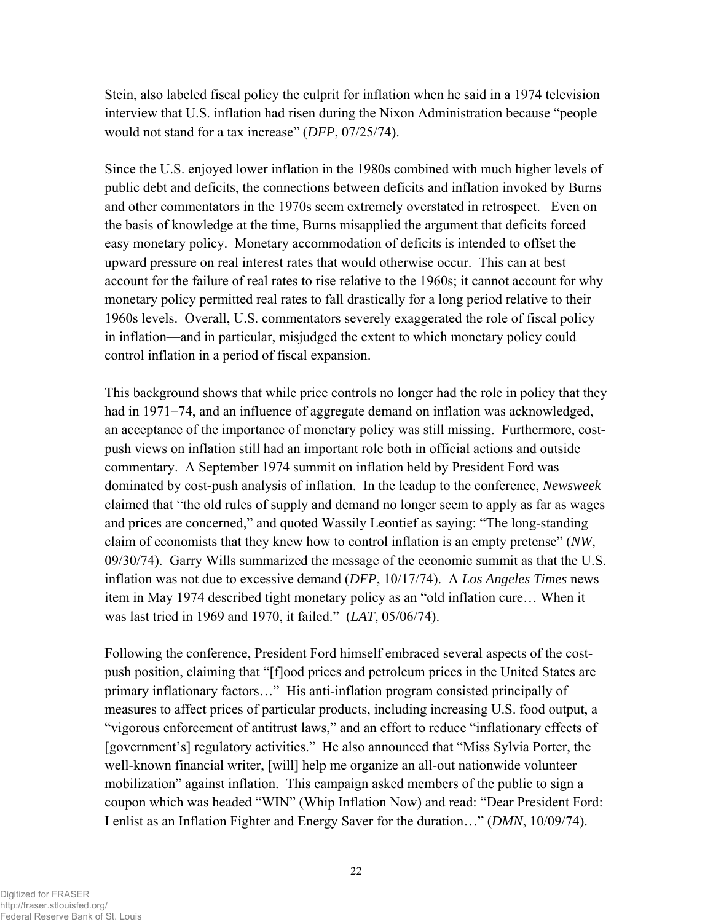Stein, also labeled fiscal policy the culprit for inflation when he said in a 1974 television interview that U.S. inflation had risen during the Nixon Administration because "people would not stand for a tax increase" (*DFP*, 07/25/74).

Since the U.S. enjoyed lower inflation in the 1980s combined with much higher levels of public debt and deficits, the connections between deficits and inflation invoked by Burns and other commentators in the 1970s seem extremely overstated in retrospect. Even on the basis of knowledge at the time, Burns misapplied the argument that deficits forced easy monetary policy. Monetary accommodation of deficits is intended to offset the upward pressure on real interest rates that would otherwise occur. This can at best account for the failure of real rates to rise relative to the 1960s; it cannot account for why monetary policy permitted real rates to fall drastically for a long period relative to their 1960s levels. Overall, U.S. commentators severely exaggerated the role of fiscal policy in inflation—and in particular, misjudged the extent to which monetary policy could control inflation in a period of fiscal expansion.

This background shows that while price controls no longer had the role in policy that they had in 1971−74, and an influence of aggregate demand on inflation was acknowledged, an acceptance of the importance of monetary policy was still missing. Furthermore, cost-push views on inflation still had an important role both in official actions and outside commentary. A September 1974 summit on inflation held by President Ford was dominated by cost-push analysis of inflation. In the leadup to the conference, *Newsweek* claimed that "the old rules of supply and demand no longer seem to apply as far as wages and prices are concerned," and quoted Wassily Leontief as saying: "The long-standing claim of economists that they knew how to control inflation is an empty pretense" (*NW*, 09/30/74). Garry Wills summarized the message of the economic summit as that the U.S. inflation was not due to excessive demand (*DFP*, 10/17/74). A *Los Angeles Times* news item in May 1974 described tight monetary policy as an "old inflation cure… When it was last tried in 1969 and 1970, it failed." (*LAT*, 05/06/74).

Following the conference, President Ford himself embraced several aspects of the cost-push position, claiming that "[f]ood prices and petroleum prices in the United States are primary inflationary factors…" His anti-inflation program consisted principally of measures to affect prices of particular products, including increasing U.S. food output, a "vigorous enforcement of antitrust laws," and an effort to reduce "inflationary effects of [government's] regulatory activities." He also announced that "Miss Sylvia Porter, the well-known financial writer, [will] help me organize an all-out nationwide volunteer mobilization" against inflation. This campaign asked members of the public to sign a coupon which was headed "WIN" (Whip Inflation Now) and read: "Dear President Ford: I enlist as an Inflation Fighter and Energy Saver for the duration…" (*DMN*, 10/09/74).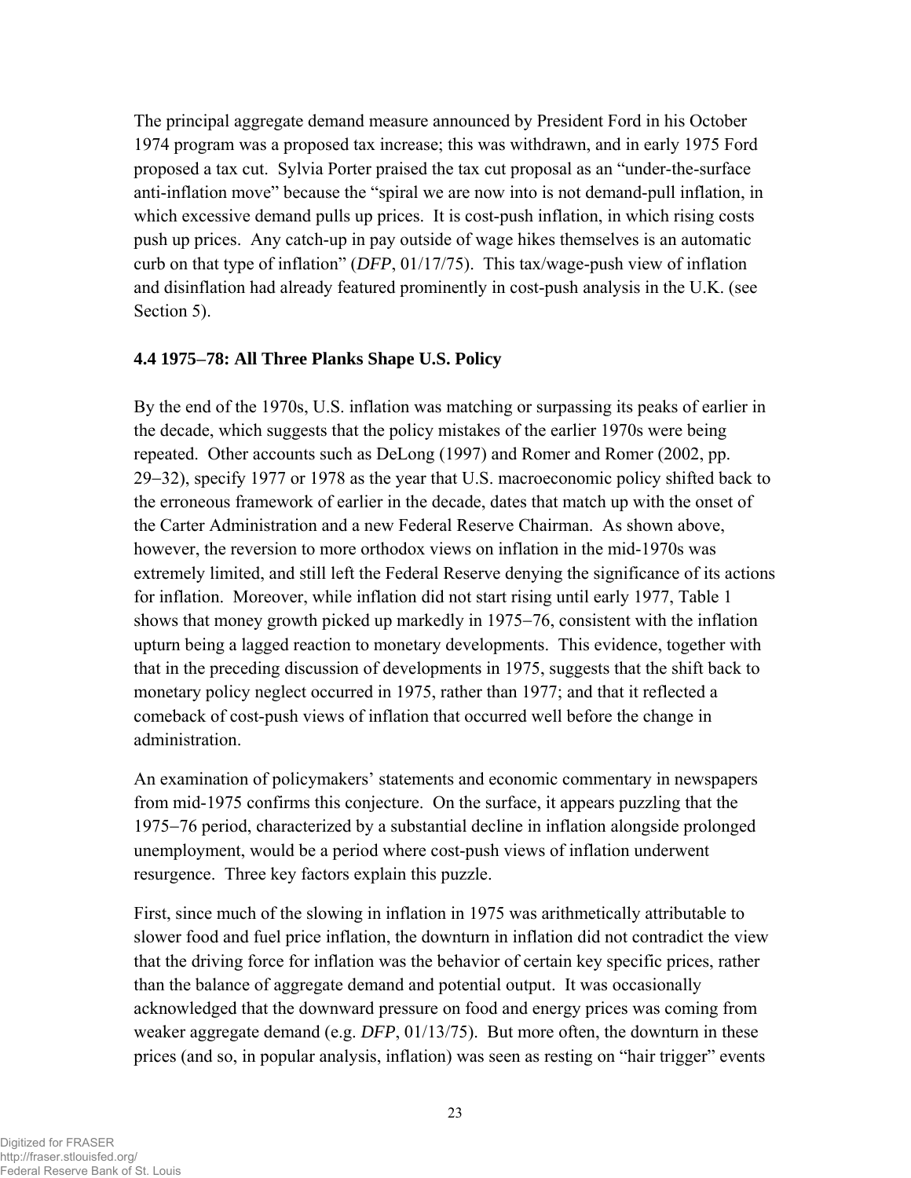The principal aggregate demand measure announced by President Ford in his October 1974 program was a proposed tax increase; this was withdrawn, and in early 1975 Ford proposed a tax cut. Sylvia Porter praised the tax cut proposal as an "under-the-surface anti-inflation move" because the "spiral we are now into is not demand-pull inflation, in which excessive demand pulls up prices. It is cost-push inflation, in which rising costs push up prices. Any catch-up in pay outside of wage hikes themselves is an automatic curb on that type of inflation" (*DFP*, 01/17/75). This tax/wage-push view of inflation and disinflation had already featured prominently in cost-push analysis in the U.K. (see Section 5).

### 4.4 1975–78: All Three Planks Shape U.S. Policy

By the end of the 1970s, U.S. inflation was matching or surpassing its peaks of earlier in the decade, which suggests that the policy mistakes of the earlier 1970s were being repeated. Other accounts such as DeLong (1997) and Romer and Romer (2002, pp. 29–32), specify 1977 or 1978 as the year that U.S. macroeconomic policy shifted back to the erroneous framework of earlier in the decade, dates that match up with the onset of the Carter Administration and a new Federal Reserve Chairman. As shown above, however, the reversion to more orthodox views on inflation in the mid-1970s was extremely limited, and still left the Federal Reserve denying the significance of its actions for inflation. Moreover, while inflation did not start rising until early 1977, Table 1 shows that money growth picked up markedly in 1975–76, consistent with the inflation upturn being a lagged reaction to monetary developments. This evidence, together with that in the preceding discussion of developments in 1975, suggests that the shift back to monetary policy neglect occurred in 1975, rather than 1977; and that it reflected a comeback of cost-push views of inflation that occurred well before the change in administration.

An examination of policymakers' statements and economic commentary in newspapers from mid-1975 confirms this conjecture. On the surface, it appears puzzling that the 1975–76 period, characterized by a substantial decline in inflation alongside prolonged unemployment, would be a period where cost-push views of inflation underwent resurgence. Three key factors explain this puzzle.

First, since much of the slowing in inflation in 1975 was arithmetically attributable to slower food and fuel price inflation, the downturn in inflation did not contradict the view that the driving force for inflation was the behavior of certain key specific prices, rather than the balance of aggregate demand and potential output. It was occasionally acknowledged that the downward pressure on food and energy prices was coming from weaker aggregate demand (e.g. *DFP*, 01/13/75). But more often, the downturn in these prices (and so, in popular analysis, inflation) was seen as resting on "hair trigger" events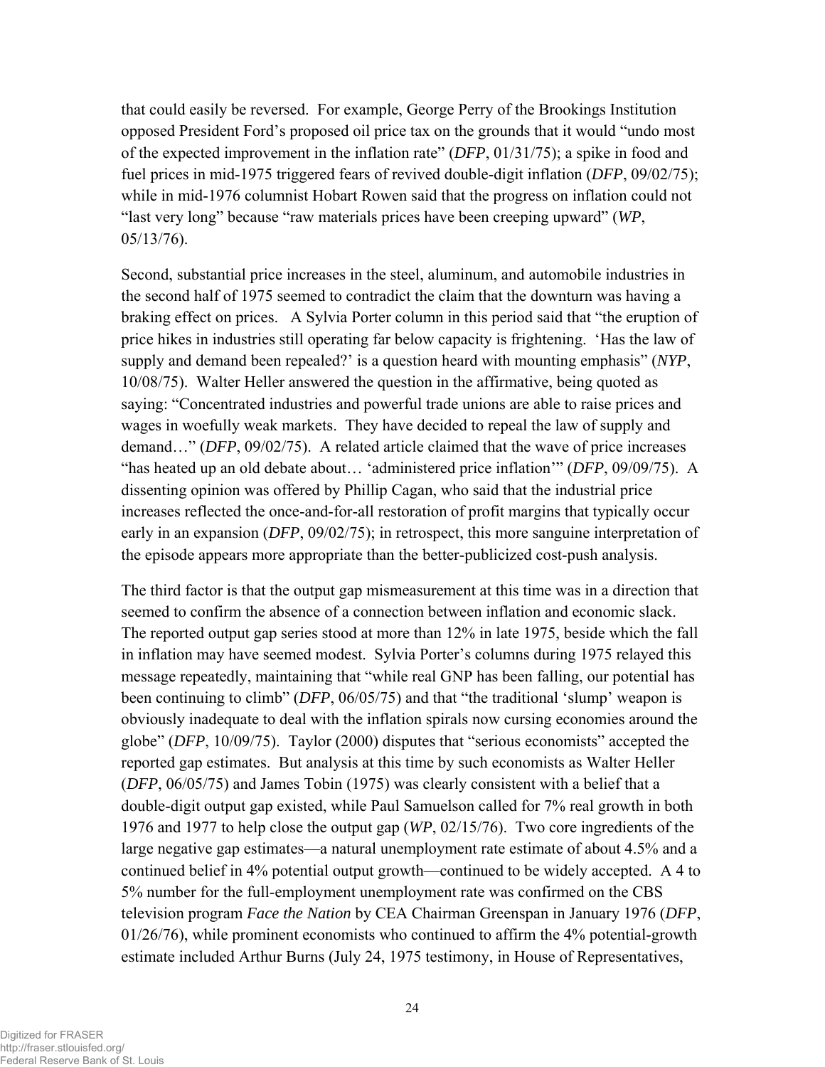that could easily be reversed. For example, George Perry of the Brookings Institution opposed President Ford's proposed oil price tax on the grounds that it would "undo most of the expected improvement in the inflation rate" (*DFP*, 01/31/75); a spike in food and fuel prices in mid-1975 triggered fears of revived double-digit inflation (*DFP*, 09/02/75); while in mid-1976 columnist Hobart Rowen said that the progress on inflation could not "last very long" because "raw materials prices have been creeping upward" (*WP*, 05/13/76).

Second, substantial price increases in the steel, aluminum, and automobile industries in the second half of 1975 seemed to contradict the claim that the downturn was having a braking effect on prices. A Sylvia Porter column in this period said that "the eruption of price hikes in industries still operating far below capacity is frightening. 'Has the law of supply and demand been repealed?' is a question heard with mounting emphasis" (*NYP*, 10/08/75). Walter Heller answered the question in the affirmative, being quoted as saying: "Concentrated industries and powerful trade unions are able to raise prices and wages in woefully weak markets. They have decided to repeal the law of supply and demand…" (*DFP*, 09/02/75). A related article claimed that the wave of price increases "has heated up an old debate about… 'administered price inflation'" (*DFP*, 09/09/75). A dissenting opinion was offered by Phillip Cagan, who said that the industrial price increases reflected the once-and-for-all restoration of profit margins that typically occur early in an expansion (*DFP*, 09/02/75); in retrospect, this more sanguine interpretation of the episode appears more appropriate than the better-publicized cost-push analysis.

The third factor is that the output gap mismeasurement at this time was in a direction that seemed to confirm the absence of a connection between inflation and economic slack. The reported output gap series stood at more than 12% in late 1975, beside which the fall in inflation may have seemed modest. Sylvia Porter's columns during 1975 relayed this message repeatedly, maintaining that "while real GNP has been falling, our potential has been continuing to climb" (*DFP*, 06/05/75) and that "the traditional 'slump' weapon is obviously inadequate to deal with the inflation spirals now cursing economies around the globe" (*DFP*, 10/09/75). Taylor (2000) disputes that "serious economists" accepted the reported gap estimates. But analysis at this time by such economists as Walter Heller (*DFP*, 06/05/75) and James Tobin (1975) was clearly consistent with a belief that a double-digit output gap existed, while Paul Samuelson called for 7% real growth in both 1976 and 1977 to help close the output gap (*WP*, 02/15/76). Two core ingredients of the large negative gap estimates—a natural unemployment rate estimate of about 4.5% and a continued belief in 4% potential output growth—continued to be widely accepted. A 4 to 5% number for the full-employment unemployment rate was confirmed on the CBS television program *Face the Nation* by CEA Chairman Greenspan in January 1976 (*DFP*, 01/26/76), while prominent economists who continued to affirm the 4% potential-growth estimate included Arthur Burns (July 24, 1975 testimony, in House of Representatives,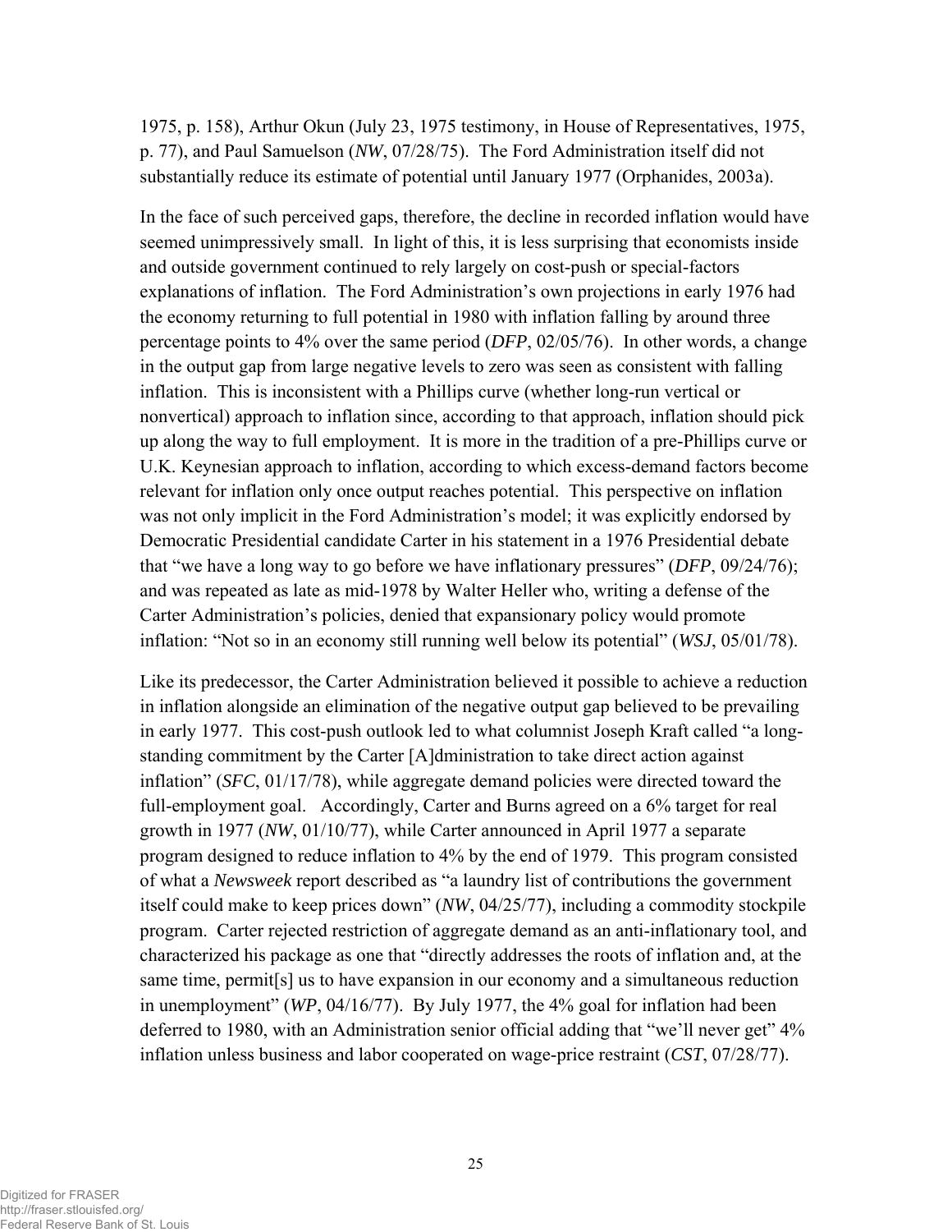1975, p. 158), Arthur Okun (July 23, 1975 testimony, in House of Representatives, 1975, p. 77), and Paul Samuelson (*NW*, 07/28/75). The Ford Administration itself did not substantially reduce its estimate of potential until January 1977 (Orphanides, 2003a).

In the face of such perceived gaps, therefore, the decline in recorded inflation would have seemed unimpressively small. In light of this, it is less surprising that economists inside and outside government continued to rely largely on cost-push or special-factors explanations of inflation. The Ford Administration's own projections in early 1976 had the economy returning to full potential in 1980 with inflation falling by around three percentage points to 4% over the same period (*DFP*, 02/05/76). In other words, a change in the output gap from large negative levels to zero was seen as consistent with falling inflation. This is inconsistent with a Phillips curve (whether long-run vertical or nonvertical) approach to inflation since, according to that approach, inflation should pick up along the way to full employment. It is more in the tradition of a pre-Phillips curve or U.K. Keynesian approach to inflation, according to which excess-demand factors become relevant for inflation only once output reaches potential. This perspective on inflation was not only implicit in the Ford Administration's model; it was explicitly endorsed by Democratic Presidential candidate Carter in his statement in a 1976 Presidential debate that "we have a long way to go before we have inflationary pressures" (*DFP*, 09/24/76); and was repeated as late as mid-1978 by Walter Heller who, writing a defense of the Carter Administration's policies, denied that expansionary policy would promote inflation: "Not so in an economy still running well below its potential" (*WSJ*, 05/01/78).

Like its predecessor, the Carter Administration believed it possible to achieve a reduction in inflation alongside an elimination of the negative output gap believed to be prevailing in early 1977. This cost-push outlook led to what columnist Joseph Kraft called "a long-standing commitment by the Carter [A]dministration to take direct action against inflation" (*SFC*, 01/17/78), while aggregate demand policies were directed toward the full-employment goal. Accordingly, Carter and Burns agreed on a 6% target for real growth in 1977 (*NW*, 01/10/77), while Carter announced in April 1977 a separate program designed to reduce inflation to 4% by the end of 1979. This program consisted of what a *Newsweek* report described as "a laundry list of contributions the government itself could make to keep prices down" (*NW*, 04/25/77), including a commodity stockpile program. Carter rejected restriction of aggregate demand as an anti-inflationary tool, and characterized his package as one that "directly addresses the roots of inflation and, at the same time, permit[s] us to have expansion in our economy and a simultaneous reduction in unemployment" (*WP*, 04/16/77). By July 1977, the 4% goal for inflation had been deferred to 1980, with an Administration senior official adding that "we'll never get" 4% inflation unless business and labor cooperated on wage-price restraint (*CST*, 07/28/77).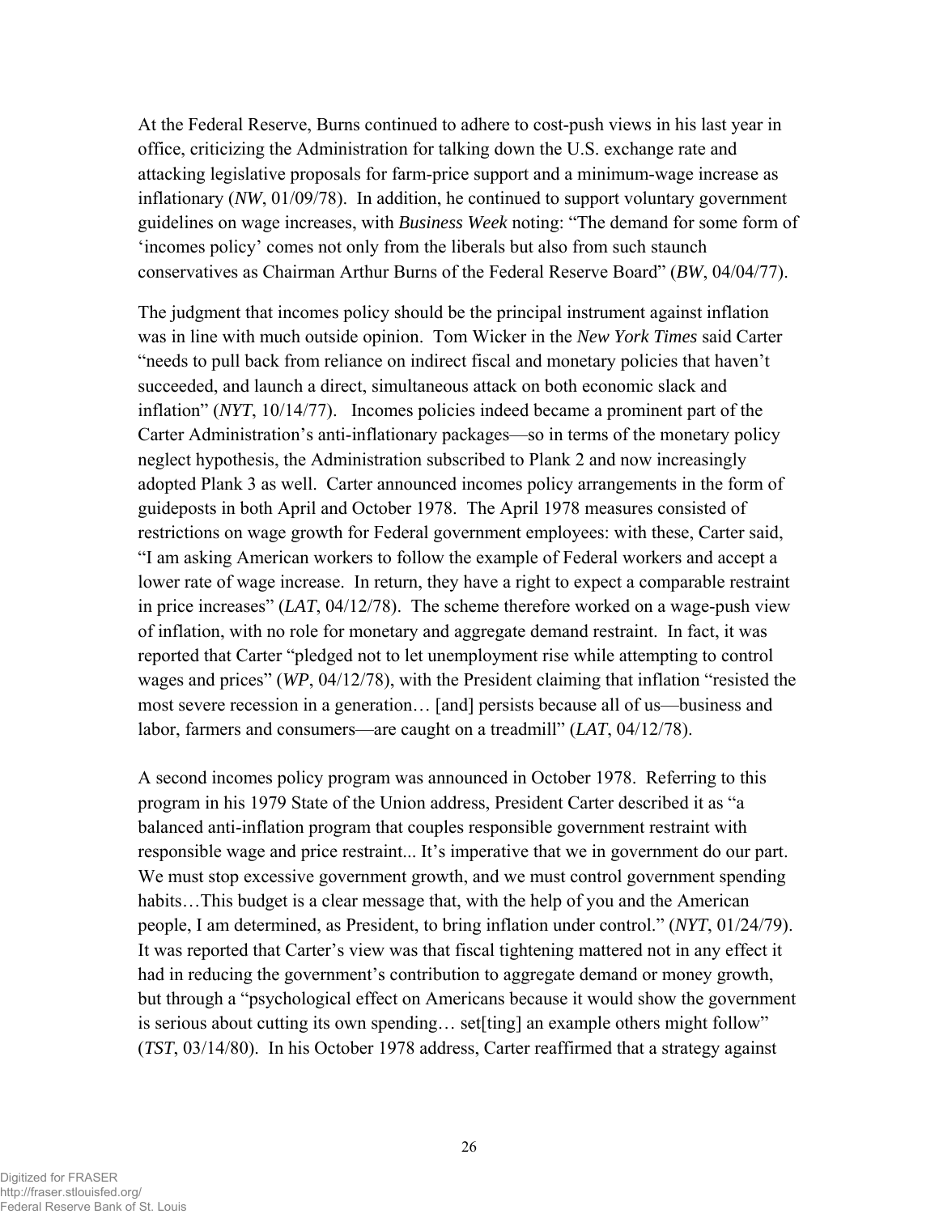At the Federal Reserve, Burns continued to adhere to cost-push views in his last year in office, criticizing the Administration for talking down the U.S. exchange rate and attacking legislative proposals for farm-price support and a minimum-wage increase as inflationary (*NW*, 01/09/78). In addition, he continued to support voluntary government guidelines on wage increases, with *Business Week* noting: "The demand for some form of 'incomes policy' comes not only from the liberals but also from such staunch conservatives as Chairman Arthur Burns of the Federal Reserve Board" (*BW*, 04/04/77).

The judgment that incomes policy should be the principal instrument against inflation was in line with much outside opinion. Tom Wicker in the *New York Times* said Carter "needs to pull back from reliance on indirect fiscal and monetary policies that haven't succeeded, and launch a direct, simultaneous attack on both economic slack and inflation" (*NYT*, 10/14/77). Incomes policies indeed became a prominent part of the Carter Administration's anti-inflationary packages—so in terms of the monetary policy neglect hypothesis, the Administration subscribed to Plank 2 and now increasingly adopted Plank 3 as well. Carter announced incomes policy arrangements in the form of guideposts in both April and October 1978. The April 1978 measures consisted of restrictions on wage growth for Federal government employees: with these, Carter said, "I am asking American workers to follow the example of Federal workers and accept a lower rate of wage increase. In return, they have a right to expect a comparable restraint in price increases" (*LAT*, 04/12/78). The scheme therefore worked on a wage-push view of inflation, with no role for monetary and aggregate demand restraint. In fact, it was reported that Carter "pledged not to let unemployment rise while attempting to control wages and prices" (*WP*, 04/12/78), with the President claiming that inflation "resisted the most severe recession in a generation… [and] persists because all of us—business and labor, farmers and consumers—are caught on a treadmill" (*LAT*, 04/12/78).

A second incomes policy program was announced in October 1978. Referring to this program in his 1979 State of the Union address, President Carter described it as "a balanced anti-inflation program that couples responsible government restraint with responsible wage and price restraint... It's imperative that we in government do our part. We must stop excessive government growth, and we must control government spending habits…This budget is a clear message that, with the help of you and the American people, I am determined, as President, to bring inflation under control." (*NYT*, 01/24/79). It was reported that Carter's view was that fiscal tightening mattered not in any effect it had in reducing the government's contribution to aggregate demand or money growth, but through a "psychological effect on Americans because it would show the government is serious about cutting its own spending… set[ting] an example others might follow" (*TST*, 03/14/80). In his October 1978 address, Carter reaffirmed that a strategy against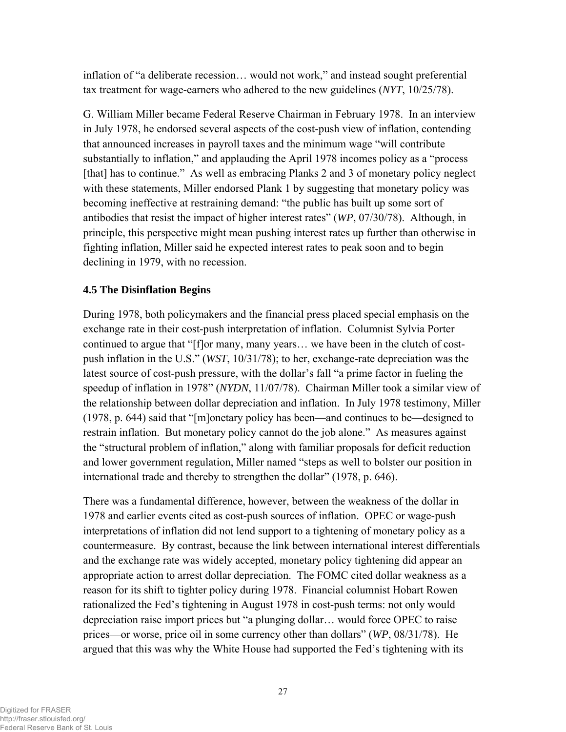inflation of "a deliberate recession… would not work," and instead sought preferential tax treatment for wage-earners who adhered to the new guidelines (*NYT*, 10/25/78).

G. William Miller became Federal Reserve Chairman in February 1978. In an interview in July 1978, he endorsed several aspects of the cost-push view of inflation, contending that announced increases in payroll taxes and the minimum wage "will contribute substantially to inflation," and applauding the April 1978 incomes policy as a "process [that] has to continue." As well as embracing Planks 2 and 3 of monetary policy neglect with these statements, Miller endorsed Plank 1 by suggesting that monetary policy was becoming ineffective at restraining demand: "the public has built up some sort of antibodies that resist the impact of higher interest rates" (*WP*, 07/30/78). Although, in principle, this perspective might mean pushing interest rates up further than otherwise in fighting inflation, Miller said he expected interest rates to peak soon and to begin declining in 1979, with no recession.

### 4.5 The Disinflation Begins

During 1978, both policymakers and the financial press placed special emphasis on the exchange rate in their cost-push interpretation of inflation. Columnist Sylvia Porter continued to argue that "[f]or many, many years… we have been in the clutch of cost-push inflation in the U.S." (*WST*, 10/31/78); to her, exchange-rate depreciation was the latest source of cost-push pressure, with the dollar's fall "a prime factor in fueling the speedup of inflation in 1978" (*NYDN*, 11/07/78). Chairman Miller took a similar view of the relationship between dollar depreciation and inflation. In July 1978 testimony, Miller (1978, p. 644) said that "[m]onetary policy has been—and continues to be—designed to restrain inflation. But monetary policy cannot do the job alone." As measures against the "structural problem of inflation," along with familiar proposals for deficit reduction and lower government regulation, Miller named "steps as well to bolster our position in international trade and thereby to strengthen the dollar" (1978, p. 646).

There was a fundamental difference, however, between the weakness of the dollar in 1978 and earlier events cited as cost-push sources of inflation. OPEC or wage-push interpretations of inflation did not lend support to a tightening of monetary policy as a countermeasure. By contrast, because the link between international interest differentials and the exchange rate was widely accepted, monetary policy tightening did appear an appropriate action to arrest dollar depreciation. The FOMC cited dollar weakness as a reason for its shift to tighter policy during 1978. Financial columnist Hobart Rowen rationalized the Fed's tightening in August 1978 in cost-push terms: not only would depreciation raise import prices but "a plunging dollar… would force OPEC to raise prices—or worse, price oil in some currency other than dollars" (*WP*, 08/31/78). He argued that this was why the White House had supported the Fed's tightening with its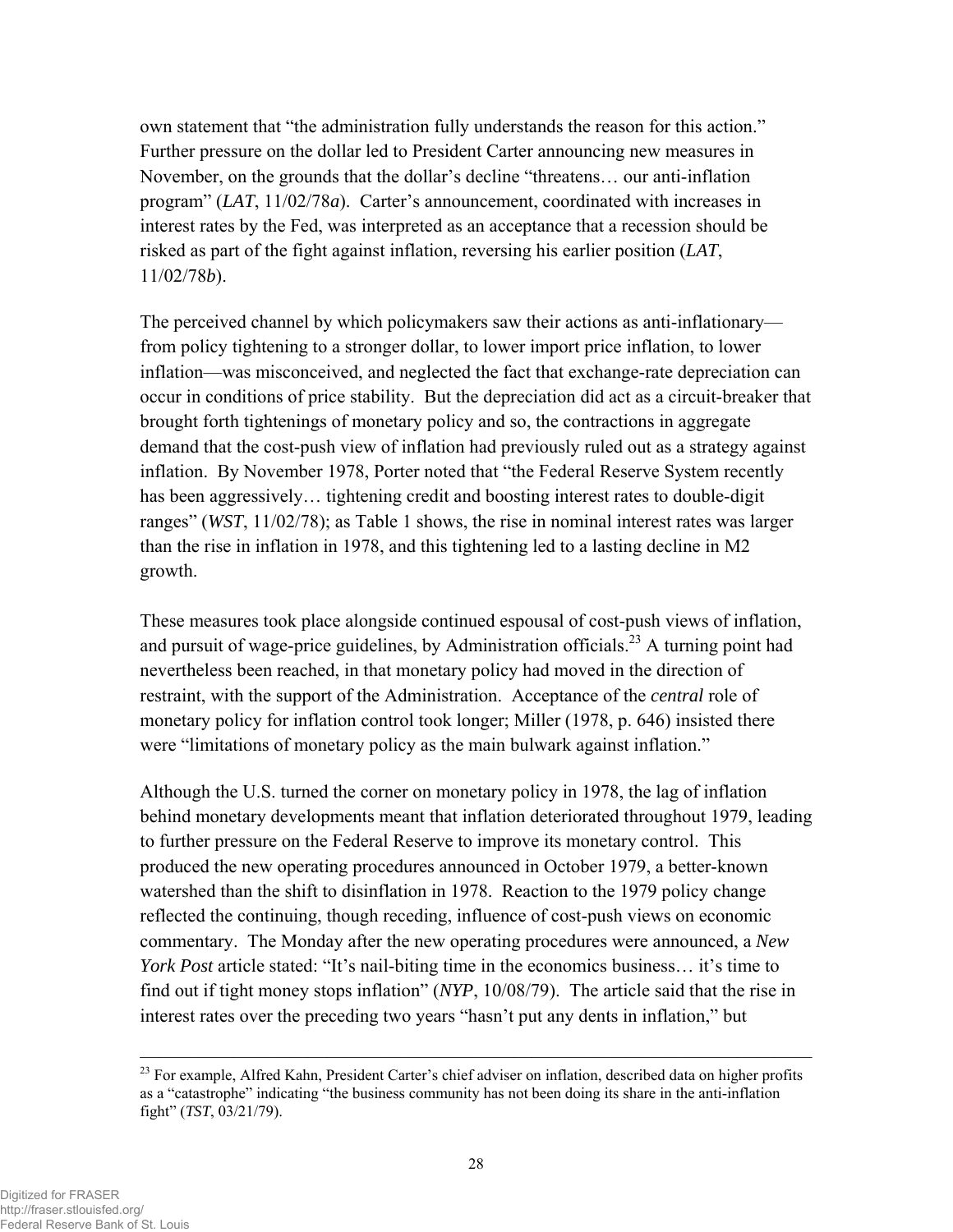own statement that "the administration fully understands the reason for this action." Further pressure on the dollar led to President Carter announcing new measures in November, on the grounds that the dollar's decline "threatens… our anti-inflation program" (*LAT*, 11/02/78*a*). Carter's announcement, coordinated with increases in interest rates by the Fed, was interpreted as an acceptance that a recession should be risked as part of the fight against inflation, reversing his earlier position (*LAT*, 11/02/78*b*).

The perceived channel by which policymakers saw their actions as anti-inflationary—from policy tightening to a stronger dollar, to lower import price inflation, to lower inflation—was misconceived, and neglected the fact that exchange-rate depreciation can occur in conditions of price stability. But the depreciation did act as a circuit-breaker that brought forth tightenings of monetary policy and so, the contractions in aggregate demand that the cost-push view of inflation had previously ruled out as a strategy against inflation. By November 1978, Porter noted that "the Federal Reserve System recently has been aggressively… tightening credit and boosting interest rates to double-digit ranges" (*WST*, 11/02/78); as Table 1 shows, the rise in nominal interest rates was larger than the rise in inflation in 1978, and this tightening led to a lasting decline in M2 growth.

These measures took place alongside continued espousal of cost-push views of inflation, and pursuit of wage-price guidelines, by Administration officials.[23] A turning point had nevertheless been reached, in that monetary policy had moved in the direction of restraint, with the support of the Administration. Acceptance of the *central* role of monetary policy for inflation control took longer; Miller (1978, p. 646) insisted there were "limitations of monetary policy as the main bulwark against inflation."

Although the U.S. turned the corner on monetary policy in 1978, the lag of inflation behind monetary developments meant that inflation deteriorated throughout 1979, leading to further pressure on the Federal Reserve to improve its monetary control. This produced the new operating procedures announced in October 1979, a better-known watershed than the shift to disinflation in 1978. Reaction to the 1979 policy change reflected the continuing, though receding, influence of cost-push views on economic commentary. The Monday after the new operating procedures were announced, a *New York Post* article stated: "It's nail-biting time in the economics business… it's time to find out if tight money stops inflation" (*NYP*, 10/08/79). The article said that the rise in interest rates over the preceding two years "hasn't put any dents in inflation," but

---

[23] For example, Alfred Kahn, President Carter's chief adviser on inflation, described data on higher profits as a "catastrophe" indicating "the business community has not been doing its share in the anti-inflation fight" (*TST*, 03/21/79).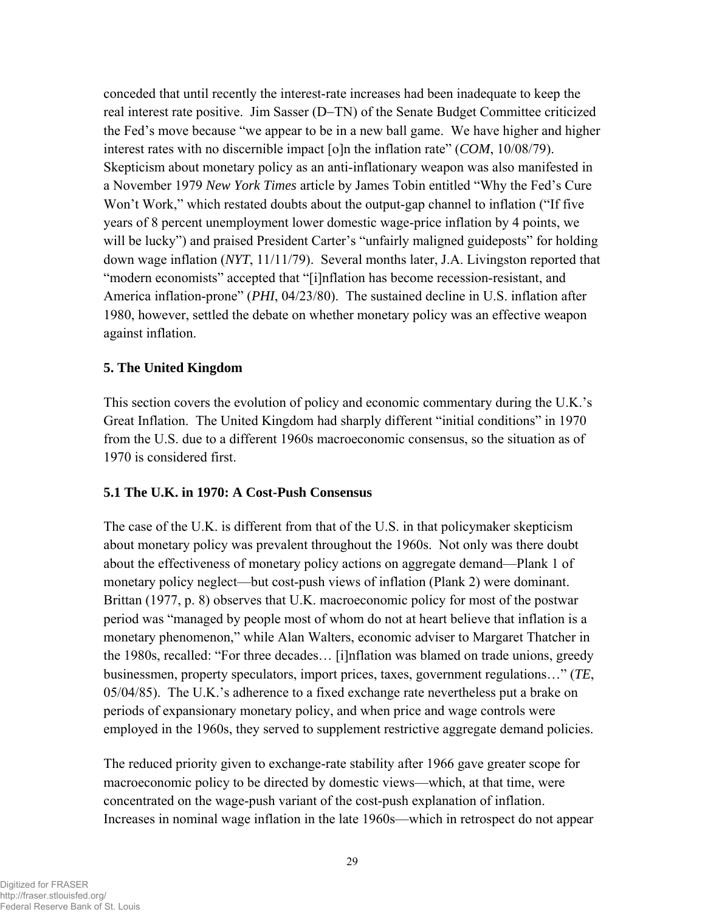conceded that until recently the interest-rate increases had been inadequate to keep the real interest rate positive. Jim Sasser (D–TN) of the Senate Budget Committee criticized the Fed's move because "we appear to be in a new ball game. We have higher and higher interest rates with no discernible impact [o]n the inflation rate" (*COM*, 10/08/79). Skepticism about monetary policy as an anti-inflationary weapon was also manifested in a November 1979 *New York Times* article by James Tobin entitled "Why the Fed's Cure Won't Work," which restated doubts about the output-gap channel to inflation ("If five years of 8 percent unemployment lower domestic wage-price inflation by 4 points, we will be lucky") and praised President Carter's "unfairly maligned guideposts" for holding down wage inflation (*NYT*, 11/11/79). Several months later, J.A. Livingston reported that "modern economists" accepted that "[i]nflation has become recession-resistant, and America inflation-prone" (*PHI*, 04/23/80). The sustained decline in U.S. inflation after 1980, however, settled the debate on whether monetary policy was an effective weapon against inflation.

## 5. The United Kingdom

This section covers the evolution of policy and economic commentary during the U.K.'s Great Inflation. The United Kingdom had sharply different "initial conditions" in 1970 from the U.S. due to a different 1960s macroeconomic consensus, so the situation as of 1970 is considered first.

### 5.1 The U.K. in 1970: A Cost-Push Consensus

The case of the U.K. is different from that of the U.S. in that policymaker skepticism about monetary policy was prevalent throughout the 1960s. Not only was there doubt about the effectiveness of monetary policy actions on aggregate demand—Plank 1 of monetary policy neglect—but cost-push views of inflation (Plank 2) were dominant. Brittan (1977, p. 8) observes that U.K. macroeconomic policy for most of the postwar period was "managed by people most of whom do not at heart believe that inflation is a monetary phenomenon," while Alan Walters, economic adviser to Margaret Thatcher in the 1980s, recalled: "For three decades… [i]nflation was blamed on trade unions, greedy businessmen, property speculators, import prices, taxes, government regulations…" (*TE*, 05/04/85). The U.K.'s adherence to a fixed exchange rate nevertheless put a brake on periods of expansionary monetary policy, and when price and wage controls were employed in the 1960s, they served to supplement restrictive aggregate demand policies.

The reduced priority given to exchange-rate stability after 1966 gave greater scope for macroeconomic policy to be directed by domestic views—which, at that time, were concentrated on the wage-push variant of the cost-push explanation of inflation. Increases in nominal wage inflation in the late 1960s—which in retrospect do not appear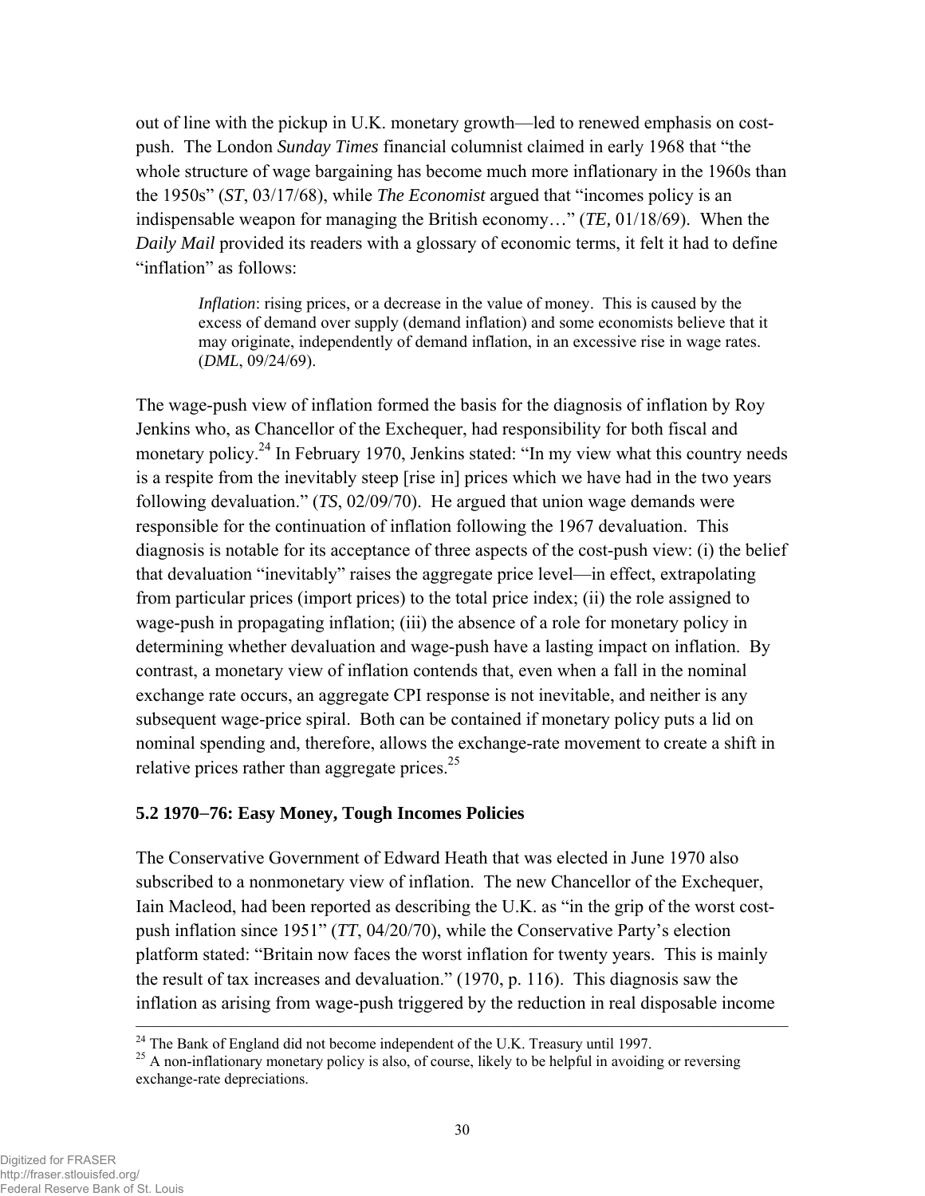out of line with the pickup in U.K. monetary growth—led to renewed emphasis on cost-push. The London *Sunday Times* financial columnist claimed in early 1968 that "the whole structure of wage bargaining has become much more inflationary in the 1960s than the 1950s" (*ST*, 03/17/68), while *The Economist* argued that "incomes policy is an indispensable weapon for managing the British economy…" (*TE,* 01/18/69). When the *Daily Mail* provided its readers with a glossary of economic terms, it felt it had to define "inflation" as follows:

> *Inflation*: rising prices, or a decrease in the value of money. This is caused by the excess of demand over supply (demand inflation) and some economists believe that it may originate, independently of demand inflation, in an excessive rise in wage rates. (*DML*, 09/24/69).

The wage-push view of inflation formed the basis for the diagnosis of inflation by Roy Jenkins who, as Chancellor of the Exchequer, had responsibility for both fiscal and monetary policy.[24] In February 1970, Jenkins stated: "In my view what this country needs is a respite from the inevitably steep [rise in] prices which we have had in the two years following devaluation." (*TS*, 02/09/70). He argued that union wage demands were responsible for the continuation of inflation following the 1967 devaluation. This diagnosis is notable for its acceptance of three aspects of the cost-push view: (i) the belief that devaluation "inevitably" raises the aggregate price level—in effect, extrapolating from particular prices (import prices) to the total price index; (ii) the role assigned to wage-push in propagating inflation; (iii) the absence of a role for monetary policy in determining whether devaluation and wage-push have a lasting impact on inflation. By contrast, a monetary view of inflation contends that, even when a fall in the nominal exchange rate occurs, an aggregate CPI response is not inevitable, and neither is any subsequent wage-price spiral. Both can be contained if monetary policy puts a lid on nominal spending and, therefore, allows the exchange-rate movement to create a shift in relative prices rather than aggregate prices.[25]

### 5.2 1970–76: Easy Money, Tough Incomes Policies

The Conservative Government of Edward Heath that was elected in June 1970 also subscribed to a nonmonetary view of inflation. The new Chancellor of the Exchequer, Iain Macleod, had been reported as describing the U.K. as "in the grip of the worst cost-push inflation since 1951" (*TT*, 04/20/70), while the Conservative Party's election platform stated: "Britain now faces the worst inflation for twenty years. This is mainly the result of tax increases and devaluation." (1970, p. 116). This diagnosis saw the inflation as arising from wage-push triggered by the reduction in real disposable income

---

[24] The Bank of England did not become independent of the U.K. Treasury until 1997.

[25] A non-inflationary monetary policy is also, of course, likely to be helpful in avoiding or reversing exchange-rate depreciations.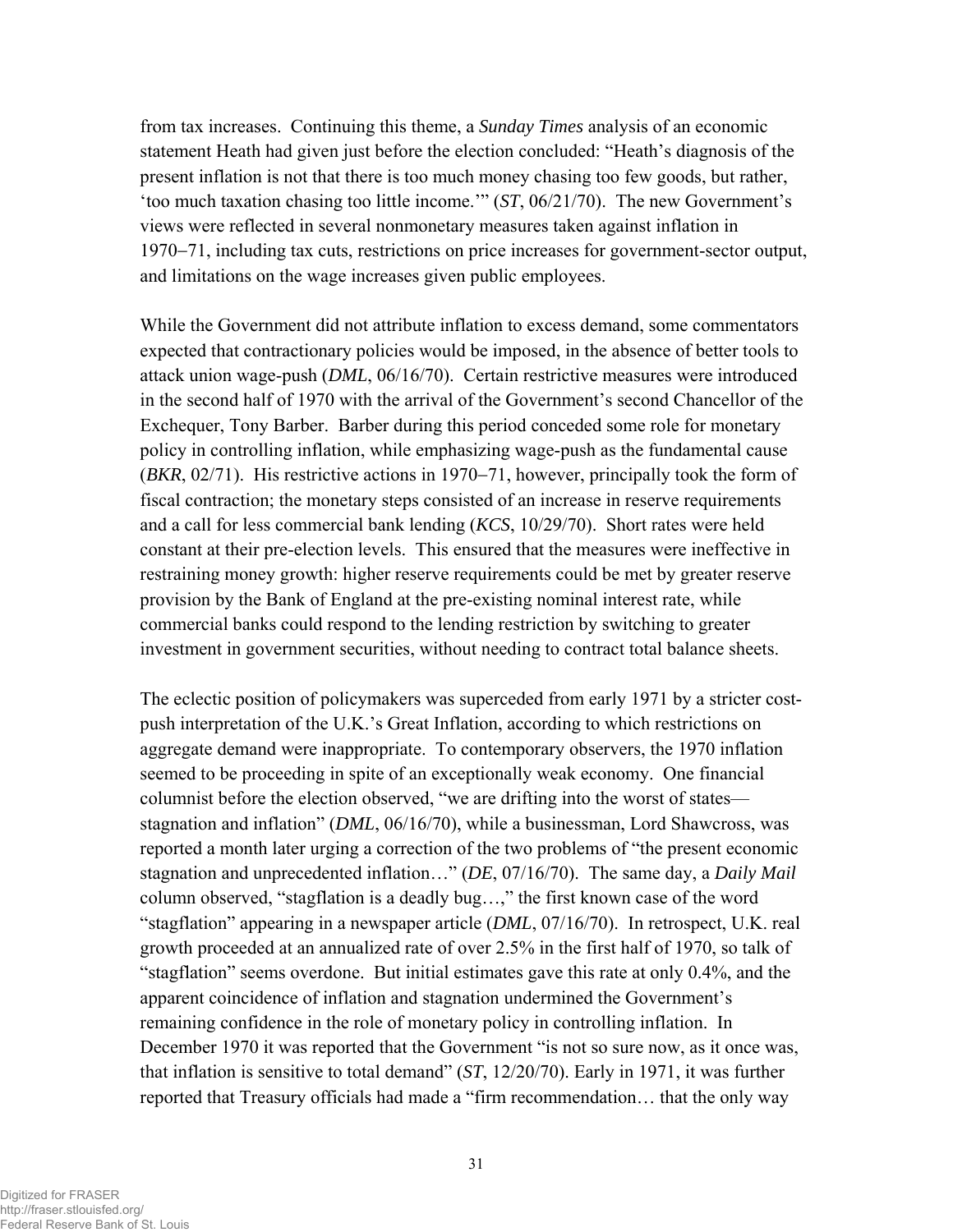from tax increases. Continuing this theme, a *Sunday Times* analysis of an economic statement Heath had given just before the election concluded: "Heath's diagnosis of the present inflation is not that there is too much money chasing too few goods, but rather, 'too much taxation chasing too little income.'" (*ST*, 06/21/70). The new Government's views were reflected in several nonmonetary measures taken against inflation in 1970–71, including tax cuts, restrictions on price increases for government-sector output, and limitations on the wage increases given public employees.

While the Government did not attribute inflation to excess demand, some commentators expected that contractionary policies would be imposed, in the absence of better tools to attack union wage-push (*DML*, 06/16/70). Certain restrictive measures were introduced in the second half of 1970 with the arrival of the Government's second Chancellor of the Exchequer, Tony Barber. Barber during this period conceded some role for monetary policy in controlling inflation, while emphasizing wage-push as the fundamental cause (*BKR*, 02/71). His restrictive actions in 1970–71, however, principally took the form of fiscal contraction; the monetary steps consisted of an increase in reserve requirements and a call for less commercial bank lending (*KCS*, 10/29/70). Short rates were held constant at their pre-election levels. This ensured that the measures were ineffective in restraining money growth: higher reserve requirements could be met by greater reserve provision by the Bank of England at the pre-existing nominal interest rate, while commercial banks could respond to the lending restriction by switching to greater investment in government securities, without needing to contract total balance sheets.

The eclectic position of policymakers was superceded from early 1971 by a stricter cost-push interpretation of the U.K.'s Great Inflation, according to which restrictions on aggregate demand were inappropriate. To contemporary observers, the 1970 inflation seemed to be proceeding in spite of an exceptionally weak economy. One financial columnist before the election observed, "we are drifting into the worst of states—stagnation and inflation" (*DML*, 06/16/70), while a businessman, Lord Shawcross, was reported a month later urging a correction of the two problems of "the present economic stagnation and unprecedented inflation…" (*DE*, 07/16/70). The same day, a *Daily Mail* column observed, "stagflation is a deadly bug…," the first known case of the word "stagflation" appearing in a newspaper article (*DML*, 07/16/70). In retrospect, U.K. real growth proceeded at an annualized rate of over 2.5% in the first half of 1970, so talk of "stagflation" seems overdone. But initial estimates gave this rate at only 0.4%, and the apparent coincidence of inflation and stagnation undermined the Government's remaining confidence in the role of monetary policy in controlling inflation. In December 1970 it was reported that the Government "is not so sure now, as it once was, that inflation is sensitive to total demand" (*ST*, 12/20/70). Early in 1971, it was further reported that Treasury officials had made a "firm recommendation… that the only way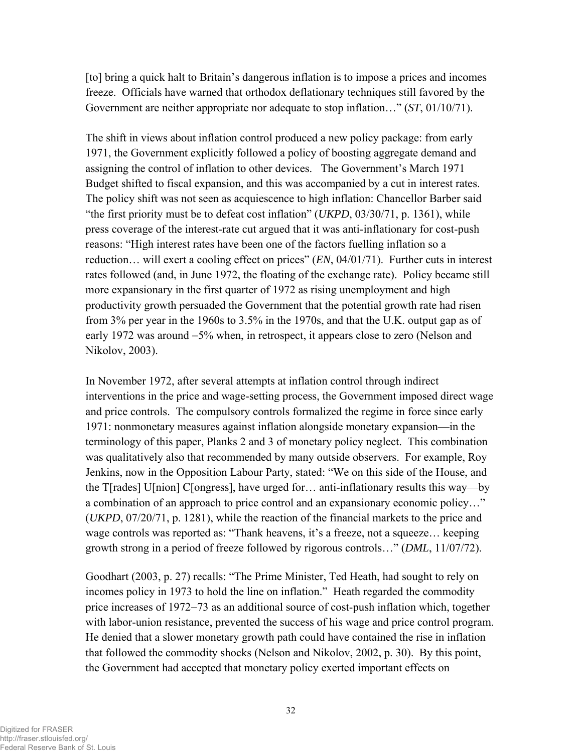[to] bring a quick halt to Britain's dangerous inflation is to impose a prices and incomes freeze. Officials have warned that orthodox deflationary techniques still favored by the Government are neither appropriate nor adequate to stop inflation…" (*ST*, 01/10/71).

The shift in views about inflation control produced a new policy package: from early 1971, the Government explicitly followed a policy of boosting aggregate demand and assigning the control of inflation to other devices. The Government's March 1971 Budget shifted to fiscal expansion, and this was accompanied by a cut in interest rates. The policy shift was not seen as acquiescence to high inflation: Chancellor Barber said "the first priority must be to defeat cost inflation" (*UKPD*, 03/30/71, p. 1361), while press coverage of the interest-rate cut argued that it was anti-inflationary for cost-push reasons: "High interest rates have been one of the factors fuelling inflation so a reduction… will exert a cooling effect on prices" (*EN*, 04/01/71). Further cuts in interest rates followed (and, in June 1972, the floating of the exchange rate). Policy became still more expansionary in the first quarter of 1972 as rising unemployment and high productivity growth persuaded the Government that the potential growth rate had risen from 3% per year in the 1960s to 3.5% in the 1970s, and that the U.K. output gap as of early 1972 was around −5% when, in retrospect, it appears close to zero (Nelson and Nikolov, 2003).

In November 1972, after several attempts at inflation control through indirect interventions in the price and wage-setting process, the Government imposed direct wage and price controls. The compulsory controls formalized the regime in force since early 1971: nonmonetary measures against inflation alongside monetary expansion—in the terminology of this paper, Planks 2 and 3 of monetary policy neglect. This combination was qualitatively also that recommended by many outside observers. For example, Roy Jenkins, now in the Opposition Labour Party, stated: "We on this side of the House, and the T[rades] U[nion] C[ongress], have urged for… anti-inflationary results this way—by a combination of an approach to price control and an expansionary economic policy…" (*UKPD*, 07/20/71, p. 1281), while the reaction of the financial markets to the price and wage controls was reported as: "Thank heavens, it's a freeze, not a squeeze… keeping growth strong in a period of freeze followed by rigorous controls…" (*DML*, 11/07/72).

Goodhart (2003, p. 27) recalls: "The Prime Minister, Ted Heath, had sought to rely on incomes policy in 1973 to hold the line on inflation." Heath regarded the commodity price increases of 1972−73 as an additional source of cost-push inflation which, together with labor-union resistance, prevented the success of his wage and price control program. He denied that a slower monetary growth path could have contained the rise in inflation that followed the commodity shocks (Nelson and Nikolov, 2002, p. 30). By this point, the Government had accepted that monetary policy exerted important effects on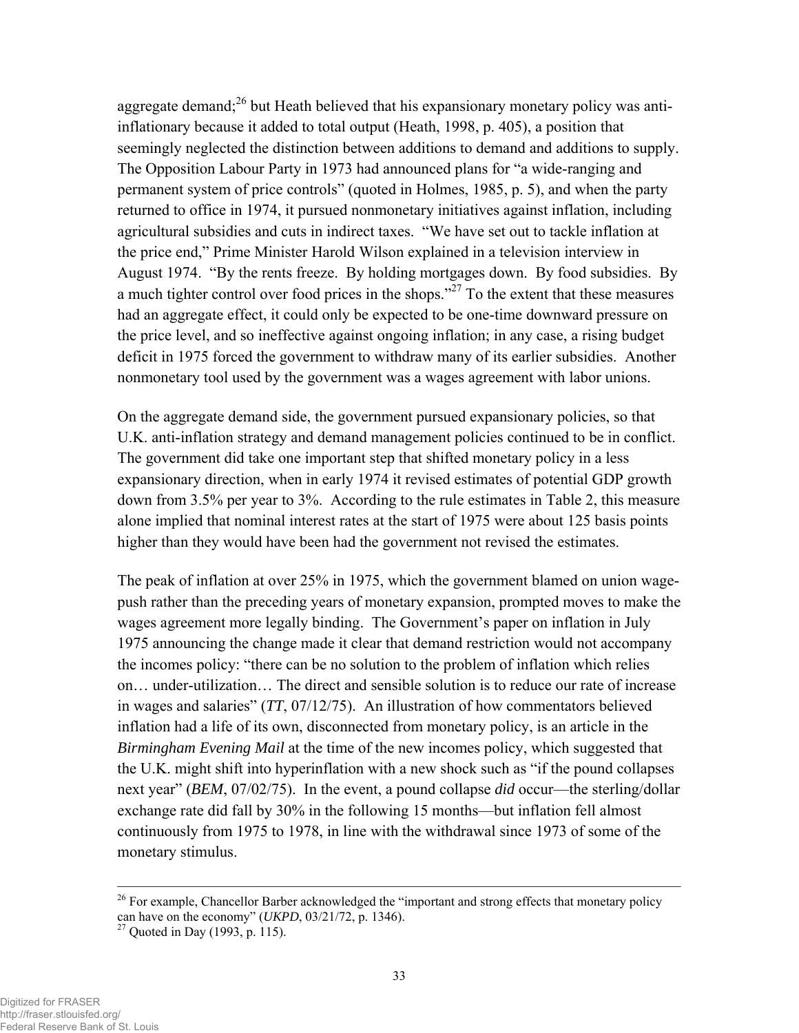aggregate demand;[26] but Heath believed that his expansionary monetary policy was anti-inflationary because it added to total output (Heath, 1998, p. 405), a position that seemingly neglected the distinction between additions to demand and additions to supply. The Opposition Labour Party in 1973 had announced plans for "a wide-ranging and permanent system of price controls" (quoted in Holmes, 1985, p. 5), and when the party returned to office in 1974, it pursued nonmonetary initiatives against inflation, including agricultural subsidies and cuts in indirect taxes. "We have set out to tackle inflation at the price end," Prime Minister Harold Wilson explained in a television interview in August 1974. "By the rents freeze. By holding mortgages down. By food subsidies. By a much tighter control over food prices in the shops."[27] To the extent that these measures had an aggregate effect, it could only be expected to be one-time downward pressure on the price level, and so ineffective against ongoing inflation; in any case, a rising budget deficit in 1975 forced the government to withdraw many of its earlier subsidies. Another nonmonetary tool used by the government was a wages agreement with labor unions.

On the aggregate demand side, the government pursued expansionary policies, so that U.K. anti-inflation strategy and demand management policies continued to be in conflict. The government did take one important step that shifted monetary policy in a less expansionary direction, when in early 1974 it revised estimates of potential GDP growth down from 3.5% per year to 3%. According to the rule estimates in Table 2, this measure alone implied that nominal interest rates at the start of 1975 were about 125 basis points higher than they would have been had the government not revised the estimates.

The peak of inflation at over 25% in 1975, which the government blamed on union wage-push rather than the preceding years of monetary expansion, prompted moves to make the wages agreement more legally binding. The Government's paper on inflation in July 1975 announcing the change made it clear that demand restriction would not accompany the incomes policy: "there can be no solution to the problem of inflation which relies on… under-utilization… The direct and sensible solution is to reduce our rate of increase in wages and salaries" (*TT*, 07/12/75). An illustration of how commentators believed inflation had a life of its own, disconnected from monetary policy, is an article in the *Birmingham Evening Mail* at the time of the new incomes policy, which suggested that the U.K. might shift into hyperinflation with a new shock such as "if the pound collapses next year" (*BEM*, 07/02/75). In the event, a pound collapse *did* occur—the sterling/dollar exchange rate did fall by 30% in the following 15 months—but inflation fell almost continuously from 1975 to 1978, in line with the withdrawal since 1973 of some of the monetary stimulus.

---

[26] For example, Chancellor Barber acknowledged the "important and strong effects that monetary policy can have on the economy" (*UKPD*, 03/21/72, p. 1346).

[27] Quoted in Day (1993, p. 115).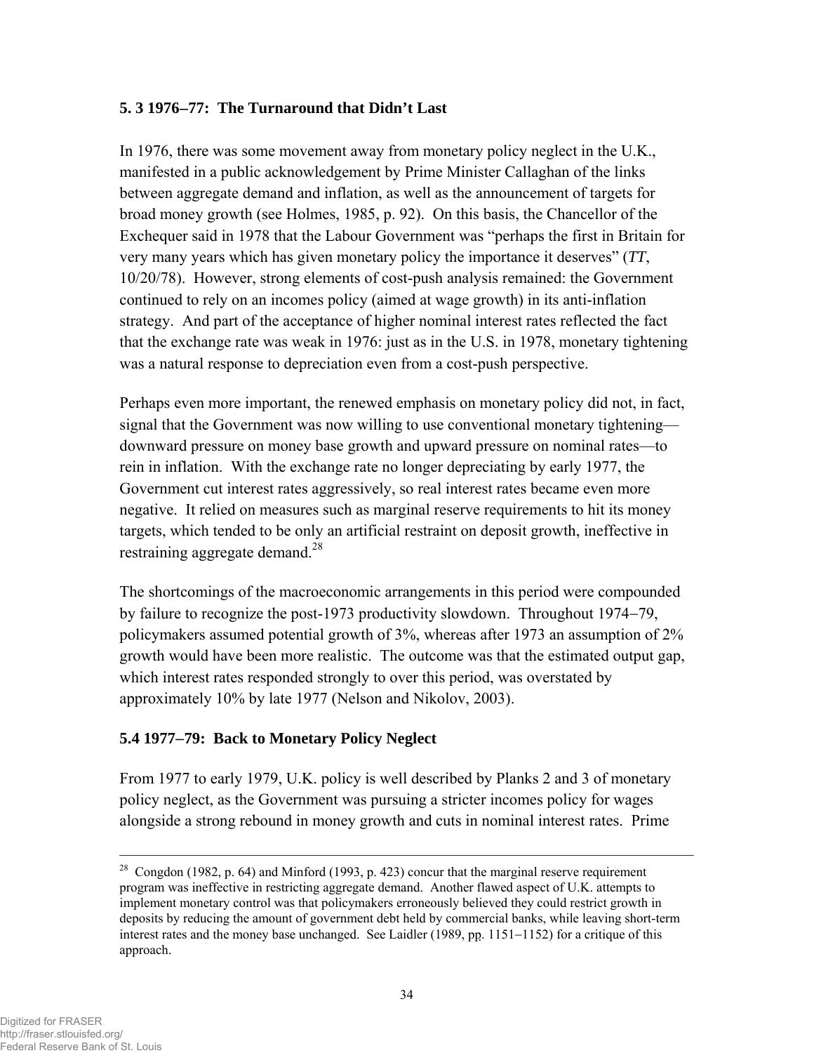### 5. 3 1976–77: The Turnaround that Didn't Last

In 1976, there was some movement away from monetary policy neglect in the U.K., manifested in a public acknowledgement by Prime Minister Callaghan of the links between aggregate demand and inflation, as well as the announcement of targets for broad money growth (see Holmes, 1985, p. 92). On this basis, the Chancellor of the Exchequer said in 1978 that the Labour Government was "perhaps the first in Britain for very many years which has given monetary policy the importance it deserves" (*TT*, 10/20/78). However, strong elements of cost-push analysis remained: the Government continued to rely on an incomes policy (aimed at wage growth) in its anti-inflation strategy. And part of the acceptance of higher nominal interest rates reflected the fact that the exchange rate was weak in 1976: just as in the U.S. in 1978, monetary tightening was a natural response to depreciation even from a cost-push perspective.

Perhaps even more important, the renewed emphasis on monetary policy did not, in fact, signal that the Government was now willing to use conventional monetary tightening—downward pressure on money base growth and upward pressure on nominal rates—to rein in inflation. With the exchange rate no longer depreciating by early 1977, the Government cut interest rates aggressively, so real interest rates became even more negative. It relied on measures such as marginal reserve requirements to hit its money targets, which tended to be only an artificial restraint on deposit growth, ineffective in restraining aggregate demand.[28]

The shortcomings of the macroeconomic arrangements in this period were compounded by failure to recognize the post-1973 productivity slowdown. Throughout 1974–79, policymakers assumed potential growth of 3%, whereas after 1973 an assumption of 2% growth would have been more realistic. The outcome was that the estimated output gap, which interest rates responded strongly to over this period, was overstated by approximately 10% by late 1977 (Nelson and Nikolov, 2003).

### 5.4 1977–79: Back to Monetary Policy Neglect

From 1977 to early 1979, U.K. policy is well described by Planks 2 and 3 of monetary policy neglect, as the Government was pursuing a stricter incomes policy for wages alongside a strong rebound in money growth and cuts in nominal interest rates. Prime

---

[28] Congdon (1982, p. 64) and Minford (1993, p. 423) concur that the marginal reserve requirement program was ineffective in restricting aggregate demand. Another flawed aspect of U.K. attempts to implement monetary control was that policymakers erroneously believed they could restrict growth in deposits by reducing the amount of government debt held by commercial banks, while leaving short-term interest rates and the money base unchanged. See Laidler (1989, pp. 1151–1152) for a critique of this approach.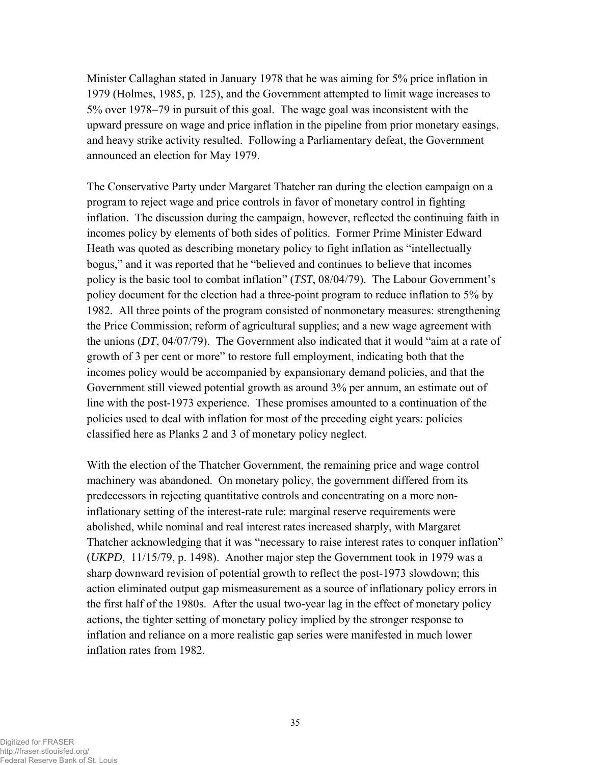Minister Callaghan stated in January 1978 that he was aiming for 5% price inflation in 1979 (Holmes, 1985, p. 125), and the Government attempted to limit wage increases to 5% over 1978−79 in pursuit of this goal. The wage goal was inconsistent with the upward pressure on wage and price inflation in the pipeline from prior monetary easings, and heavy strike activity resulted. Following a Parliamentary defeat, the Government announced an election for May 1979.

The Conservative Party under Margaret Thatcher ran during the election campaign on a program to reject wage and price controls in favor of monetary control in fighting inflation. The discussion during the campaign, however, reflected the continuing faith in incomes policy by elements of both sides of politics. Former Prime Minister Edward Heath was quoted as describing monetary policy to fight inflation as "intellectually bogus," and it was reported that he "believed and continues to believe that incomes policy is the basic tool to combat inflation" (*TST*, 08/04/79). The Labour Government's policy document for the election had a three-point program to reduce inflation to 5% by 1982. All three points of the program consisted of nonmonetary measures: strengthening the Price Commission; reform of agricultural supplies; and a new wage agreement with the unions (*DT*, 04/07/79). The Government also indicated that it would "aim at a rate of growth of 3 per cent or more" to restore full employment, indicating both that the incomes policy would be accompanied by expansionary demand policies, and that the Government still viewed potential growth as around 3% per annum, an estimate out of line with the post-1973 experience. These promises amounted to a continuation of the policies used to deal with inflation for most of the preceding eight years: policies classified here as Planks 2 and 3 of monetary policy neglect.

With the election of the Thatcher Government, the remaining price and wage control machinery was abandoned. On monetary policy, the government differed from its predecessors in rejecting quantitative controls and concentrating on a more non-inflationary setting of the interest-rate rule: marginal reserve requirements were abolished, while nominal and real interest rates increased sharply, with Margaret Thatcher acknowledging that it was "necessary to raise interest rates to conquer inflation" (*UKPD*, 11/15/79, p. 1498). Another major step the Government took in 1979 was a sharp downward revision of potential growth to reflect the post-1973 slowdown; this action eliminated output gap mismeasurement as a source of inflationary policy errors in the first half of the 1980s. After the usual two-year lag in the effect of monetary policy actions, the tighter setting of monetary policy implied by the stronger response to inflation and reliance on a more realistic gap series were manifested in much lower inflation rates from 1982.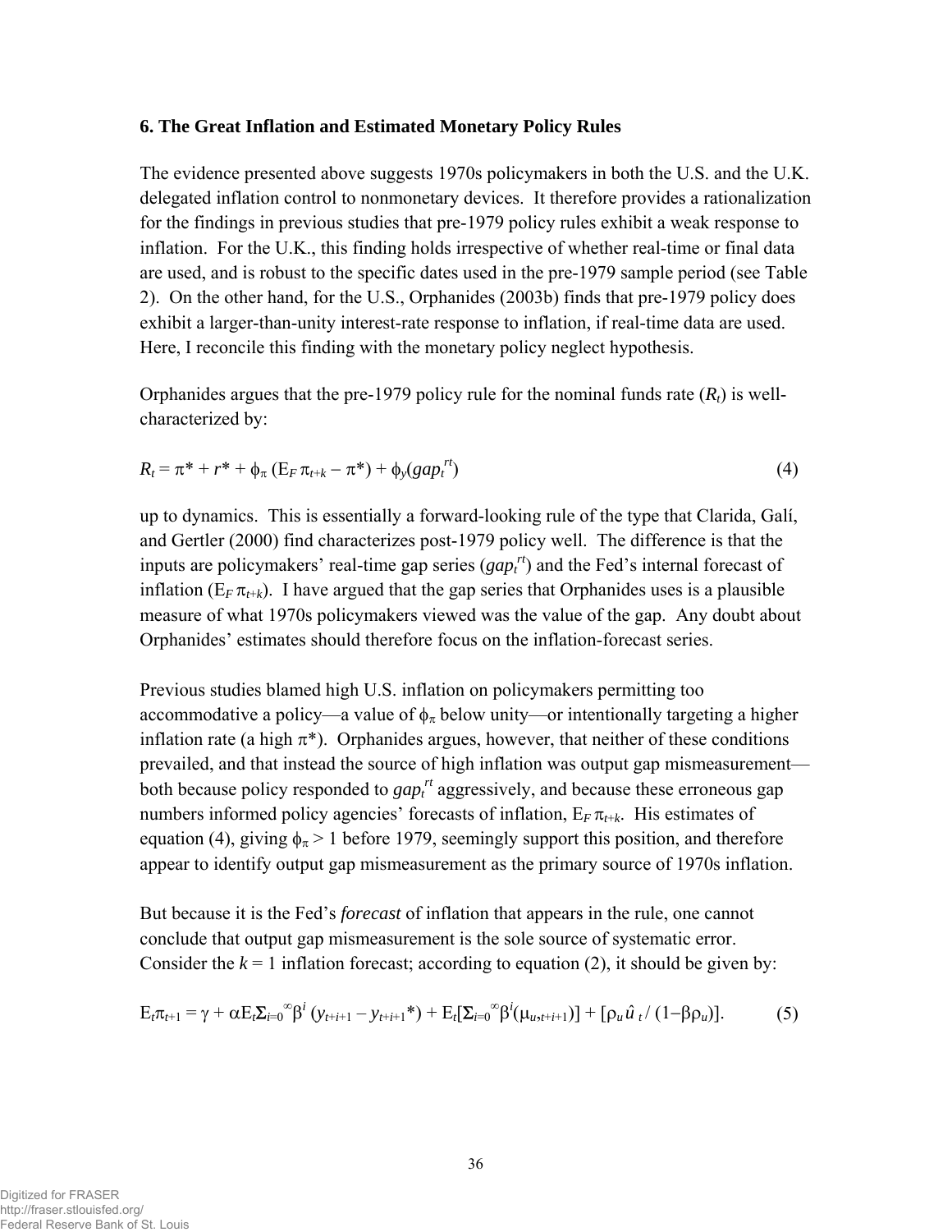### 6. The Great Inflation and Estimated Monetary Policy Rules

The evidence presented above suggests 1970s policymakers in both the U.S. and the U.K. delegated inflation control to nonmonetary devices. It therefore provides a rationalization for the findings in previous studies that pre-1979 policy rules exhibit a weak response to inflation. For the U.K., this finding holds irrespective of whether real-time or final data are used, and is robust to the specific dates used in the pre-1979 sample period (see Table 2). On the other hand, for the U.S., Orphanides (2003b) finds that pre-1979 policy does exhibit a larger-than-unity interest-rate response to inflation, if real-time data are used. Here, I reconcile this finding with the monetary policy neglect hypothesis.

Orphanides argues that the pre-1979 policy rule for the nominal funds rate ($R_t$) is well-characterized by:

$$R_t = \pi^* + r^* + \phi_\pi (\mathrm{E}_F \pi_{t+k} - \pi^*) + \phi_y(gap_t^{rt}) \tag{4}$$

up to dynamics. This is essentially a forward-looking rule of the type that Clarida, Galí, and Gertler (2000) find characterizes post-1979 policy well. The difference is that the inputs are policymakers' real-time gap series ($gap_t^{rt}$) and the Fed's internal forecast of inflation ($\mathrm{E}_F \pi_{t+k}$). I have argued that the gap series that Orphanides uses is a plausible measure of what 1970s policymakers viewed was the value of the gap. Any doubt about Orphanides' estimates should therefore focus on the inflation-forecast series.

Previous studies blamed high U.S. inflation on policymakers permitting too accommodative a policy—a value of $\phi_\pi$ below unity—or intentionally targeting a higher inflation rate (a high $\pi^*$). Orphanides argues, however, that neither of these conditions prevailed, and that instead the source of high inflation was output gap mismeasurement—both because policy responded to $gap_t^{rt}$ aggressively, and because these erroneous gap numbers informed policy agencies' forecasts of inflation, $\mathrm{E}_F \pi_{t+k}$. His estimates of equation (4), giving $\phi_\pi > 1$ before 1979, seemingly support this position, and therefore appear to identify output gap mismeasurement as the primary source of 1970s inflation.

But because it is the Fed's *forecast* of inflation that appears in the rule, one cannot conclude that output gap mismeasurement is the sole source of systematic error. Consider the $k = 1$ inflation forecast; according to equation (2), it should be given by:

$$\mathrm{E}_t\pi_{t+1} = \gamma + \alpha \mathrm{E}_t \Sigma_{i=0}^{\infty} \beta^i (y_{t+i+1} - y_{t+i+1}^*) + \mathrm{E}_t[\Sigma_{i=0}^{\infty} \beta^i (\mu_{u,t+i+1})] + [\rho_u \hat{u}_t / (1 - \beta\rho_u)]. \tag{5}$$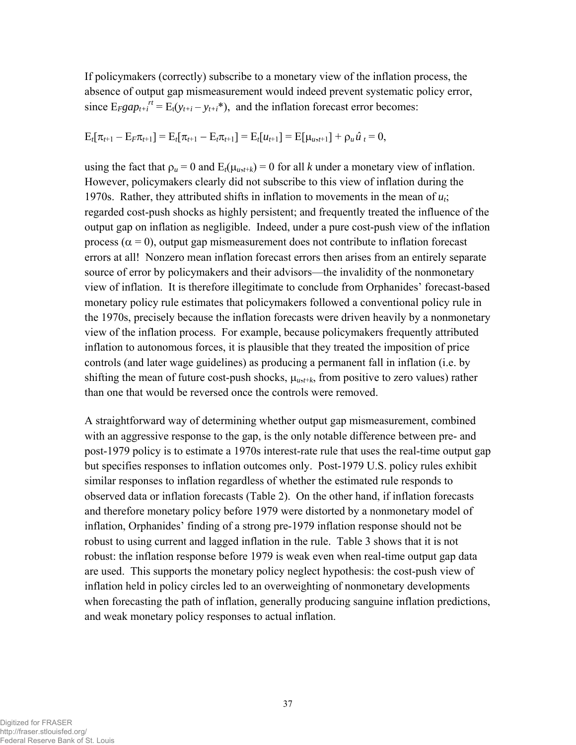If policymakers (correctly) subscribe to a monetary view of the inflation process, the absence of output gap mismeasurement would indeed prevent systematic policy error, since $E_F gap_{t+i}^{rt} = E_t(y_{t+i} - y_{t+i}^*)$, and the inflation forecast error becomes:

$$E_t[\pi_{t+1} - E_F\pi_{t+1}] = E_t[\pi_{t+1} - E_t\pi_{t+1}] = E_t[u_{t+1}] = E[\mu_{u,t+1}] + \rho_u \hat{u}_t = 0,$$

using the fact that $\rho_u = 0$ and $E_t(\mu_{u,t+k}) = 0$ for all $k$ under a monetary view of inflation. However, policymakers clearly did not subscribe to this view of inflation during the 1970s. Rather, they attributed shifts in inflation to movements in the mean of $u_t$; regarded cost-push shocks as highly persistent; and frequently treated the influence of the output gap on inflation as negligible. Indeed, under a pure cost-push view of the inflation process ($\alpha = 0$), output gap mismeasurement does not contribute to inflation forecast errors at all! Nonzero mean inflation forecast errors then arises from an entirely separate source of error by policymakers and their advisors—the invalidity of the nonmonetary view of inflation. It is therefore illegitimate to conclude from Orphanides' forecast-based monetary policy rule estimates that policymakers followed a conventional policy rule in the 1970s, precisely because the inflation forecasts were driven heavily by a nonmonetary view of the inflation process. For example, because policymakers frequently attributed inflation to autonomous forces, it is plausible that they treated the imposition of price controls (and later wage guidelines) as producing a permanent fall in inflation (i.e. by shifting the mean of future cost-push shocks, $\mu_{u,t+k}$, from positive to zero values) rather than one that would be reversed once the controls were removed.

A straightforward way of determining whether output gap mismeasurement, combined with an aggressive response to the gap, is the only notable difference between pre- and post-1979 policy is to estimate a 1970s interest-rate rule that uses the real-time output gap but specifies responses to inflation outcomes only. Post-1979 U.S. policy rules exhibit similar responses to inflation regardless of whether the estimated rule responds to observed data or inflation forecasts (Table 2). On the other hand, if inflation forecasts and therefore monetary policy before 1979 were distorted by a nonmonetary model of inflation, Orphanides' finding of a strong pre-1979 inflation response should not be robust to using current and lagged inflation in the rule. Table 3 shows that it is not robust: the inflation response before 1979 is weak even when real-time output gap data are used. This supports the monetary policy neglect hypothesis: the cost-push view of inflation held in policy circles led to an overweighting of nonmonetary developments when forecasting the path of inflation, generally producing sanguine inflation predictions, and weak monetary policy responses to actual inflation.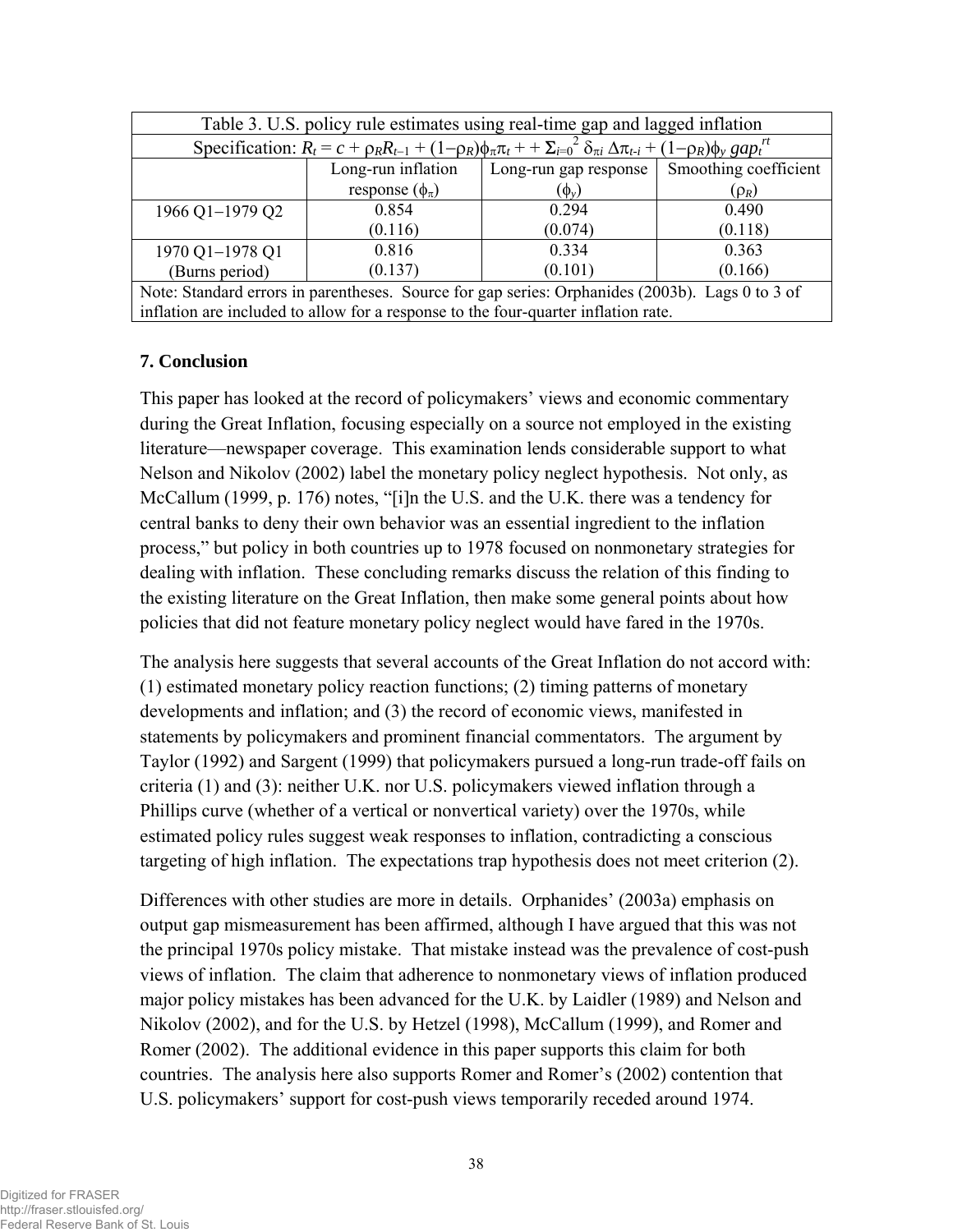| Table 3. U.S. policy rule estimates using real-time gap and lagged inflation | | | |
|---|---|---|---|
| Specification: $R_t = c + \rho_R R_{t-1} + (1-\rho_R)\phi_\pi \pi_t + + \Sigma_{i=0}^{2} \delta_{\pi i} \Delta\pi_{t-i} + (1-\rho_R)\phi_y \, gap_t^{rt}$ | | | |
| | Long-run inflation response ($\phi_\pi$) | Long-run gap response ($\phi_y$) | Smoothing coefficient ($\rho_R$) |
| 1966 Q1–1979 Q2 | 0.854 (0.116) | 0.294 (0.074) | 0.490 (0.118) |
| 1970 Q1–1978 Q1 (Burns period) | 0.816 (0.137) | 0.334 (0.101) | 0.363 (0.166) |
| Note: Standard errors in parentheses. Source for gap series: Orphanides (2003b). Lags 0 to 3 of inflation are included to allow for a response to the four-quarter inflation rate. | | | |

## 7. Conclusion

This paper has looked at the record of policymakers' views and economic commentary during the Great Inflation, focusing especially on a source not employed in the existing literature—newspaper coverage. This examination lends considerable support to what Nelson and Nikolov (2002) label the monetary policy neglect hypothesis. Not only, as McCallum (1999, p. 176) notes, "[i]n the U.S. and the U.K. there was a tendency for central banks to deny their own behavior was an essential ingredient to the inflation process," but policy in both countries up to 1978 focused on nonmonetary strategies for dealing with inflation. These concluding remarks discuss the relation of this finding to the existing literature on the Great Inflation, then make some general points about how policies that did not feature monetary policy neglect would have fared in the 1970s.

The analysis here suggests that several accounts of the Great Inflation do not accord with: (1) estimated monetary policy reaction functions; (2) timing patterns of monetary developments and inflation; and (3) the record of economic views, manifested in statements by policymakers and prominent financial commentators. The argument by Taylor (1992) and Sargent (1999) that policymakers pursued a long-run trade-off fails on criteria (1) and (3): neither U.K. nor U.S. policymakers viewed inflation through a Phillips curve (whether of a vertical or nonvertical variety) over the 1970s, while estimated policy rules suggest weak responses to inflation, contradicting a conscious targeting of high inflation. The expectations trap hypothesis does not meet criterion (2).

Differences with other studies are more in details. Orphanides' (2003a) emphasis on output gap mismeasurement has been affirmed, although I have argued that this was not the principal 1970s policy mistake. That mistake instead was the prevalence of cost-push views of inflation. The claim that adherence to nonmonetary views of inflation produced major policy mistakes has been advanced for the U.K. by Laidler (1989) and Nelson and Nikolov (2002), and for the U.S. by Hetzel (1998), McCallum (1999), and Romer and Romer (2002). The additional evidence in this paper supports this claim for both countries. The analysis here also supports Romer and Romer's (2002) contention that U.S. policymakers' support for cost-push views temporarily receded around 1974.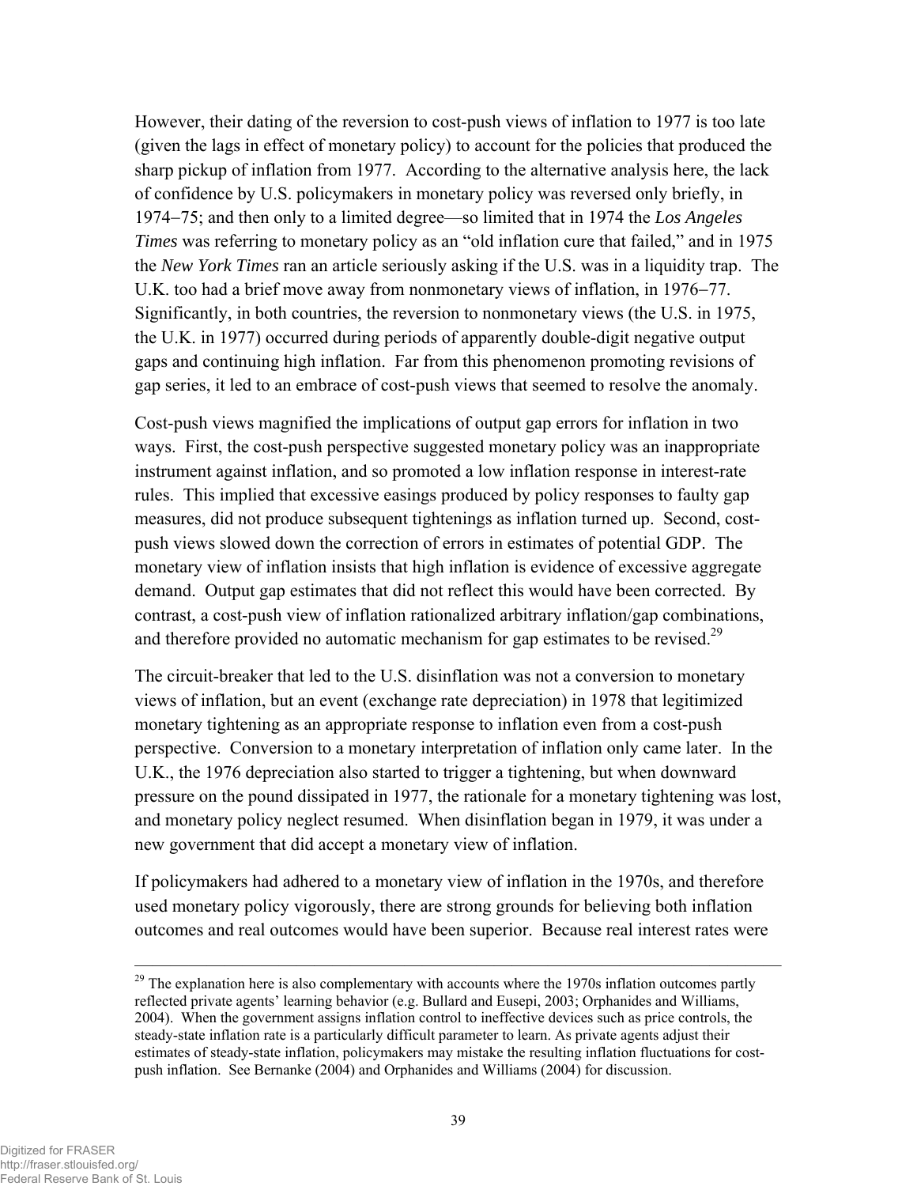However, their dating of the reversion to cost-push views of inflation to 1977 is too late (given the lags in effect of monetary policy) to account for the policies that produced the sharp pickup of inflation from 1977. According to the alternative analysis here, the lack of confidence by U.S. policymakers in monetary policy was reversed only briefly, in 1974–75; and then only to a limited degree—so limited that in 1974 the *Los Angeles Times* was referring to monetary policy as an "old inflation cure that failed," and in 1975 the *New York Times* ran an article seriously asking if the U.S. was in a liquidity trap. The U.K. too had a brief move away from nonmonetary views of inflation, in 1976–77. Significantly, in both countries, the reversion to nonmonetary views (the U.S. in 1975, the U.K. in 1977) occurred during periods of apparently double-digit negative output gaps and continuing high inflation. Far from this phenomenon promoting revisions of gap series, it led to an embrace of cost-push views that seemed to resolve the anomaly.

Cost-push views magnified the implications of output gap errors for inflation in two ways. First, the cost-push perspective suggested monetary policy was an inappropriate instrument against inflation, and so promoted a low inflation response in interest-rate rules. This implied that excessive easings produced by policy responses to faulty gap measures, did not produce subsequent tightenings as inflation turned up. Second, cost-push views slowed down the correction of errors in estimates of potential GDP. The monetary view of inflation insists that high inflation is evidence of excessive aggregate demand. Output gap estimates that did not reflect this would have been corrected. By contrast, a cost-push view of inflation rationalized arbitrary inflation/gap combinations, and therefore provided no automatic mechanism for gap estimates to be revised.[29]

The circuit-breaker that led to the U.S. disinflation was not a conversion to monetary views of inflation, but an event (exchange rate depreciation) in 1978 that legitimized monetary tightening as an appropriate response to inflation even from a cost-push perspective. Conversion to a monetary interpretation of inflation only came later. In the U.K., the 1976 depreciation also started to trigger a tightening, but when downward pressure on the pound dissipated in 1977, the rationale for a monetary tightening was lost, and monetary policy neglect resumed. When disinflation began in 1979, it was under a new government that did accept a monetary view of inflation.

If policymakers had adhered to a monetary view of inflation in the 1970s, and therefore used monetary policy vigorously, there are strong grounds for believing both inflation outcomes and real outcomes would have been superior. Because real interest rates were

---

[29] The explanation here is also complementary with accounts where the 1970s inflation outcomes partly reflected private agents' learning behavior (e.g. Bullard and Eusepi, 2003; Orphanides and Williams, 2004). When the government assigns inflation control to ineffective devices such as price controls, the steady-state inflation rate is a particularly difficult parameter to learn. As private agents adjust their estimates of steady-state inflation, policymakers may mistake the resulting inflation fluctuations for cost-push inflation. See Bernanke (2004) and Orphanides and Williams (2004) for discussion.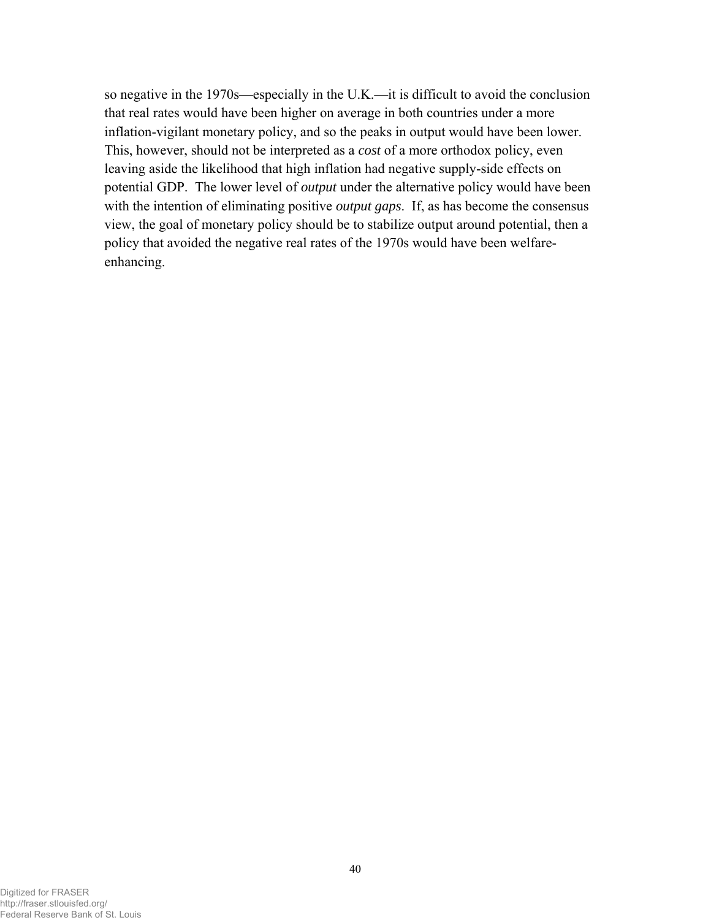so negative in the 1970s—especially in the U.K.—it is difficult to avoid the conclusion that real rates would have been higher on average in both countries under a more inflation-vigilant monetary policy, and so the peaks in output would have been lower. This, however, should not be interpreted as a *cost* of a more orthodox policy, even leaving aside the likelihood that high inflation had negative supply-side effects on potential GDP. The lower level of *output* under the alternative policy would have been with the intention of eliminating positive *output gaps*. If, as has become the consensus view, the goal of monetary policy should be to stabilize output around potential, then a policy that avoided the negative real rates of the 1970s would have been welfare-enhancing.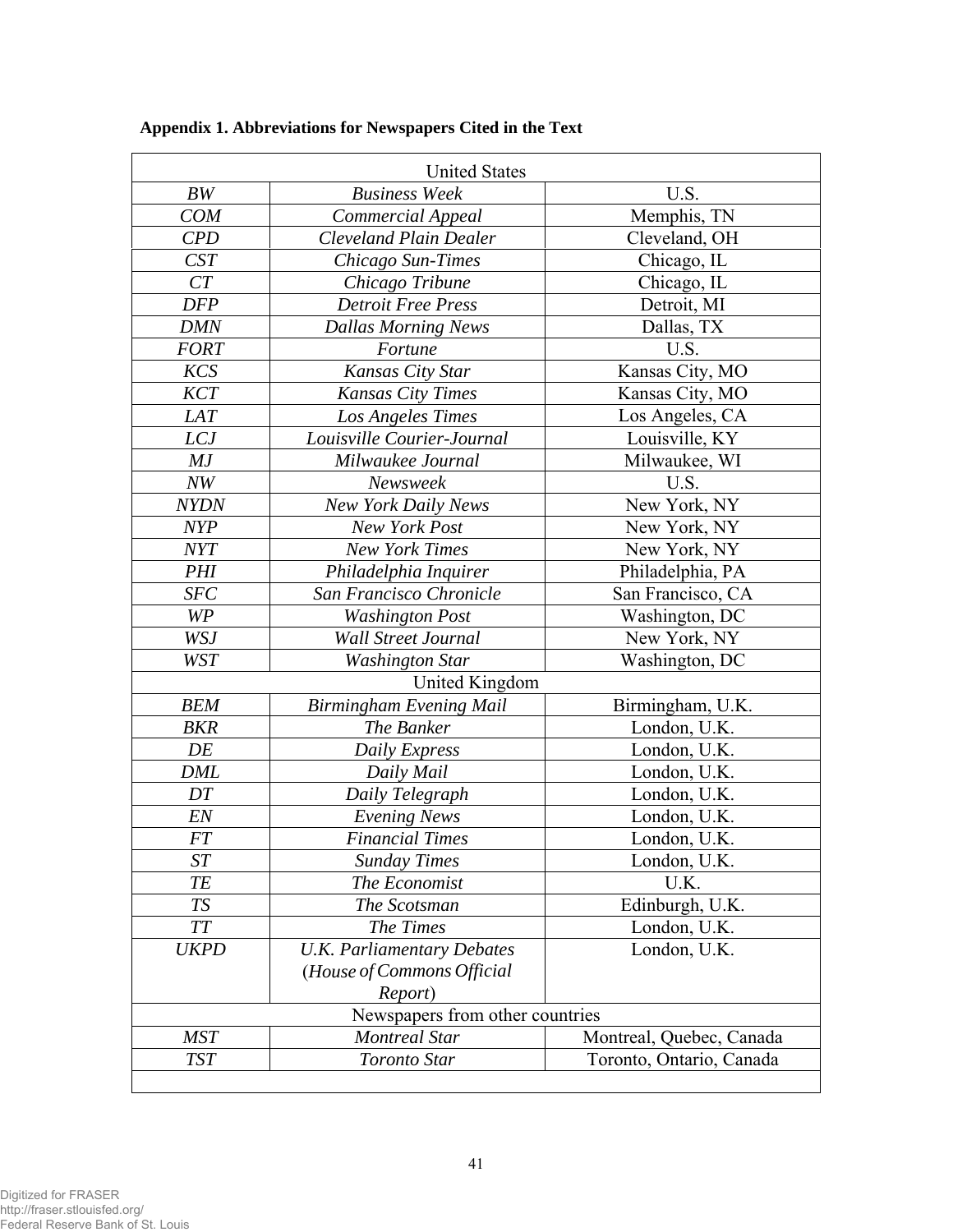**Appendix 1. Abbreviations for Newspapers Cited in the Text**

| United States | | |
|---|---|---|
| *BW* | *Business Week* | U.S. |
| *COM* | *Commercial Appeal* | Memphis, TN |
| *CPD* | *Cleveland Plain Dealer* | Cleveland, OH |
| *CST* | *Chicago Sun-Times* | Chicago, IL |
| *CT* | *Chicago Tribune* | Chicago, IL |
| *DFP* | *Detroit Free Press* | Detroit, MI |
| *DMN* | *Dallas Morning News* | Dallas, TX |
| *FORT* | *Fortune* | U.S. |
| *KCS* | *Kansas City Star* | Kansas City, MO |
| *KCT* | *Kansas City Times* | Kansas City, MO |
| *LAT* | *Los Angeles Times* | Los Angeles, CA |
| *LCJ* | *Louisville Courier-Journal* | Louisville, KY |
| *MJ* | *Milwaukee Journal* | Milwaukee, WI |
| *NW* | *Newsweek* | U.S. |
| *NYDN* | *New York Daily News* | New York, NY |
| *NYP* | *New York Post* | New York, NY |
| *NYT* | *New York Times* | New York, NY |
| *PHI* | *Philadelphia Inquirer* | Philadelphia, PA |
| *SFC* | *San Francisco Chronicle* | San Francisco, CA |
| *WP* | *Washington Post* | Washington, DC |
| *WSJ* | *Wall Street Journal* | New York, NY |
| *WST* | *Washington Star* | Washington, DC |
| United Kingdom | | |
| *BEM* | *Birmingham Evening Mail* | Birmingham, U.K. |
| *BKR* | *The Banker* | London, U.K. |
| *DE* | *Daily Express* | London, U.K. |
| *DML* | *Daily Mail* | London, U.K. |
| *DT* | *Daily Telegraph* | London, U.K. |
| *EN* | *Evening News* | London, U.K. |
| *FT* | *Financial Times* | London, U.K. |
| *ST* | *Sunday Times* | London, U.K. |
| *TE* | *The Economist* | U.K. |
| *TS* | *The Scotsman* | Edinburgh, U.K. |
| *TT* | *The Times* | London, U.K. |
| *UKPD* | *U.K. Parliamentary Debates* (*House of Commons Official Report*) | London, U.K. |
| Newspapers from other countries | | |
| *MST* | *Montreal Star* | Montreal, Quebec, Canada |
| *TST* | *Toronto Star* | Toronto, Ontario, Canada |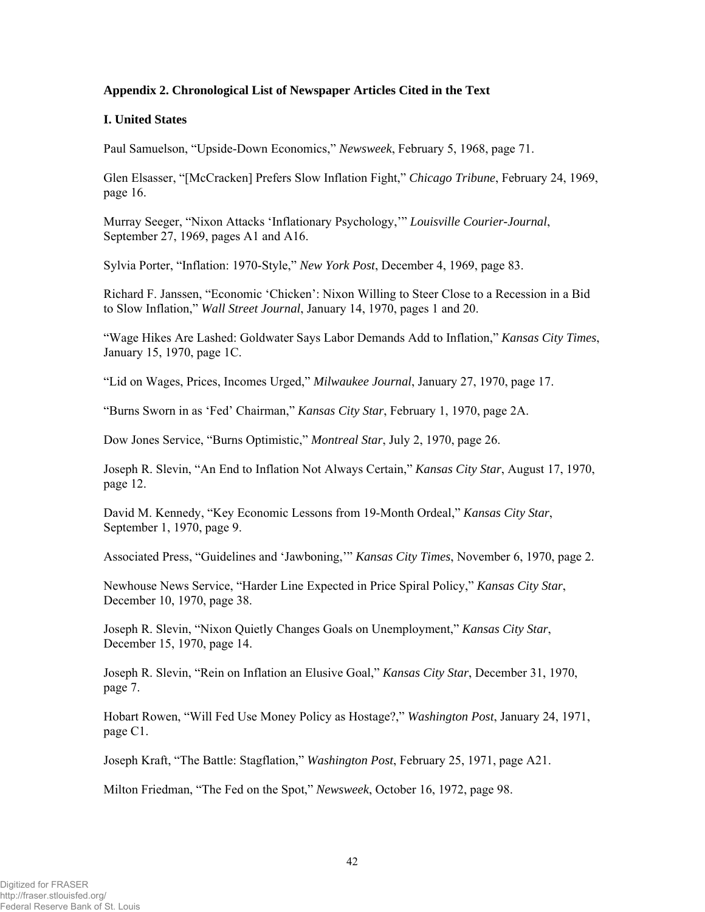**Appendix 2. Chronological List of Newspaper Articles Cited in the Text**

**I. United States**

Paul Samuelson, "Upside-Down Economics," *Newsweek*, February 5, 1968, page 71.

Glen Elsasser, "[McCracken] Prefers Slow Inflation Fight," *Chicago Tribune*, February 24, 1969, page 16.

Murray Seeger, "Nixon Attacks 'Inflationary Psychology,'" *Louisville Courier-Journal*, September 27, 1969, pages A1 and A16.

Sylvia Porter, "Inflation: 1970-Style," *New York Post*, December 4, 1969, page 83.

Richard F. Janssen, "Economic 'Chicken': Nixon Willing to Steer Close to a Recession in a Bid to Slow Inflation," *Wall Street Journal*, January 14, 1970, pages 1 and 20.

"Wage Hikes Are Lashed: Goldwater Says Labor Demands Add to Inflation," *Kansas City Times*, January 15, 1970, page 1C.

"Lid on Wages, Prices, Incomes Urged," *Milwaukee Journal*, January 27, 1970, page 17.

"Burns Sworn in as 'Fed' Chairman," *Kansas City Star*, February 1, 1970, page 2A.

Dow Jones Service, "Burns Optimistic," *Montreal Star*, July 2, 1970, page 26.

Joseph R. Slevin, "An End to Inflation Not Always Certain," *Kansas City Star*, August 17, 1970, page 12.

David M. Kennedy, "Key Economic Lessons from 19-Month Ordeal," *Kansas City Star*, September 1, 1970, page 9.

Associated Press, "Guidelines and 'Jawboning,'" *Kansas City Times*, November 6, 1970, page 2.

Newhouse News Service, "Harder Line Expected in Price Spiral Policy," *Kansas City Star*, December 10, 1970, page 38.

Joseph R. Slevin, "Nixon Quietly Changes Goals on Unemployment," *Kansas City Star*, December 15, 1970, page 14.

Joseph R. Slevin, "Rein on Inflation an Elusive Goal," *Kansas City Star*, December 31, 1970, page 7.

Hobart Rowen, "Will Fed Use Money Policy as Hostage?," *Washington Post*, January 24, 1971, page C1.

Joseph Kraft, "The Battle: Stagflation," *Washington Post*, February 25, 1971, page A21.

Milton Friedman, "The Fed on the Spot," *Newsweek*, October 16, 1972, page 98.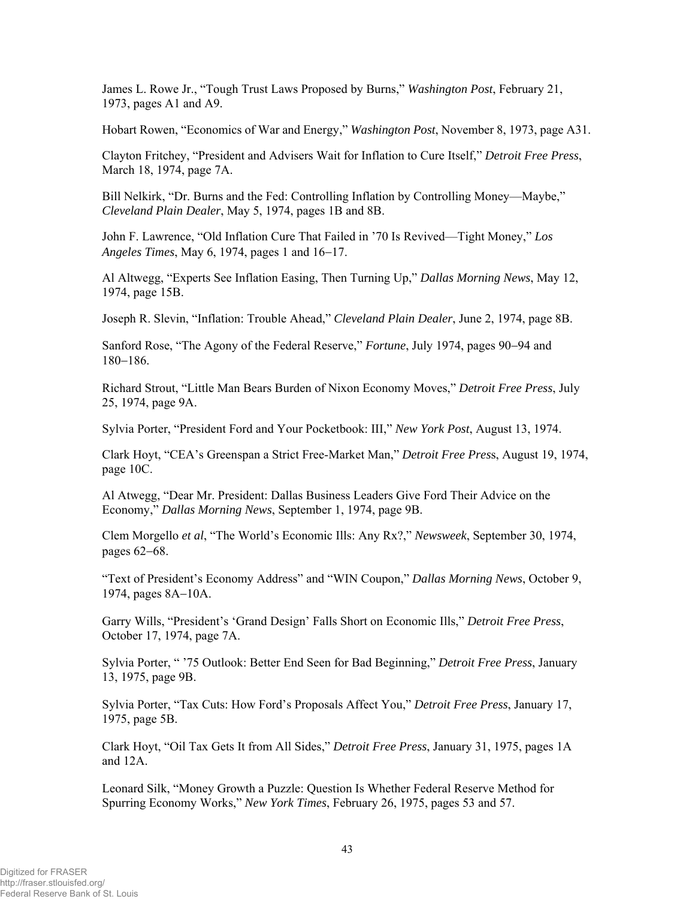James L. Rowe Jr., "Tough Trust Laws Proposed by Burns," *Washington Post*, February 21, 1973, pages A1 and A9.

Hobart Rowen, "Economics of War and Energy," *Washington Post*, November 8, 1973, page A31.

Clayton Fritchey, "President and Advisers Wait for Inflation to Cure Itself," *Detroit Free Press*, March 18, 1974, page 7A.

Bill Nelkirk, "Dr. Burns and the Fed: Controlling Inflation by Controlling Money—Maybe," *Cleveland Plain Dealer*, May 5, 1974, pages 1B and 8B.

John F. Lawrence, "Old Inflation Cure That Failed in '70 Is Revived—Tight Money," *Los Angeles Times*, May 6, 1974, pages 1 and 16–17.

Al Altwegg, "Experts See Inflation Easing, Then Turning Up," *Dallas Morning News*, May 12, 1974, page 15B.

Joseph R. Slevin, "Inflation: Trouble Ahead," *Cleveland Plain Dealer*, June 2, 1974, page 8B.

Sanford Rose, "The Agony of the Federal Reserve," *Fortune*, July 1974, pages 90–94 and 180–186.

Richard Strout, "Little Man Bears Burden of Nixon Economy Moves," *Detroit Free Press*, July 25, 1974, page 9A.

Sylvia Porter, "President Ford and Your Pocketbook: III," *New York Post*, August 13, 1974.

Clark Hoyt, "CEA's Greenspan a Strict Free-Market Man," *Detroit Free Press*, August 19, 1974, page 10C.

Al Atwegg, "Dear Mr. President: Dallas Business Leaders Give Ford Their Advice on the Economy," *Dallas Morning News*, September 1, 1974, page 9B.

Clem Morgello *et al*, "The World's Economic Ills: Any Rx?," *Newsweek*, September 30, 1974, pages 62–68.

"Text of President's Economy Address" and "WIN Coupon," *Dallas Morning News*, October 9, 1974, pages 8A–10A.

Garry Wills, "President's 'Grand Design' Falls Short on Economic Ills," *Detroit Free Press*, October 17, 1974, page 7A.

Sylvia Porter, " '75 Outlook: Better End Seen for Bad Beginning," *Detroit Free Press*, January 13, 1975, page 9B.

Sylvia Porter, "Tax Cuts: How Ford's Proposals Affect You," *Detroit Free Press*, January 17, 1975, page 5B.

Clark Hoyt, "Oil Tax Gets It from All Sides," *Detroit Free Press*, January 31, 1975, pages 1A and 12A.

Leonard Silk, "Money Growth a Puzzle: Question Is Whether Federal Reserve Method for Spurring Economy Works," *New York Times*, February 26, 1975, pages 53 and 57.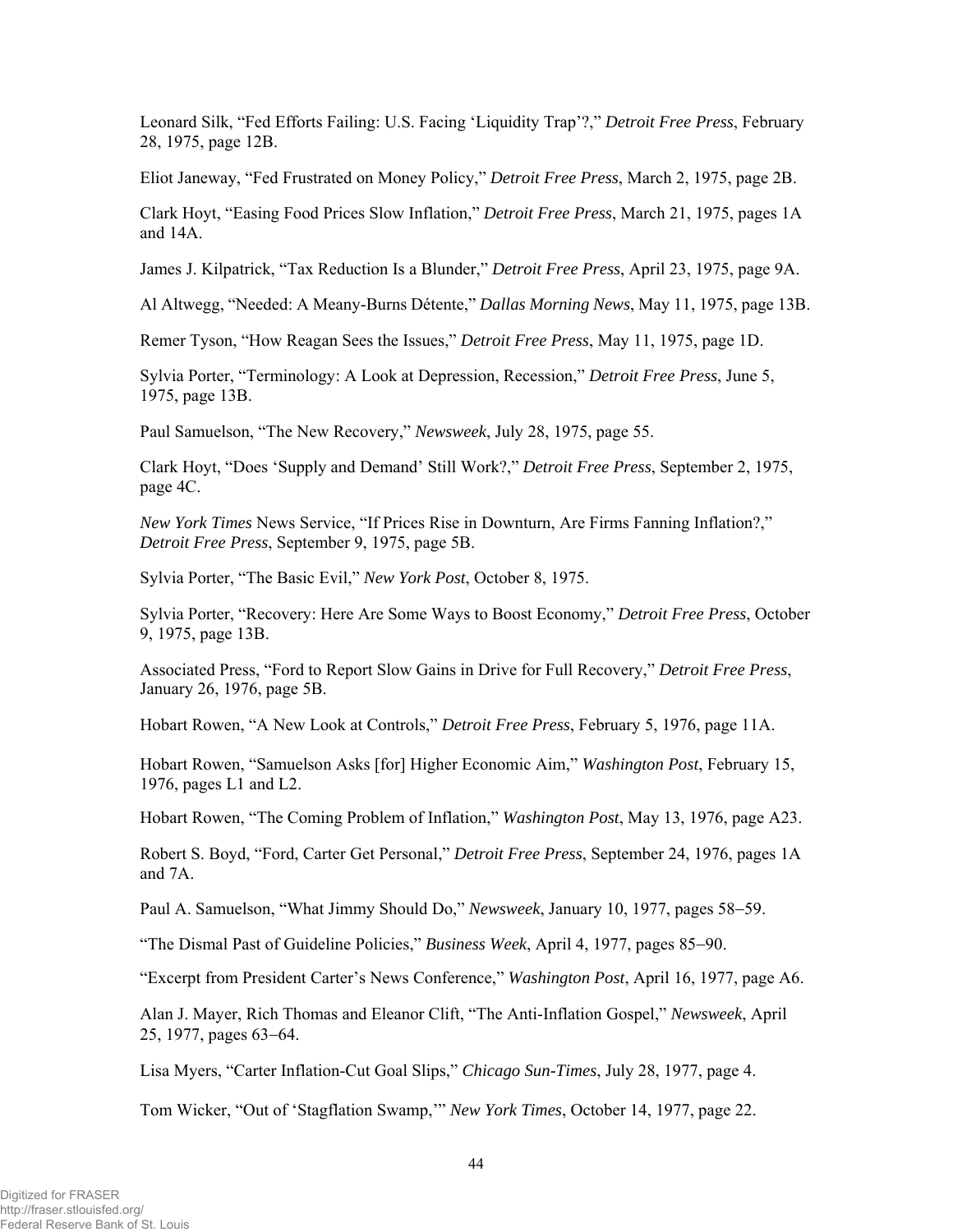Leonard Silk, "Fed Efforts Failing: U.S. Facing 'Liquidity Trap'?," *Detroit Free Press*, February 28, 1975, page 12B.

Eliot Janeway, "Fed Frustrated on Money Policy," *Detroit Free Press*, March 2, 1975, page 2B.

Clark Hoyt, "Easing Food Prices Slow Inflation," *Detroit Free Press*, March 21, 1975, pages 1A and 14A.

James J. Kilpatrick, "Tax Reduction Is a Blunder," *Detroit Free Press*, April 23, 1975, page 9A.

Al Altwegg, "Needed: A Meany-Burns Détente," *Dallas Morning News*, May 11, 1975, page 13B.

Remer Tyson, "How Reagan Sees the Issues," *Detroit Free Press*, May 11, 1975, page 1D.

Sylvia Porter, "Terminology: A Look at Depression, Recession," *Detroit Free Press*, June 5, 1975, page 13B.

Paul Samuelson, "The New Recovery," *Newsweek*, July 28, 1975, page 55.

Clark Hoyt, "Does 'Supply and Demand' Still Work?," *Detroit Free Press*, September 2, 1975, page 4C.

*New York Times* News Service, "If Prices Rise in Downturn, Are Firms Fanning Inflation?," *Detroit Free Press*, September 9, 1975, page 5B.

Sylvia Porter, "The Basic Evil," *New York Post*, October 8, 1975.

Sylvia Porter, "Recovery: Here Are Some Ways to Boost Economy," *Detroit Free Press*, October 9, 1975, page 13B.

Associated Press, "Ford to Report Slow Gains in Drive for Full Recovery," *Detroit Free Press*, January 26, 1976, page 5B.

Hobart Rowen, "A New Look at Controls," *Detroit Free Press*, February 5, 1976, page 11A.

Hobart Rowen, "Samuelson Asks [for] Higher Economic Aim," *Washington Post*, February 15, 1976, pages L1 and L2.

Hobart Rowen, "The Coming Problem of Inflation," *Washington Post*, May 13, 1976, page A23.

Robert S. Boyd, "Ford, Carter Get Personal," *Detroit Free Press*, September 24, 1976, pages 1A and 7A.

Paul A. Samuelson, "What Jimmy Should Do," *Newsweek*, January 10, 1977, pages 58–59.

"The Dismal Past of Guideline Policies," *Business Week*, April 4, 1977, pages 85–90.

"Excerpt from President Carter's News Conference," *Washington Post*, April 16, 1977, page A6.

Alan J. Mayer, Rich Thomas and Eleanor Clift, "The Anti-Inflation Gospel," *Newsweek*, April 25, 1977, pages 63–64.

Lisa Myers, "Carter Inflation-Cut Goal Slips," *Chicago Sun-Times*, July 28, 1977, page 4.

Tom Wicker, "Out of 'Stagflation Swamp,'" *New York Times*, October 14, 1977, page 22.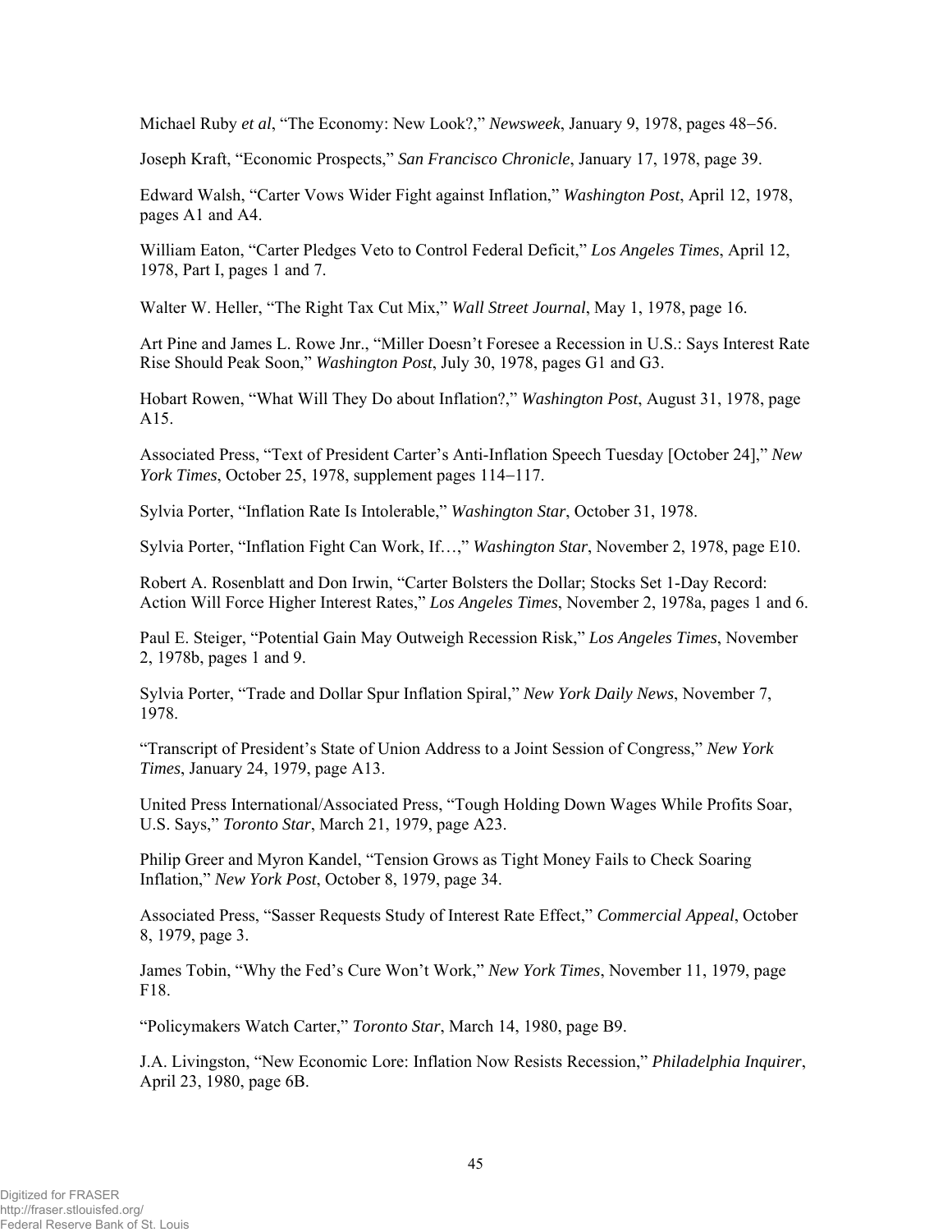Michael Ruby *et al*, "The Economy: New Look?," *Newsweek*, January 9, 1978, pages 48–56.

Joseph Kraft, "Economic Prospects," *San Francisco Chronicle*, January 17, 1978, page 39.

Edward Walsh, "Carter Vows Wider Fight against Inflation," *Washington Post*, April 12, 1978, pages A1 and A4.

William Eaton, "Carter Pledges Veto to Control Federal Deficit," *Los Angeles Times*, April 12, 1978, Part I, pages 1 and 7.

Walter W. Heller, "The Right Tax Cut Mix," *Wall Street Journal*, May 1, 1978, page 16.

Art Pine and James L. Rowe Jnr., "Miller Doesn't Foresee a Recession in U.S.: Says Interest Rate Rise Should Peak Soon," *Washington Post*, July 30, 1978, pages G1 and G3.

Hobart Rowen, "What Will They Do about Inflation?," *Washington Post*, August 31, 1978, page A15.

Associated Press, "Text of President Carter's Anti-Inflation Speech Tuesday [October 24]," *New York Times*, October 25, 1978, supplement pages 114–117.

Sylvia Porter, "Inflation Rate Is Intolerable," *Washington Star*, October 31, 1978.

Sylvia Porter, "Inflation Fight Can Work, If…," *Washington Star*, November 2, 1978, page E10.

Robert A. Rosenblatt and Don Irwin, "Carter Bolsters the Dollar; Stocks Set 1-Day Record: Action Will Force Higher Interest Rates," *Los Angeles Times*, November 2, 1978a, pages 1 and 6.

Paul E. Steiger, "Potential Gain May Outweigh Recession Risk," *Los Angeles Times*, November 2, 1978b, pages 1 and 9.

Sylvia Porter, "Trade and Dollar Spur Inflation Spiral," *New York Daily News*, November 7, 1978.

"Transcript of President's State of Union Address to a Joint Session of Congress," *New York Times*, January 24, 1979, page A13.

United Press International/Associated Press, "Tough Holding Down Wages While Profits Soar, U.S. Says," *Toronto Star*, March 21, 1979, page A23.

Philip Greer and Myron Kandel, "Tension Grows as Tight Money Fails to Check Soaring Inflation," *New York Post*, October 8, 1979, page 34.

Associated Press, "Sasser Requests Study of Interest Rate Effect," *Commercial Appeal*, October 8, 1979, page 3.

James Tobin, "Why the Fed's Cure Won't Work," *New York Times*, November 11, 1979, page F18.

"Policymakers Watch Carter," *Toronto Star*, March 14, 1980, page B9.

J.A. Livingston, "New Economic Lore: Inflation Now Resists Recession," *Philadelphia Inquirer*, April 23, 1980, page 6B.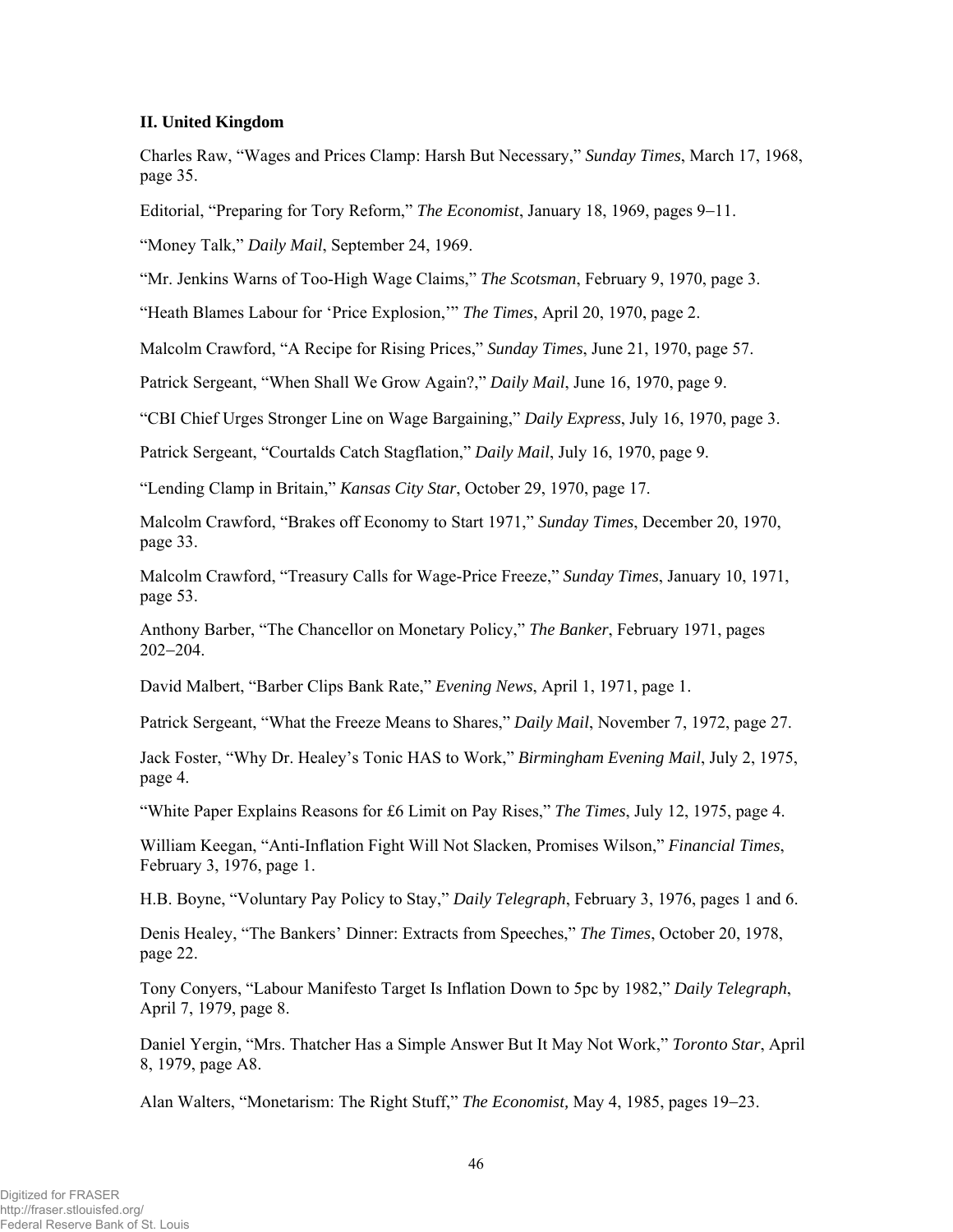### II. United Kingdom

Charles Raw, "Wages and Prices Clamp: Harsh But Necessary," *Sunday Times*, March 17, 1968, page 35.

Editorial, "Preparing for Tory Reform," *The Economist*, January 18, 1969, pages 9–11.

"Money Talk," *Daily Mail*, September 24, 1969.

"Mr. Jenkins Warns of Too-High Wage Claims," *The Scotsman*, February 9, 1970, page 3.

"Heath Blames Labour for 'Price Explosion,'" *The Times*, April 20, 1970, page 2.

Malcolm Crawford, "A Recipe for Rising Prices," *Sunday Times*, June 21, 1970, page 57.

Patrick Sergeant, "When Shall We Grow Again?," *Daily Mail*, June 16, 1970, page 9.

"CBI Chief Urges Stronger Line on Wage Bargaining," *Daily Express*, July 16, 1970, page 3.

Patrick Sergeant, "Courtalds Catch Stagflation," *Daily Mail*, July 16, 1970, page 9.

"Lending Clamp in Britain," *Kansas City Star*, October 29, 1970, page 17.

Malcolm Crawford, "Brakes off Economy to Start 1971," *Sunday Times*, December 20, 1970, page 33.

Malcolm Crawford, "Treasury Calls for Wage-Price Freeze," *Sunday Times*, January 10, 1971, page 53.

Anthony Barber, "The Chancellor on Monetary Policy," *The Banker*, February 1971, pages 202–204.

David Malbert, "Barber Clips Bank Rate," *Evening News*, April 1, 1971, page 1.

Patrick Sergeant, "What the Freeze Means to Shares," *Daily Mail*, November 7, 1972, page 27.

Jack Foster, "Why Dr. Healey's Tonic HAS to Work," *Birmingham Evening Mail*, July 2, 1975, page 4.

"White Paper Explains Reasons for £6 Limit on Pay Rises," *The Times*, July 12, 1975, page 4.

William Keegan, "Anti-Inflation Fight Will Not Slacken, Promises Wilson," *Financial Times*, February 3, 1976, page 1.

H.B. Boyne, "Voluntary Pay Policy to Stay," *Daily Telegraph*, February 3, 1976, pages 1 and 6.

Denis Healey, "The Bankers' Dinner: Extracts from Speeches," *The Times*, October 20, 1978, page 22.

Tony Conyers, "Labour Manifesto Target Is Inflation Down to 5pc by 1982," *Daily Telegraph*, April 7, 1979, page 8.

Daniel Yergin, "Mrs. Thatcher Has a Simple Answer But It May Not Work," *Toronto Star*, April 8, 1979, page A8.

Alan Walters, "Monetarism: The Right Stuff," *The Economist,* May 4, 1985, pages 19–23.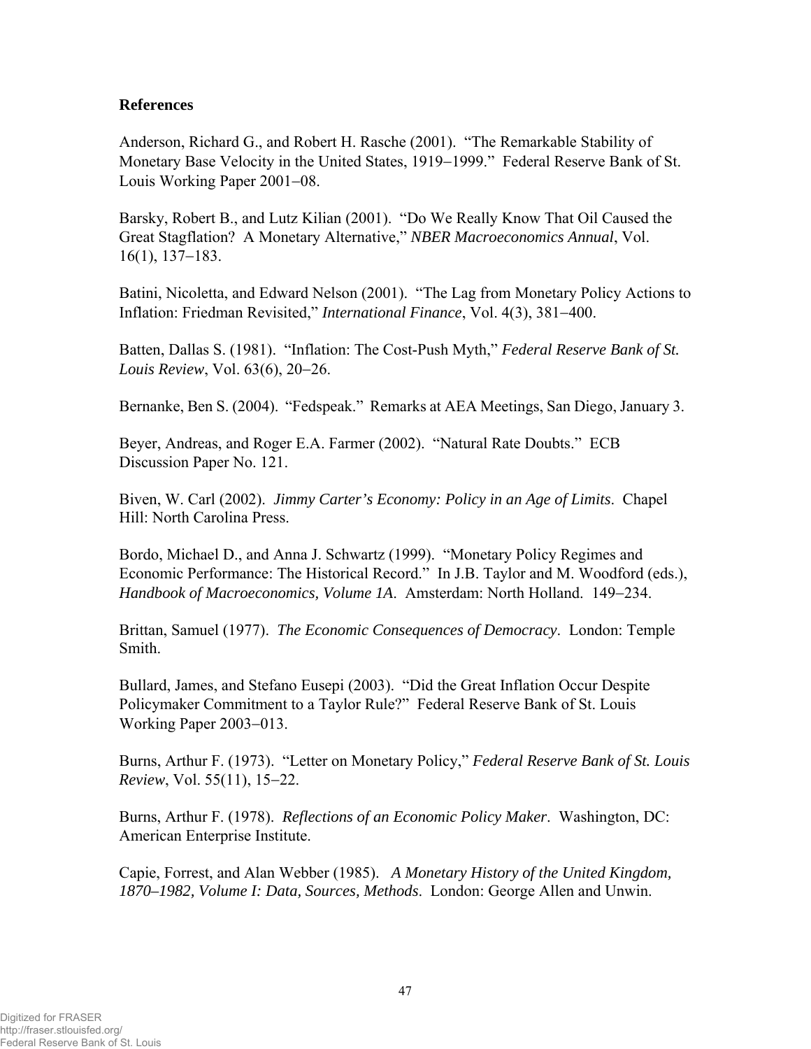**References**

Anderson, Richard G., and Robert H. Rasche (2001). "The Remarkable Stability of Monetary Base Velocity in the United States, 1919–1999." Federal Reserve Bank of St. Louis Working Paper 2001–08.

Barsky, Robert B., and Lutz Kilian (2001). "Do We Really Know That Oil Caused the Great Stagflation? A Monetary Alternative," *NBER Macroeconomics Annual*, Vol. 16(1), 137–183.

Batini, Nicoletta, and Edward Nelson (2001). "The Lag from Monetary Policy Actions to Inflation: Friedman Revisited," *International Finance*, Vol. 4(3), 381–400.

Batten, Dallas S. (1981). "Inflation: The Cost-Push Myth," *Federal Reserve Bank of St. Louis Review*, Vol. 63(6), 20–26.

Bernanke, Ben S. (2004). "Fedspeak." Remarks at AEA Meetings, San Diego, January 3.

Beyer, Andreas, and Roger E.A. Farmer (2002). "Natural Rate Doubts." ECB Discussion Paper No. 121.

Biven, W. Carl (2002). *Jimmy Carter's Economy: Policy in an Age of Limits*. Chapel Hill: North Carolina Press.

Bordo, Michael D., and Anna J. Schwartz (1999). "Monetary Policy Regimes and Economic Performance: The Historical Record." In J.B. Taylor and M. Woodford (eds.), *Handbook of Macroeconomics, Volume 1A*. Amsterdam: North Holland. 149–234.

Brittan, Samuel (1977). *The Economic Consequences of Democracy*. London: Temple Smith.

Bullard, James, and Stefano Eusepi (2003). "Did the Great Inflation Occur Despite Policymaker Commitment to a Taylor Rule?" Federal Reserve Bank of St. Louis Working Paper 2003–013.

Burns, Arthur F. (1973). "Letter on Monetary Policy," *Federal Reserve Bank of St. Louis Review*, Vol. 55(11), 15–22.

Burns, Arthur F. (1978). *Reflections of an Economic Policy Maker*. Washington, DC: American Enterprise Institute.

Capie, Forrest, and Alan Webber (1985). *A Monetary History of the United Kingdom, 1870–1982, Volume I: Data, Sources, Methods*. London: George Allen and Unwin.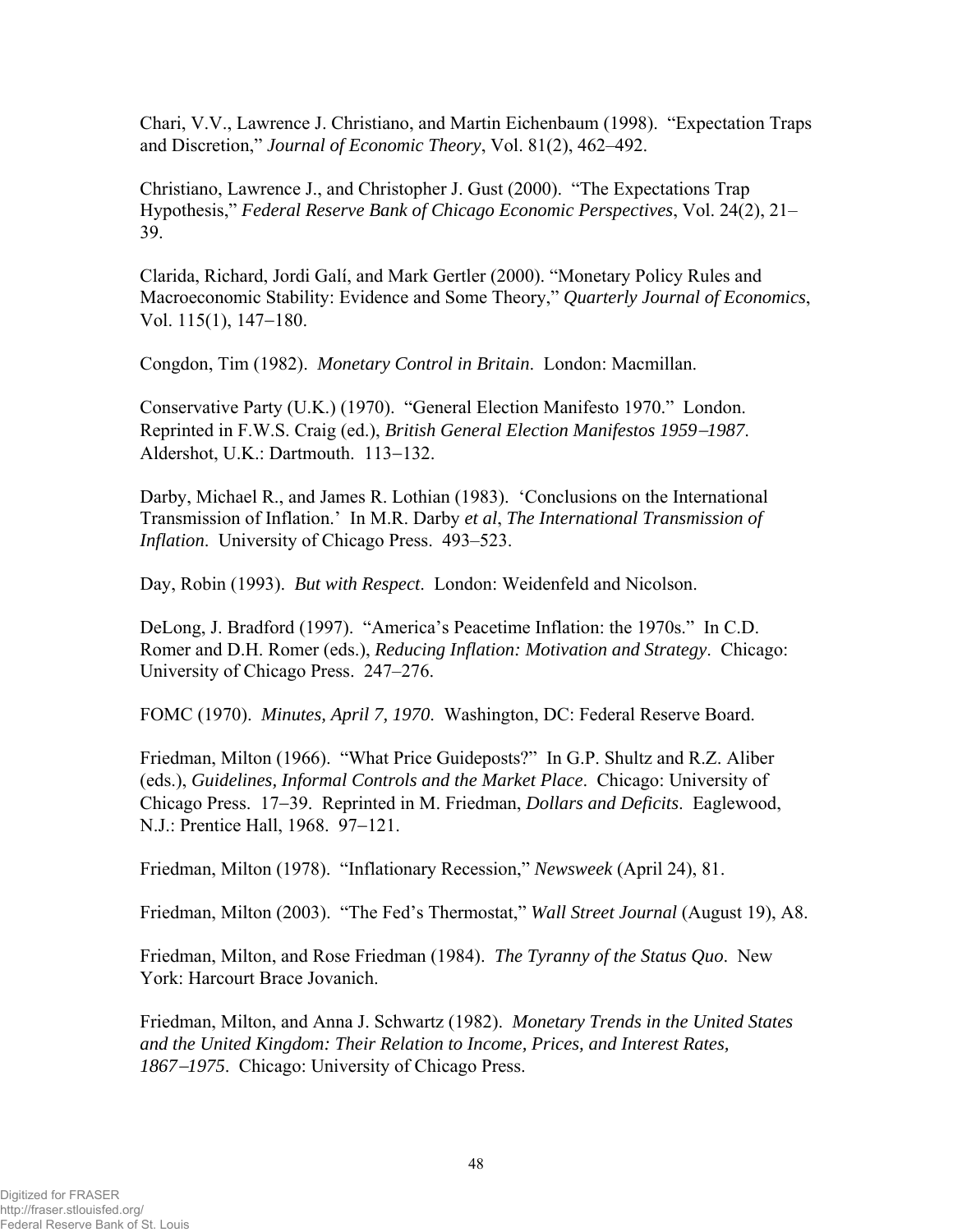Chari, V.V., Lawrence J. Christiano, and Martin Eichenbaum (1998). "Expectation Traps and Discretion," *Journal of Economic Theory*, Vol. 81(2), 462–492.

Christiano, Lawrence J., and Christopher J. Gust (2000). "The Expectations Trap Hypothesis," *Federal Reserve Bank of Chicago Economic Perspectives*, Vol. 24(2), 21–39.

Clarida, Richard, Jordi Galí, and Mark Gertler (2000). "Monetary Policy Rules and Macroeconomic Stability: Evidence and Some Theory," *Quarterly Journal of Economics*, Vol. 115(1), 147−180.

Congdon, Tim (1982). *Monetary Control in Britain*. London: Macmillan.

Conservative Party (U.K.) (1970). "General Election Manifesto 1970." London. Reprinted in F.W.S. Craig (ed.), *British General Election Manifestos 1959−1987*. Aldershot, U.K.: Dartmouth. 113−132.

Darby, Michael R., and James R. Lothian (1983). 'Conclusions on the International Transmission of Inflation.' In M.R. Darby *et al*, *The International Transmission of Inflation*. University of Chicago Press. 493–523.

Day, Robin (1993). *But with Respect*. London: Weidenfeld and Nicolson.

DeLong, J. Bradford (1997). "America's Peacetime Inflation: the 1970s." In C.D. Romer and D.H. Romer (eds.), *Reducing Inflation: Motivation and Strategy*. Chicago: University of Chicago Press. 247–276.

FOMC (1970). *Minutes, April 7, 1970*. Washington, DC: Federal Reserve Board.

Friedman, Milton (1966). "What Price Guideposts?" In G.P. Shultz and R.Z. Aliber (eds.), *Guidelines, Informal Controls and the Market Place*. Chicago: University of Chicago Press. 17−39. Reprinted in M. Friedman, *Dollars and Deficits*. Eaglewood, N.J.: Prentice Hall, 1968. 97−121.

Friedman, Milton (1978). "Inflationary Recession," *Newsweek* (April 24), 81.

Friedman, Milton (2003). "The Fed's Thermostat," *Wall Street Journal* (August 19), A8.

Friedman, Milton, and Rose Friedman (1984). *The Tyranny of the Status Quo*. New York: Harcourt Brace Jovanich.

Friedman, Milton, and Anna J. Schwartz (1982). *Monetary Trends in the United States and the United Kingdom: Their Relation to Income, Prices, and Interest Rates, 1867−1975*. Chicago: University of Chicago Press.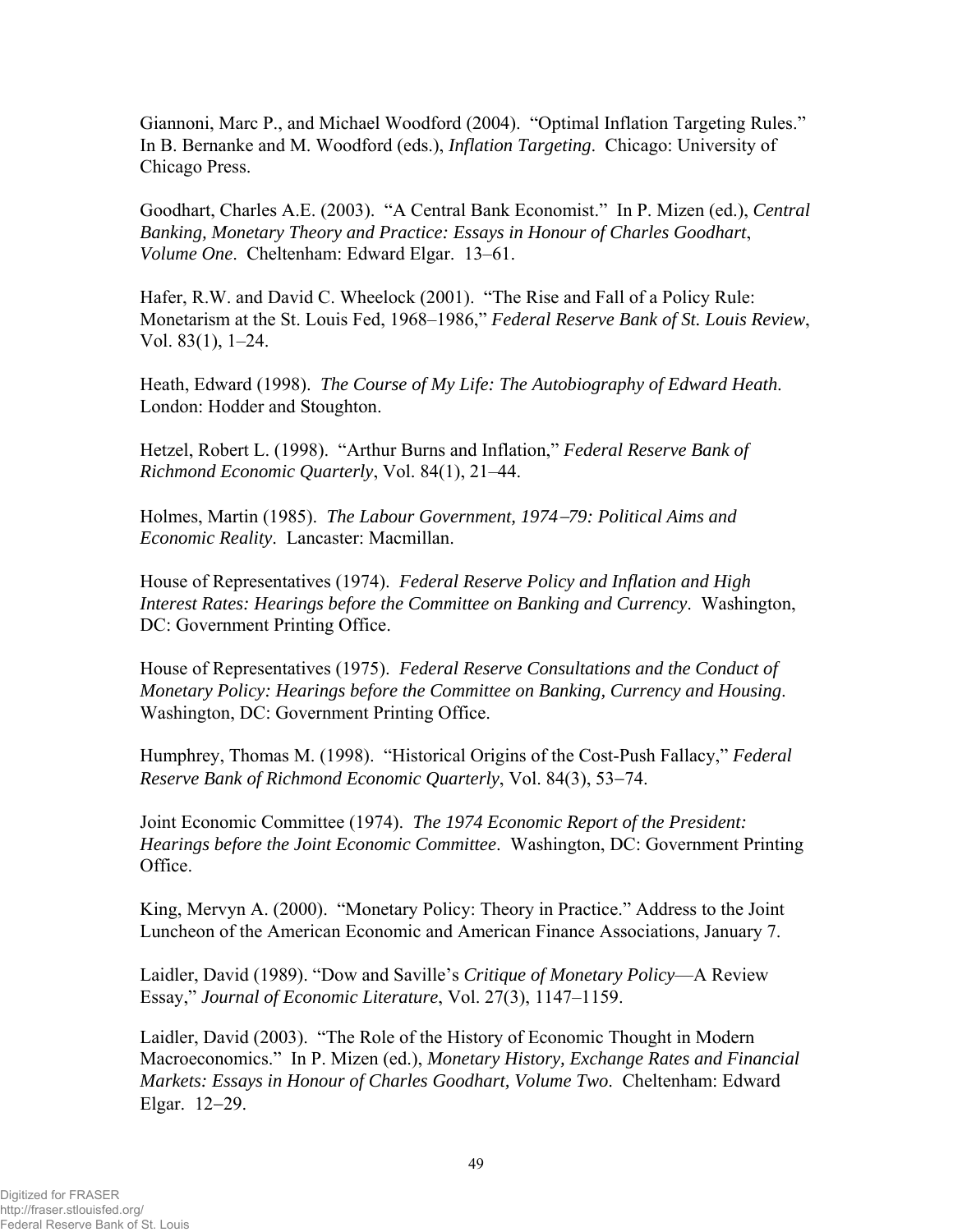Giannoni, Marc P., and Michael Woodford (2004). "Optimal Inflation Targeting Rules." In B. Bernanke and M. Woodford (eds.), *Inflation Targeting*. Chicago: University of Chicago Press.

Goodhart, Charles A.E. (2003). "A Central Bank Economist." In P. Mizen (ed.), *Central Banking, Monetary Theory and Practice: Essays in Honour of Charles Goodhart, Volume One*. Cheltenham: Edward Elgar. 13–61.

Hafer, R.W. and David C. Wheelock (2001). "The Rise and Fall of a Policy Rule: Monetarism at the St. Louis Fed, 1968–1986," *Federal Reserve Bank of St. Louis Review*, Vol. 83(1), 1–24.

Heath, Edward (1998). *The Course of My Life: The Autobiography of Edward Heath*. London: Hodder and Stoughton.

Hetzel, Robert L. (1998). "Arthur Burns and Inflation," *Federal Reserve Bank of Richmond Economic Quarterly*, Vol. 84(1), 21–44.

Holmes, Martin (1985). *The Labour Government, 1974–79: Political Aims and Economic Reality*. Lancaster: Macmillan.

House of Representatives (1974). *Federal Reserve Policy and Inflation and High Interest Rates: Hearings before the Committee on Banking and Currency*. Washington, DC: Government Printing Office.

House of Representatives (1975). *Federal Reserve Consultations and the Conduct of Monetary Policy: Hearings before the Committee on Banking, Currency and Housing*. Washington, DC: Government Printing Office.

Humphrey, Thomas M. (1998). "Historical Origins of the Cost-Push Fallacy," *Federal Reserve Bank of Richmond Economic Quarterly*, Vol. 84(3), 53–74.

Joint Economic Committee (1974). *The 1974 Economic Report of the President: Hearings before the Joint Economic Committee*. Washington, DC: Government Printing Office.

King, Mervyn A. (2000). "Monetary Policy: Theory in Practice." Address to the Joint Luncheon of the American Economic and American Finance Associations, January 7.

Laidler, David (1989). "Dow and Saville's *Critique of Monetary Policy*—A Review Essay," *Journal of Economic Literature*, Vol. 27(3), 1147–1159.

Laidler, David (2003). "The Role of the History of Economic Thought in Modern Macroeconomics." In P. Mizen (ed.), *Monetary History, Exchange Rates and Financial Markets: Essays in Honour of Charles Goodhart, Volume Two*. Cheltenham: Edward Elgar. 12–29.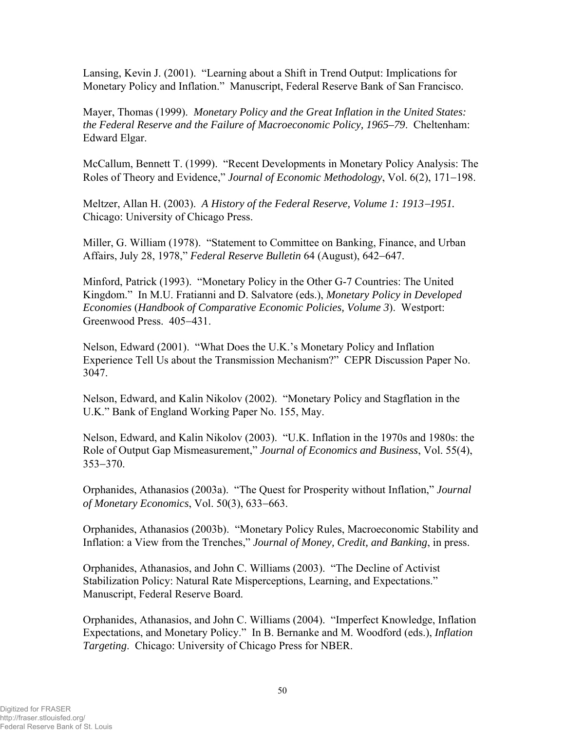Lansing, Kevin J. (2001). "Learning about a Shift in Trend Output: Implications for Monetary Policy and Inflation." Manuscript, Federal Reserve Bank of San Francisco.

Mayer, Thomas (1999). *Monetary Policy and the Great Inflation in the United States: the Federal Reserve and the Failure of Macroeconomic Policy, 1965–79*. Cheltenham: Edward Elgar.

McCallum, Bennett T. (1999). "Recent Developments in Monetary Policy Analysis: The Roles of Theory and Evidence," *Journal of Economic Methodology*, Vol. 6(2), 171−198.

Meltzer, Allan H. (2003). *A History of the Federal Reserve, Volume 1: 1913−1951.* Chicago: University of Chicago Press.

Miller, G. William (1978). "Statement to Committee on Banking, Finance, and Urban Affairs, July 28, 1978," *Federal Reserve Bulletin* 64 (August), 642−647.

Minford, Patrick (1993). "Monetary Policy in the Other G-7 Countries: The United Kingdom." In M.U. Fratianni and D. Salvatore (eds.), *Monetary Policy in Developed Economies* (*Handbook of Comparative Economic Policies, Volume 3*). Westport: Greenwood Press. 405−431.

Nelson, Edward (2001). "What Does the U.K.'s Monetary Policy and Inflation Experience Tell Us about the Transmission Mechanism?" CEPR Discussion Paper No. 3047.

Nelson, Edward, and Kalin Nikolov (2002). "Monetary Policy and Stagflation in the U.K." Bank of England Working Paper No. 155, May.

Nelson, Edward, and Kalin Nikolov (2003). "U.K. Inflation in the 1970s and 1980s: the Role of Output Gap Mismeasurement," *Journal of Economics and Business*, Vol. 55(4), 353−370.

Orphanides, Athanasios (2003a). "The Quest for Prosperity without Inflation," *Journal of Monetary Economics*, Vol. 50(3), 633−663.

Orphanides, Athanasios (2003b). "Monetary Policy Rules, Macroeconomic Stability and Inflation: a View from the Trenches," *Journal of Money, Credit, and Banking*, in press.

Orphanides, Athanasios, and John C. Williams (2003). "The Decline of Activist Stabilization Policy: Natural Rate Misperceptions, Learning, and Expectations." Manuscript, Federal Reserve Board.

Orphanides, Athanasios, and John C. Williams (2004). "Imperfect Knowledge, Inflation Expectations, and Monetary Policy." In B. Bernanke and M. Woodford (eds.), *Inflation Targeting*. Chicago: University of Chicago Press for NBER.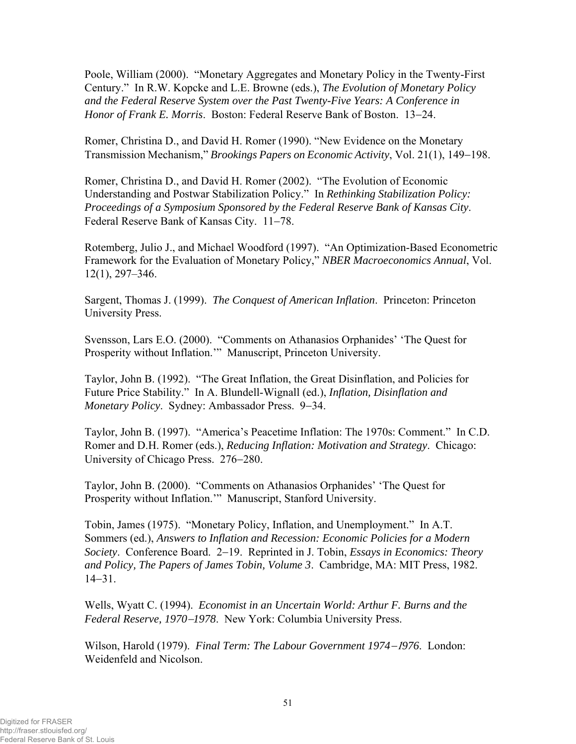Poole, William (2000). "Monetary Aggregates and Monetary Policy in the Twenty-First Century." In R.W. Kopcke and L.E. Browne (eds.), *The Evolution of Monetary Policy and the Federal Reserve System over the Past Twenty-Five Years: A Conference in Honor of Frank E. Morris*. Boston: Federal Reserve Bank of Boston. 13−24.

Romer, Christina D., and David H. Romer (1990). "New Evidence on the Monetary Transmission Mechanism," *Brookings Papers on Economic Activity*, Vol. 21(1), 149−198.

Romer, Christina D., and David H. Romer (2002). "The Evolution of Economic Understanding and Postwar Stabilization Policy." In *Rethinking Stabilization Policy: Proceedings of a Symposium Sponsored by the Federal Reserve Bank of Kansas City*. Federal Reserve Bank of Kansas City. 11−78.

Rotemberg, Julio J., and Michael Woodford (1997). "An Optimization-Based Econometric Framework for the Evaluation of Monetary Policy," *NBER Macroeconomics Annual*, Vol. 12(1), 297–346.

Sargent, Thomas J. (1999). *The Conquest of American Inflation*. Princeton: Princeton University Press.

Svensson, Lars E.O. (2000). "Comments on Athanasios Orphanides' 'The Quest for Prosperity without Inflation.'" Manuscript, Princeton University.

Taylor, John B. (1992). "The Great Inflation, the Great Disinflation, and Policies for Future Price Stability." In A. Blundell-Wignall (ed.), *Inflation, Disinflation and Monetary Policy*. Sydney: Ambassador Press. 9−34.

Taylor, John B. (1997). "America's Peacetime Inflation: The 1970s: Comment." In C.D. Romer and D.H. Romer (eds.), *Reducing Inflation: Motivation and Strategy*. Chicago: University of Chicago Press. 276−280.

Taylor, John B. (2000). "Comments on Athanasios Orphanides' 'The Quest for Prosperity without Inflation.'" Manuscript, Stanford University.

Tobin, James (1975). "Monetary Policy, Inflation, and Unemployment." In A.T. Sommers (ed.), *Answers to Inflation and Recession: Economic Policies for a Modern Society*. Conference Board. 2−19. Reprinted in J. Tobin, *Essays in Economics: Theory and Policy, The Papers of James Tobin, Volume 3*. Cambridge, MA: MIT Press, 1982. 14−31.

Wells, Wyatt C. (1994). *Economist in an Uncertain World: Arthur F. Burns and the Federal Reserve, 1970−1978*. New York: Columbia University Press.

Wilson, Harold (1979). *Final Term: The Labour Government 1974−1976*. London: Weidenfeld and Nicolson.